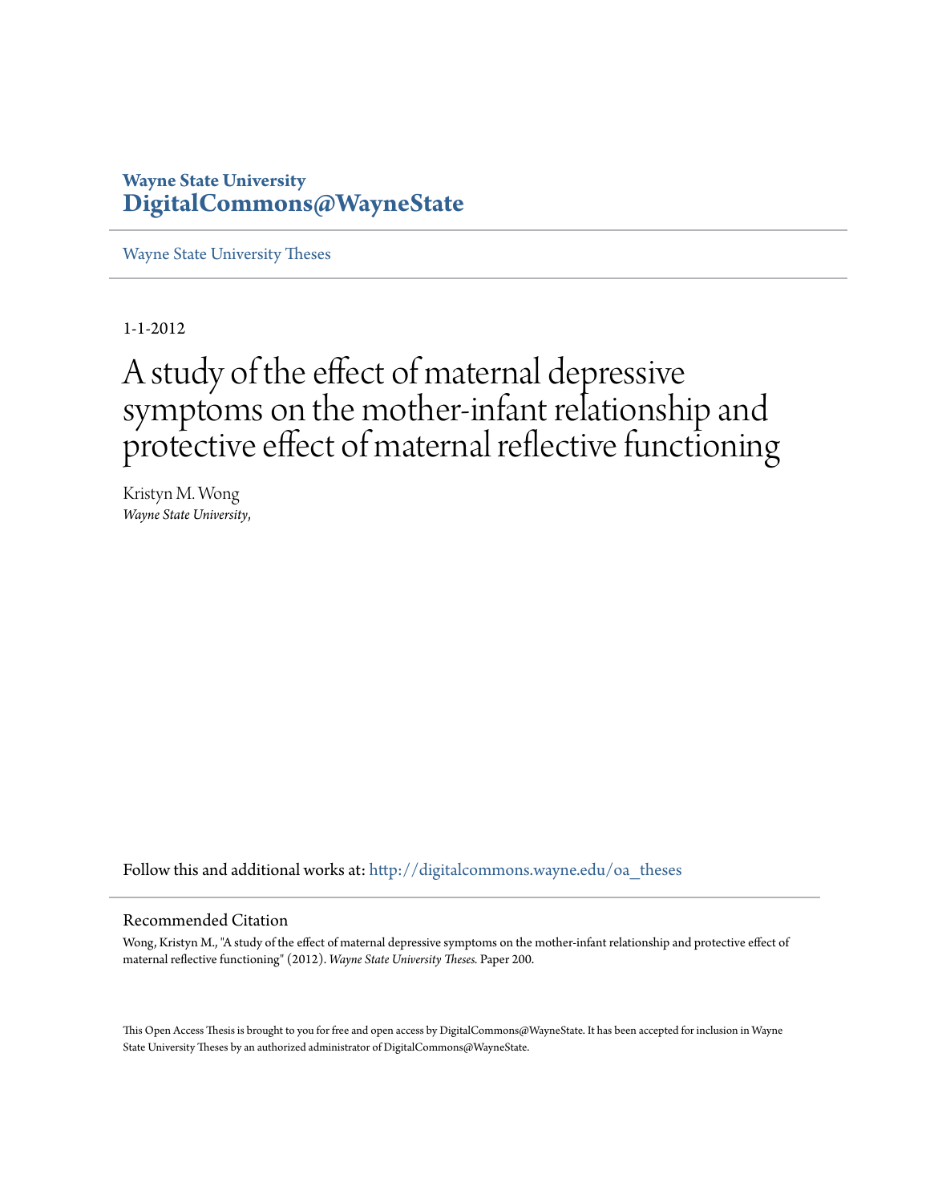**Wayne State University**
**DigitalCommons@WayneState**

Wayne State University Theses

1-1-2012

# A study of the effect of maternal depressive symptoms on the mother-infant relationship and protective effect of maternal reflective functioning

Kristyn M. Wong
*Wayne State University,*

Follow this and additional works at: http://digitalcommons.wayne.edu/oa_theses

## Recommended Citation

Wong, Kristyn M., "A study of the effect of maternal depressive symptoms on the mother-infant relationship and protective effect of maternal reflective functioning" (2012). *Wayne State University Theses.* Paper 200.

This Open Access Thesis is brought to you for free and open access by DigitalCommons@WayneState. It has been accepted for inclusion in Wayne State University Theses by an authorized administrator of DigitalCommons@WayneState.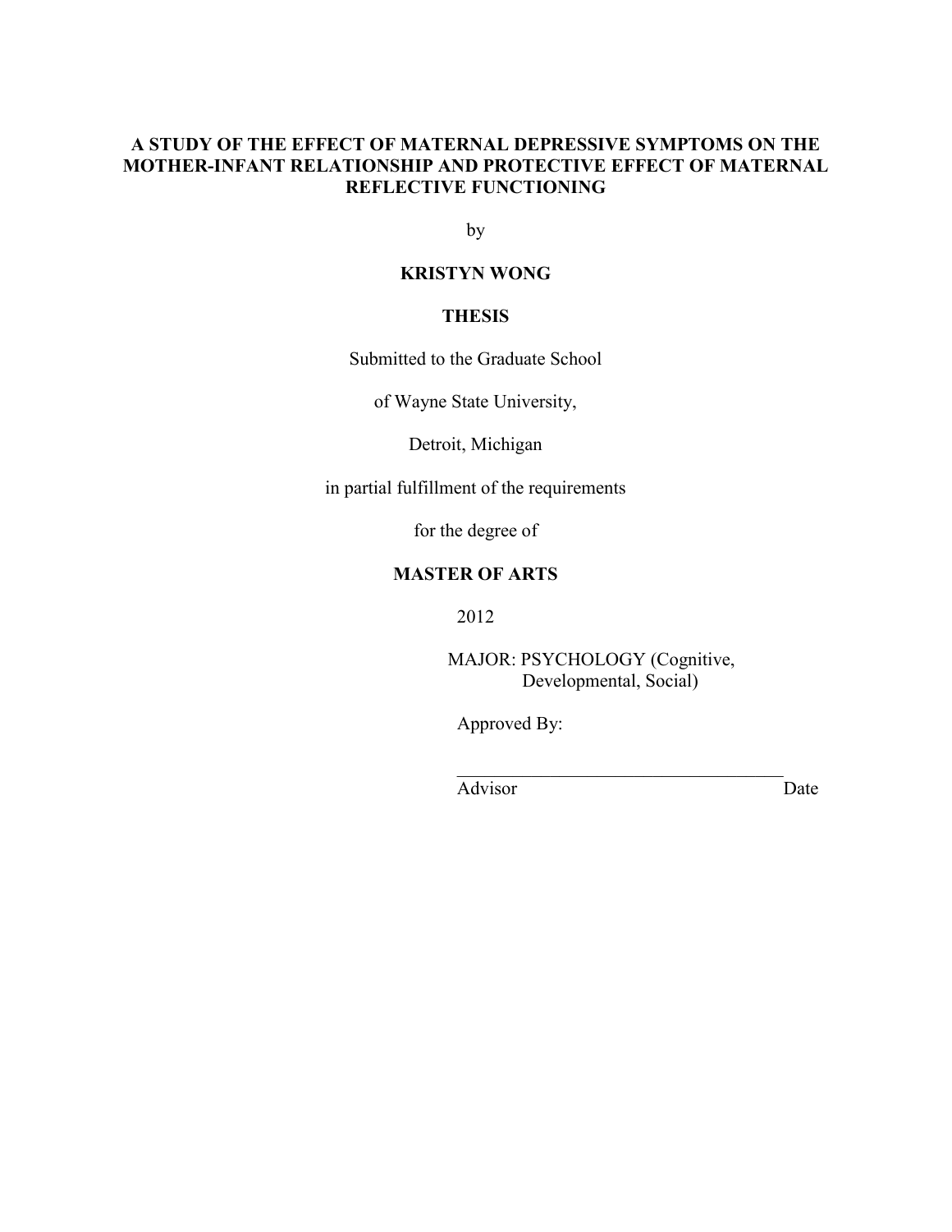**A STUDY OF THE EFFECT OF MATERNAL DEPRESSIVE SYMPTOMS ON THE MOTHER-INFANT RELATIONSHIP AND PROTECTIVE EFFECT OF MATERNAL REFLECTIVE FUNCTIONING**

by

**KRISTYN WONG**

**THESIS**

Submitted to the Graduate School

of Wayne State University,

Detroit, Michigan

in partial fulfillment of the requirements

for the degree of

**MASTER OF ARTS**

2012

MAJOR: PSYCHOLOGY (Cognitive, Developmental, Social)

Approved By:

____________________________________

Advisor Date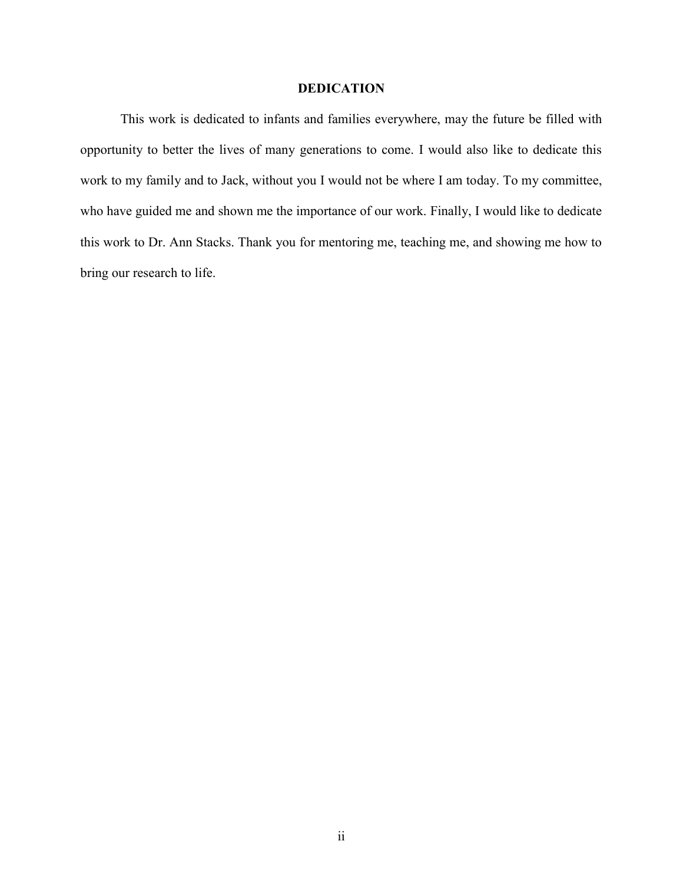# DEDICATION

This work is dedicated to infants and families everywhere, may the future be filled with opportunity to better the lives of many generations to come. I would also like to dedicate this work to my family and to Jack, without you I would not be where I am today. To my committee, who have guided me and shown me the importance of our work. Finally, I would like to dedicate this work to Dr. Ann Stacks. Thank you for mentoring me, teaching me, and showing me how to bring our research to life.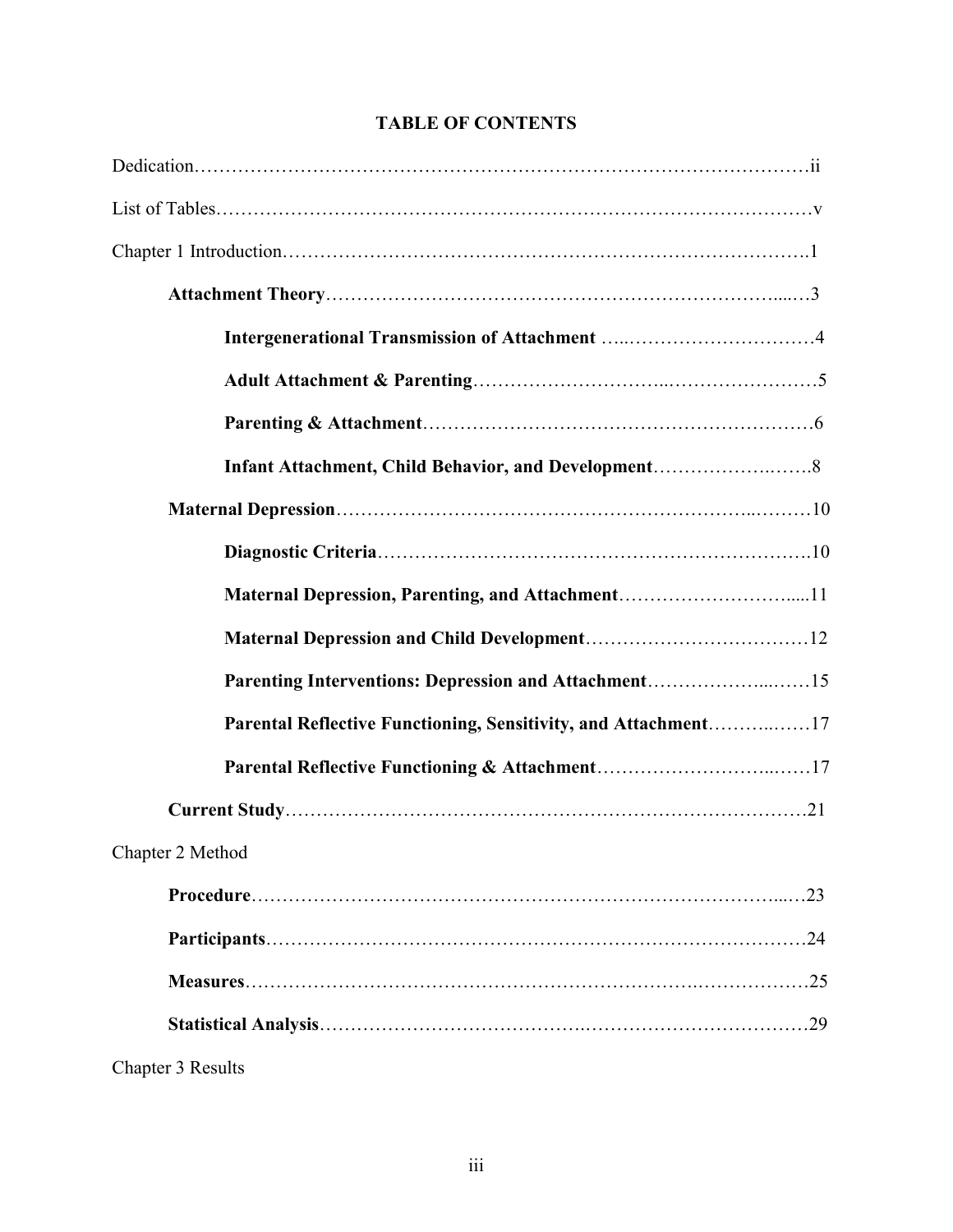# TABLE OF CONTENTS

Dedication……………………………………………………………………………………ii

List of Tables…………………………………………………………………………………v

Chapter 1 Introduction……………………………………………………………………….1

**Attachment Theory**……………………………………………………………….....…3

**Intergenerational Transmission of Attachment** …..…………………………4

**Adult Attachment & Parenting**………………………..……………………5

**Parenting & Attachment**……………………………………………………….6

**Infant Attachment, Child Behavior, and Development**……………….…….8

**Maternal Depression**…………………………………………………..………10

**Diagnostic Criteria**……………………………………………………….10

**Maternal Depression, Parenting, and Attachment**……………………......11

**Maternal Depression and Child Development**……………………………12

**Parenting Interventions: Depression and Attachment**………………...……15

**Parental Reflective Functioning, Sensitivity, and Attachment**………..……17

**Parental Reflective Functioning & Attachment**………………………..……17

**Current Study**………………………………………………………………………21

Chapter 2 Method

**Procedure**……………………………………………………………………...…23

**Participants**……………………………………………………………………24

**Measures**……………………………………………………………………25

**Statistical Analysis**…………………………………………………………………29

Chapter 3 Results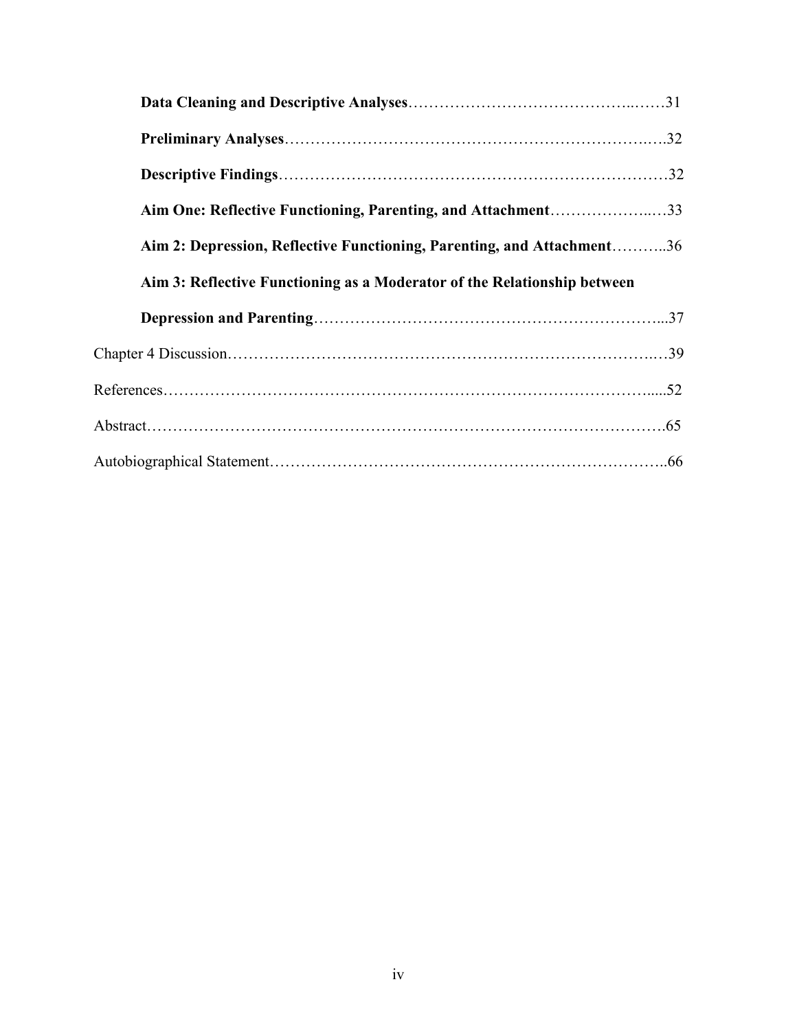**Data Cleaning and Descriptive Analyses**……………………………………..……31

**Preliminary Analyses**……………………………………………………………..…32

**Descriptive Findings**…………………………………………………………………32

**Aim One: Reflective Functioning, Parenting, and Attachment**………………..…33

**Aim 2: Depression, Reflective Functioning, Parenting, and Attachment**………..36

**Aim 3: Reflective Functioning as a Moderator of the Relationship between Depression and Parenting**………………………………………………………...37

Chapter 4 Discussion………………………………………………………………….…39

References……………………………………………………………………………......52

Abstract…………………………………………………………………………………..65

Autobiographical Statement……………………………………………………………..66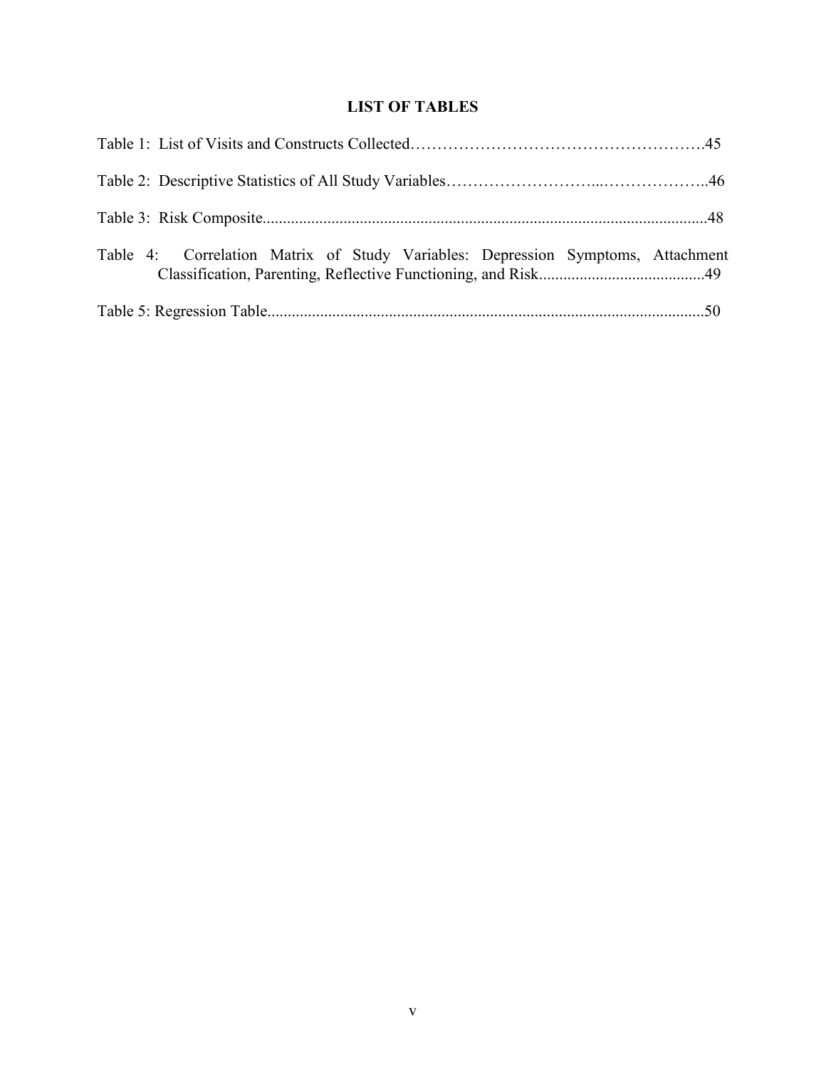# LIST OF TABLES

Table 1: List of Visits and Constructs Collected……………………………………………….45

Table 2: Descriptive Statistics of All Study Variables………………………..………………..46

Table 3: Risk Composite.............................................................................................................48

Table 4: Correlation Matrix of Study Variables: Depression Symptoms, Attachment Classification, Parenting, Reflective Functioning, and Risk.........................................49

Table 5: Regression Table...........................................................................................................50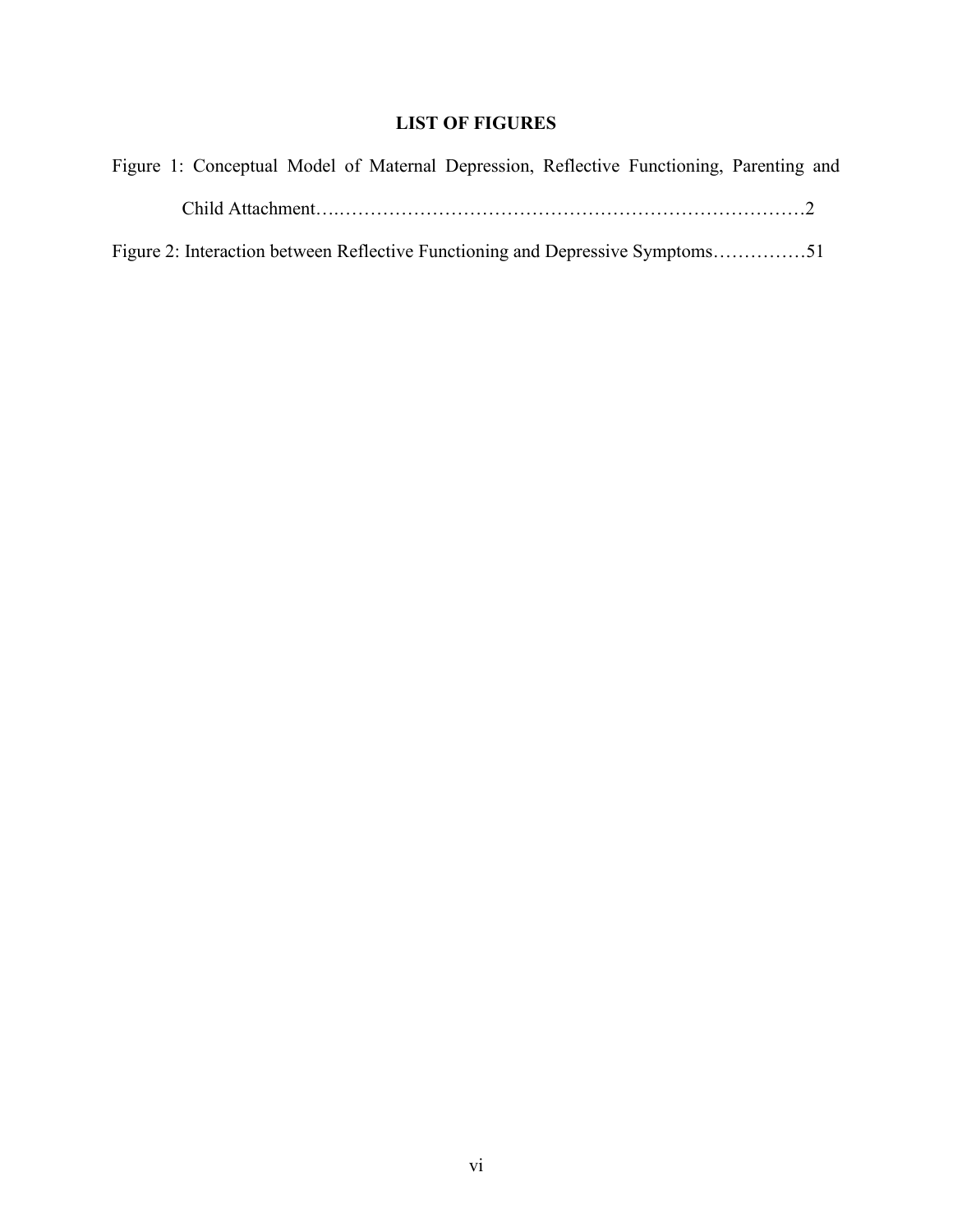## LIST OF FIGURES

Figure 1: Conceptual Model of Maternal Depression, Reflective Functioning, Parenting and Child Attachment…..…………………………………………………………………2

Figure 2: Interaction between Reflective Functioning and Depressive Symptoms……………51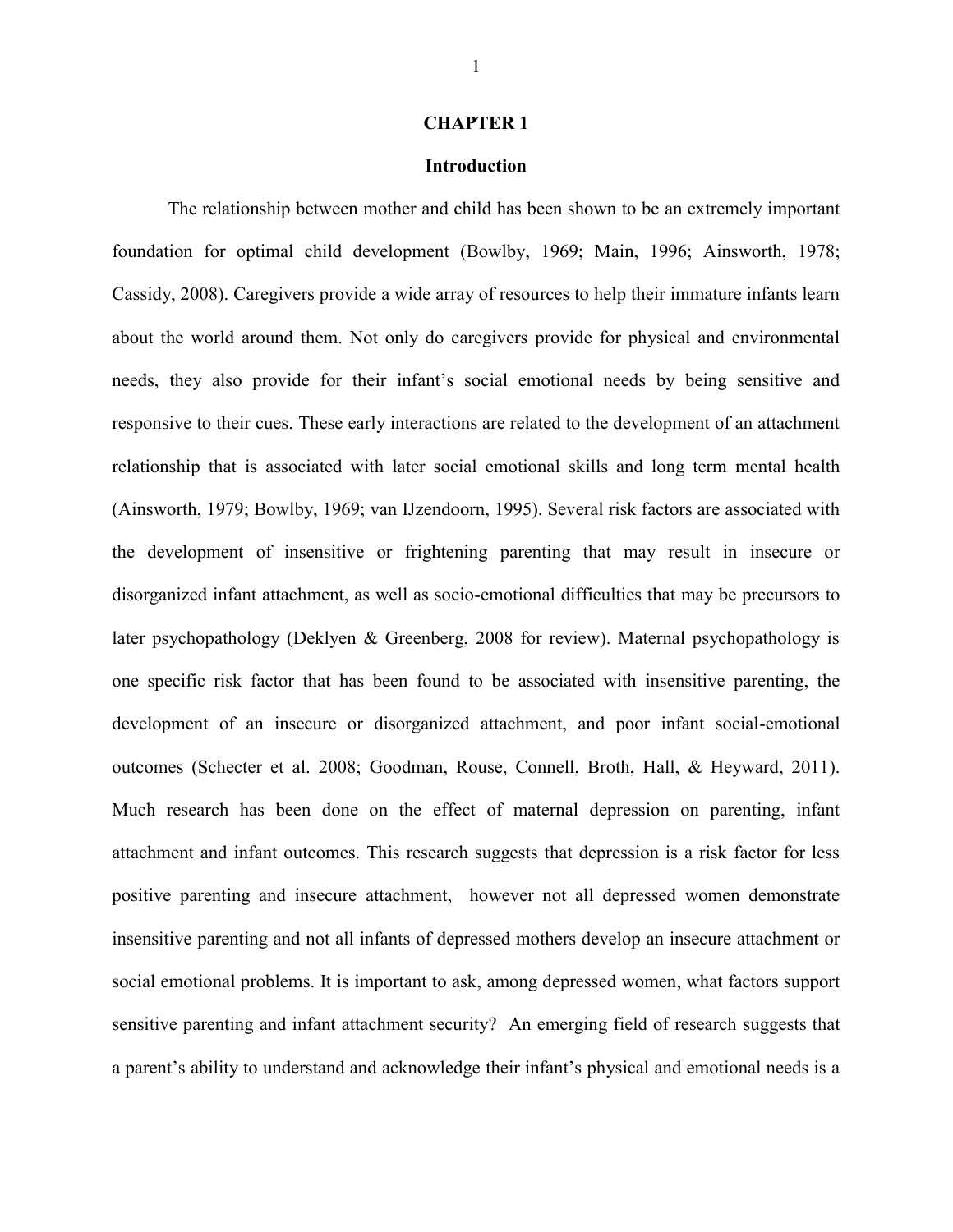# CHAPTER 1

## Introduction

The relationship between mother and child has been shown to be an extremely important foundation for optimal child development (Bowlby, 1969; Main, 1996; Ainsworth, 1978; Cassidy, 2008). Caregivers provide a wide array of resources to help their immature infants learn about the world around them. Not only do caregivers provide for physical and environmental needs, they also provide for their infant's social emotional needs by being sensitive and responsive to their cues. These early interactions are related to the development of an attachment relationship that is associated with later social emotional skills and long term mental health (Ainsworth, 1979; Bowlby, 1969; van IJzendoorn, 1995). Several risk factors are associated with the development of insensitive or frightening parenting that may result in insecure or disorganized infant attachment, as well as socio-emotional difficulties that may be precursors to later psychopathology (Deklyen & Greenberg, 2008 for review). Maternal psychopathology is one specific risk factor that has been found to be associated with insensitive parenting, the development of an insecure or disorganized attachment, and poor infant social-emotional outcomes (Schecter et al. 2008; Goodman, Rouse, Connell, Broth, Hall, & Heyward, 2011). Much research has been done on the effect of maternal depression on parenting, infant attachment and infant outcomes. This research suggests that depression is a risk factor for less positive parenting and insecure attachment, however not all depressed women demonstrate insensitive parenting and not all infants of depressed mothers develop an insecure attachment or social emotional problems. It is important to ask, among depressed women, what factors support sensitive parenting and infant attachment security? An emerging field of research suggests that a parent's ability to understand and acknowledge their infant's physical and emotional needs is a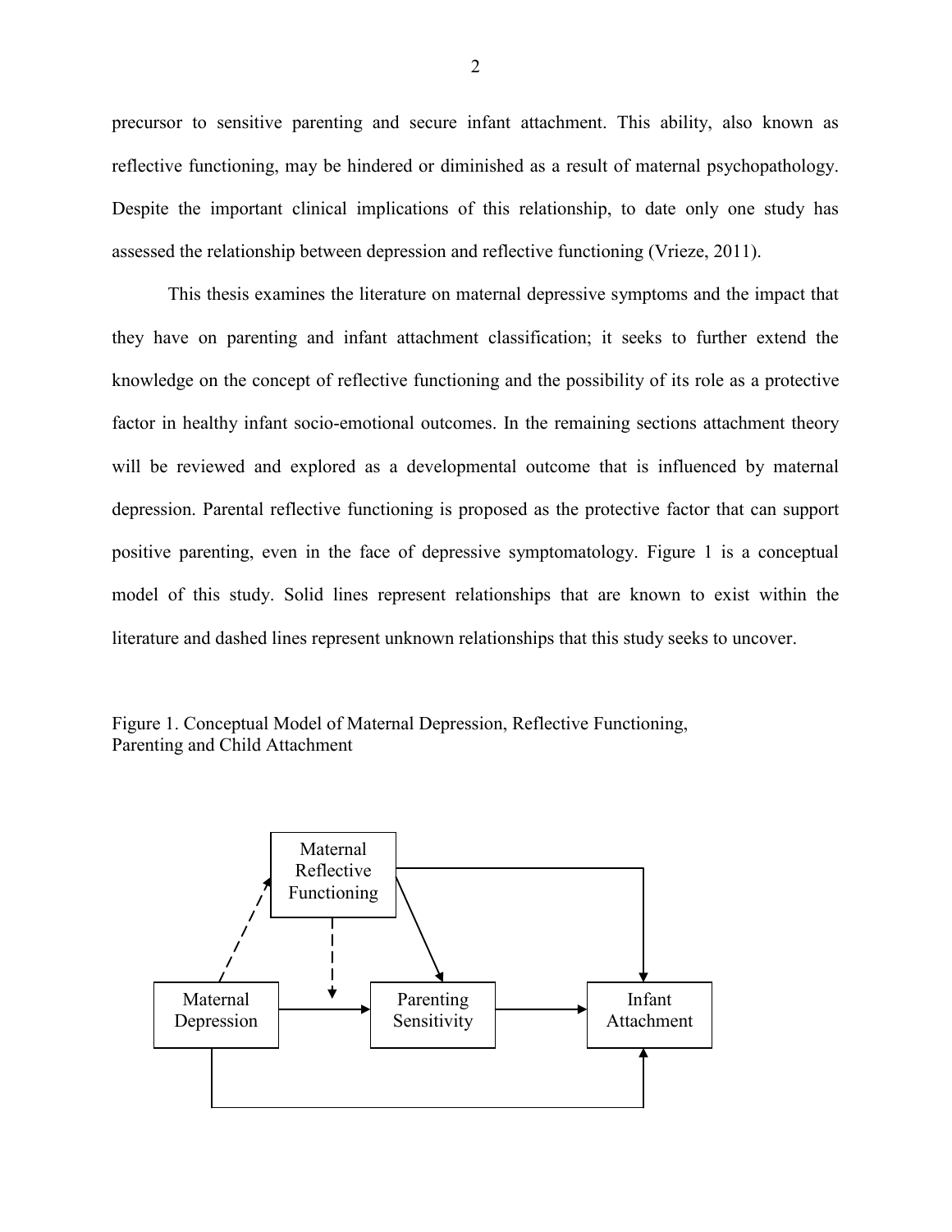precursor to sensitive parenting and secure infant attachment. This ability, also known as reflective functioning, may be hindered or diminished as a result of maternal psychopathology. Despite the important clinical implications of this relationship, to date only one study has assessed the relationship between depression and reflective functioning (Vrieze, 2011).

This thesis examines the literature on maternal depressive symptoms and the impact that they have on parenting and infant attachment classification; it seeks to further extend the knowledge on the concept of reflective functioning and the possibility of its role as a protective factor in healthy infant socio-emotional outcomes. In the remaining sections attachment theory will be reviewed and explored as a developmental outcome that is influenced by maternal depression. Parental reflective functioning is proposed as the protective factor that can support positive parenting, even in the face of depressive symptomatology. Figure 1 is a conceptual model of this study. Solid lines represent relationships that are known to exist within the literature and dashed lines represent unknown relationships that this study seeks to uncover.

Figure 1. Conceptual Model of Maternal Depression, Reflective Functioning, Parenting and Child Attachment

Maternal Reflective Functioning

Maternal Depression

Parenting Sensitivity

Infant Attachment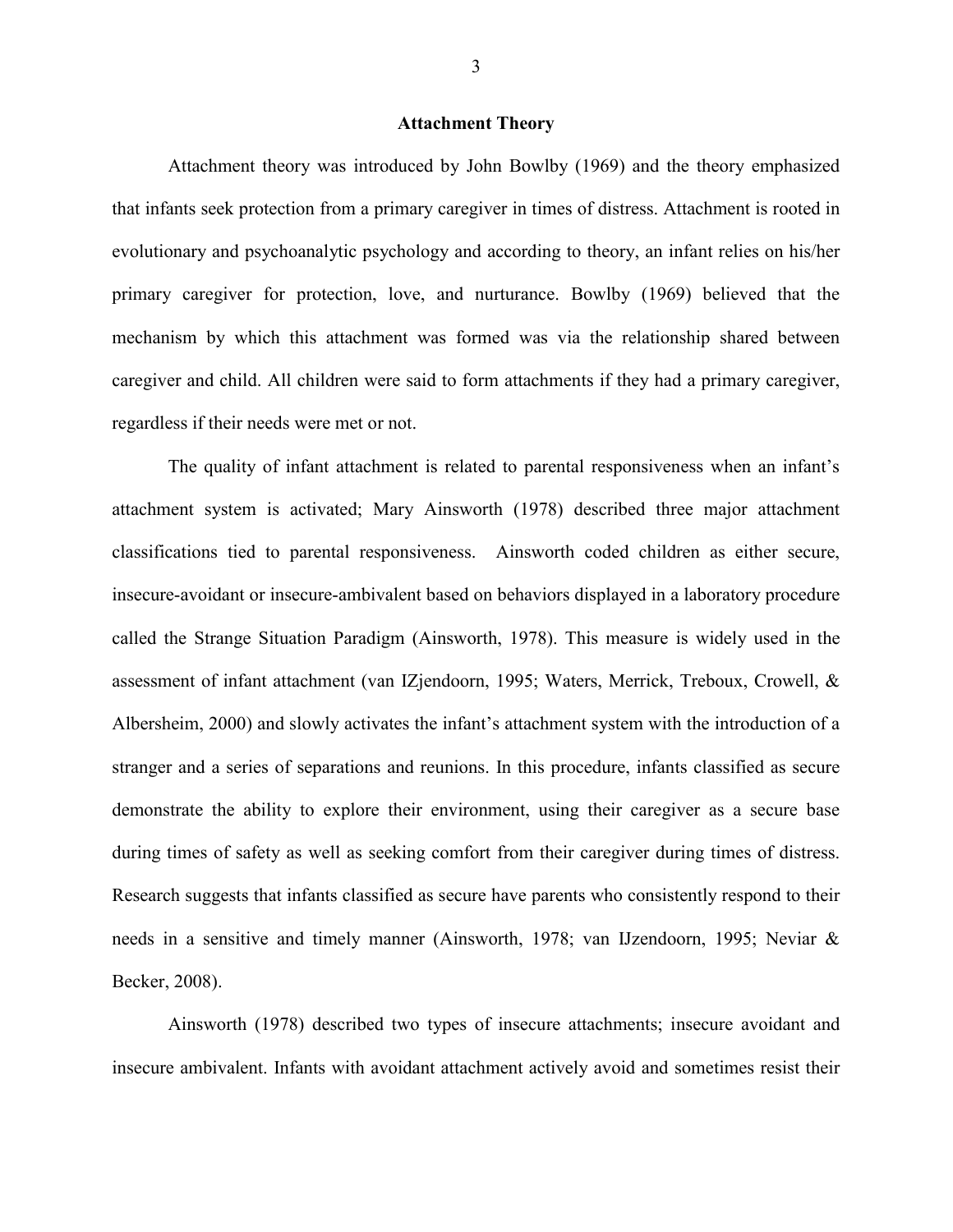## Attachment Theory

Attachment theory was introduced by John Bowlby (1969) and the theory emphasized that infants seek protection from a primary caregiver in times of distress. Attachment is rooted in evolutionary and psychoanalytic psychology and according to theory, an infant relies on his/her primary caregiver for protection, love, and nurturance. Bowlby (1969) believed that the mechanism by which this attachment was formed was via the relationship shared between caregiver and child. All children were said to form attachments if they had a primary caregiver, regardless if their needs were met or not.

The quality of infant attachment is related to parental responsiveness when an infant's attachment system is activated; Mary Ainsworth (1978) described three major attachment classifications tied to parental responsiveness. Ainsworth coded children as either secure, insecure-avoidant or insecure-ambivalent based on behaviors displayed in a laboratory procedure called the Strange Situation Paradigm (Ainsworth, 1978). This measure is widely used in the assessment of infant attachment (van IZjendoorn, 1995; Waters, Merrick, Treboux, Crowell, & Albersheim, 2000) and slowly activates the infant's attachment system with the introduction of a stranger and a series of separations and reunions. In this procedure, infants classified as secure demonstrate the ability to explore their environment, using their caregiver as a secure base during times of safety as well as seeking comfort from their caregiver during times of distress. Research suggests that infants classified as secure have parents who consistently respond to their needs in a sensitive and timely manner (Ainsworth, 1978; van IJzendoorn, 1995; Neviar & Becker, 2008).

Ainsworth (1978) described two types of insecure attachments; insecure avoidant and insecure ambivalent. Infants with avoidant attachment actively avoid and sometimes resist their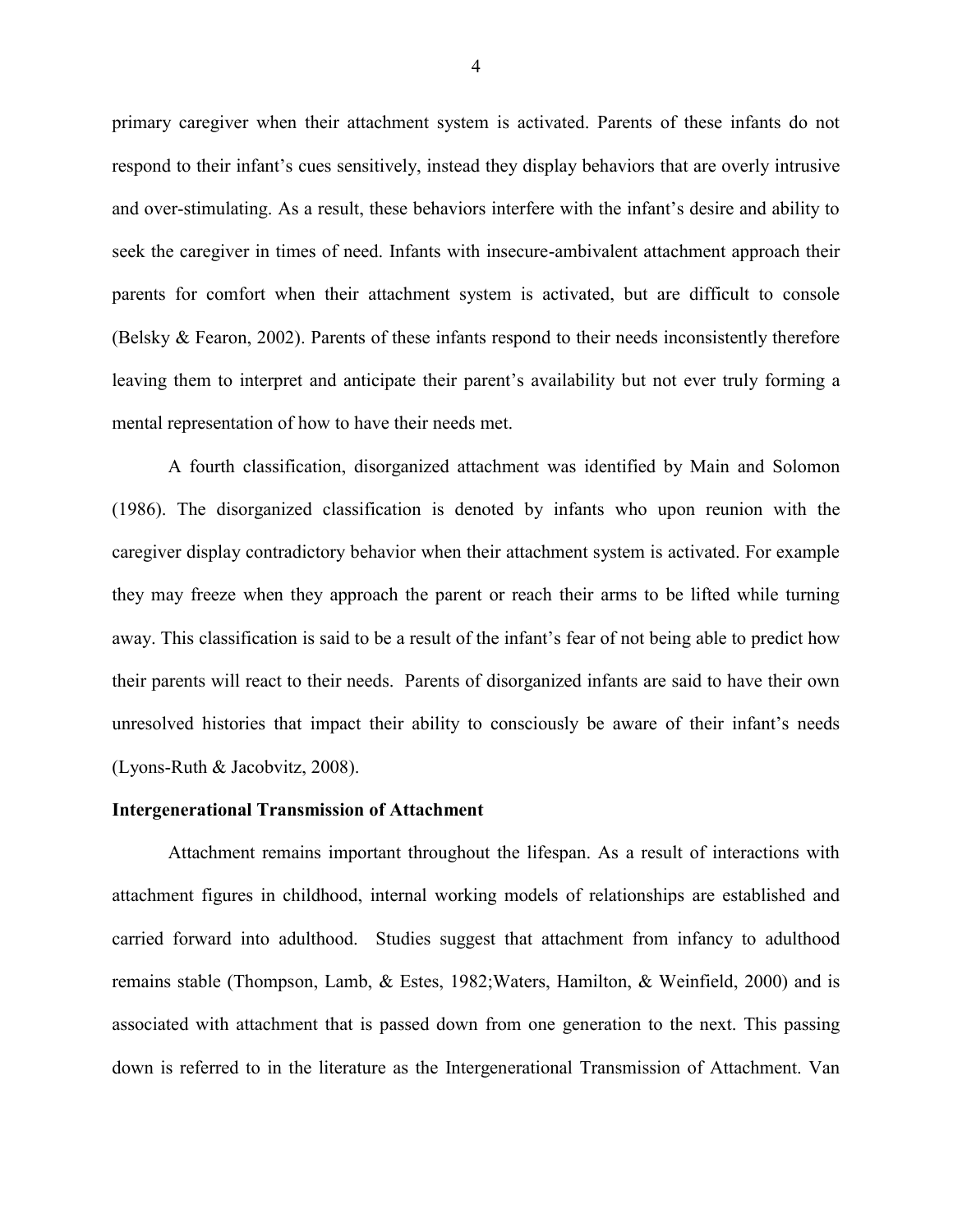primary caregiver when their attachment system is activated. Parents of these infants do not respond to their infant's cues sensitively, instead they display behaviors that are overly intrusive and over-stimulating. As a result, these behaviors interfere with the infant's desire and ability to seek the caregiver in times of need. Infants with insecure-ambivalent attachment approach their parents for comfort when their attachment system is activated, but are difficult to console (Belsky & Fearon, 2002). Parents of these infants respond to their needs inconsistently therefore leaving them to interpret and anticipate their parent's availability but not ever truly forming a mental representation of how to have their needs met.

A fourth classification, disorganized attachment was identified by Main and Solomon (1986). The disorganized classification is denoted by infants who upon reunion with the caregiver display contradictory behavior when their attachment system is activated. For example they may freeze when they approach the parent or reach their arms to be lifted while turning away. This classification is said to be a result of the infant's fear of not being able to predict how their parents will react to their needs. Parents of disorganized infants are said to have their own unresolved histories that impact their ability to consciously be aware of their infant's needs (Lyons-Ruth & Jacobvitz, 2008).

**Intergenerational Transmission of Attachment**

Attachment remains important throughout the lifespan. As a result of interactions with attachment figures in childhood, internal working models of relationships are established and carried forward into adulthood. Studies suggest that attachment from infancy to adulthood remains stable (Thompson, Lamb, & Estes, 1982;Waters, Hamilton, & Weinfield, 2000) and is associated with attachment that is passed down from one generation to the next. This passing down is referred to in the literature as the Intergenerational Transmission of Attachment. Van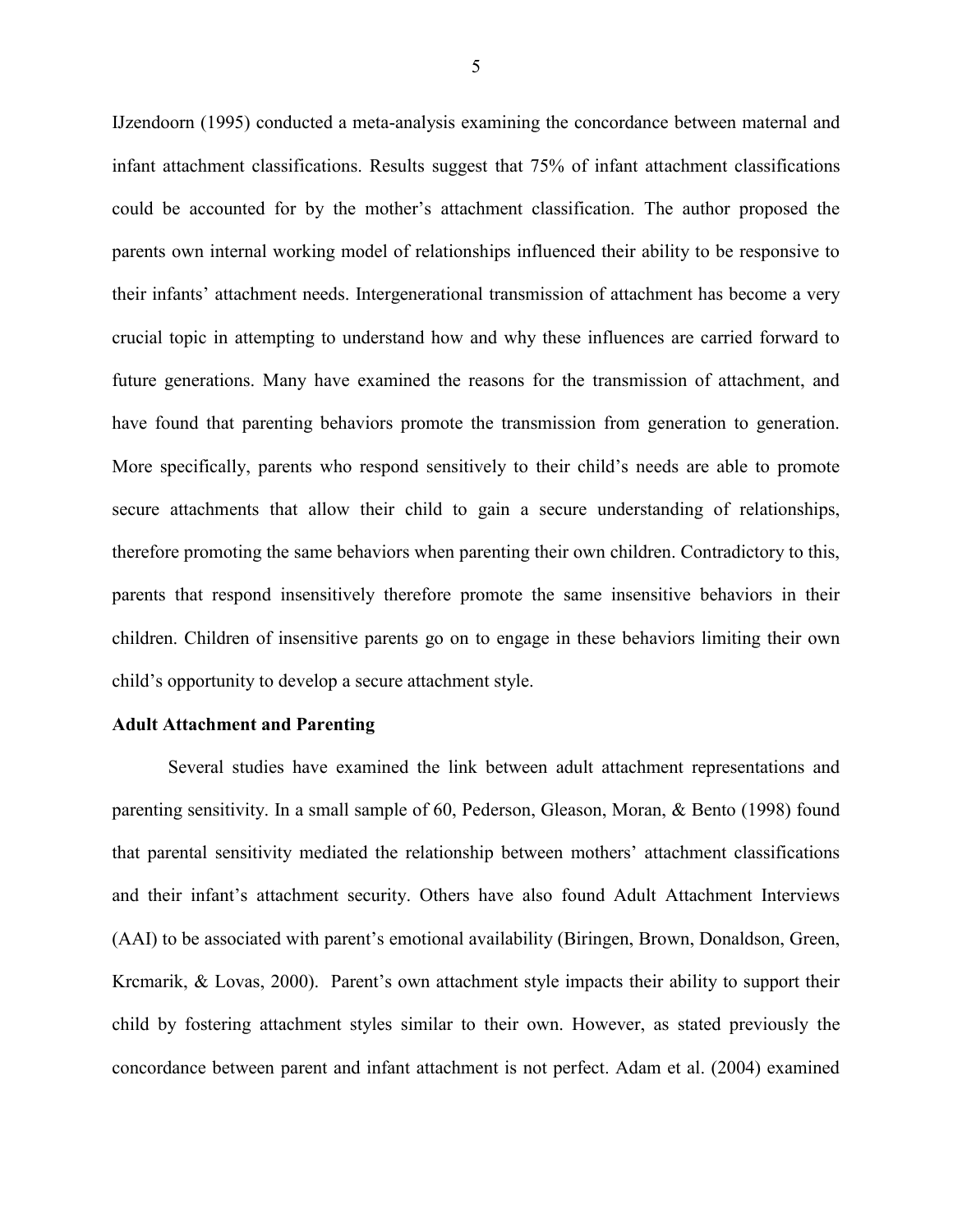IJzendoorn (1995) conducted a meta-analysis examining the concordance between maternal and infant attachment classifications. Results suggest that 75% of infant attachment classifications could be accounted for by the mother's attachment classification. The author proposed the parents own internal working model of relationships influenced their ability to be responsive to their infants' attachment needs. Intergenerational transmission of attachment has become a very crucial topic in attempting to understand how and why these influences are carried forward to future generations. Many have examined the reasons for the transmission of attachment, and have found that parenting behaviors promote the transmission from generation to generation. More specifically, parents who respond sensitively to their child's needs are able to promote secure attachments that allow their child to gain a secure understanding of relationships, therefore promoting the same behaviors when parenting their own children. Contradictory to this, parents that respond insensitively therefore promote the same insensitive behaviors in their children. Children of insensitive parents go on to engage in these behaviors limiting their own child's opportunity to develop a secure attachment style.

**Adult Attachment and Parenting**

Several studies have examined the link between adult attachment representations and parenting sensitivity. In a small sample of 60, Pederson, Gleason, Moran, & Bento (1998) found that parental sensitivity mediated the relationship between mothers' attachment classifications and their infant's attachment security. Others have also found Adult Attachment Interviews (AAI) to be associated with parent's emotional availability (Biringen, Brown, Donaldson, Green, Krcmarik, & Lovas, 2000). Parent's own attachment style impacts their ability to support their child by fostering attachment styles similar to their own. However, as stated previously the concordance between parent and infant attachment is not perfect. Adam et al. (2004) examined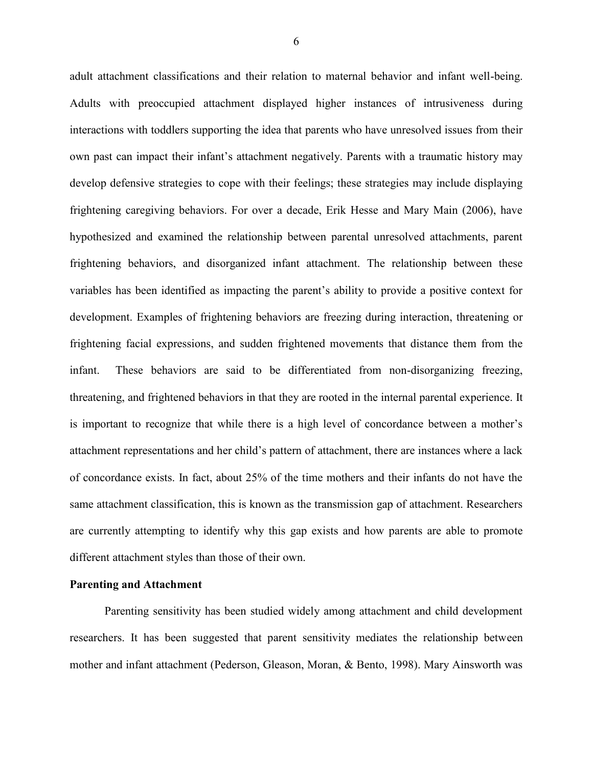adult attachment classifications and their relation to maternal behavior and infant well-being. Adults with preoccupied attachment displayed higher instances of intrusiveness during interactions with toddlers supporting the idea that parents who have unresolved issues from their own past can impact their infant's attachment negatively. Parents with a traumatic history may develop defensive strategies to cope with their feelings; these strategies may include displaying frightening caregiving behaviors. For over a decade, Erik Hesse and Mary Main (2006), have hypothesized and examined the relationship between parental unresolved attachments, parent frightening behaviors, and disorganized infant attachment. The relationship between these variables has been identified as impacting the parent's ability to provide a positive context for development. Examples of frightening behaviors are freezing during interaction, threatening or frightening facial expressions, and sudden frightened movements that distance them from the infant. These behaviors are said to be differentiated from non-disorganizing freezing, threatening, and frightened behaviors in that they are rooted in the internal parental experience. It is important to recognize that while there is a high level of concordance between a mother's attachment representations and her child's pattern of attachment, there are instances where a lack of concordance exists. In fact, about 25% of the time mothers and their infants do not have the same attachment classification, this is known as the transmission gap of attachment. Researchers are currently attempting to identify why this gap exists and how parents are able to promote different attachment styles than those of their own.

**Parenting and Attachment**

Parenting sensitivity has been studied widely among attachment and child development researchers. It has been suggested that parent sensitivity mediates the relationship between mother and infant attachment (Pederson, Gleason, Moran, & Bento, 1998). Mary Ainsworth was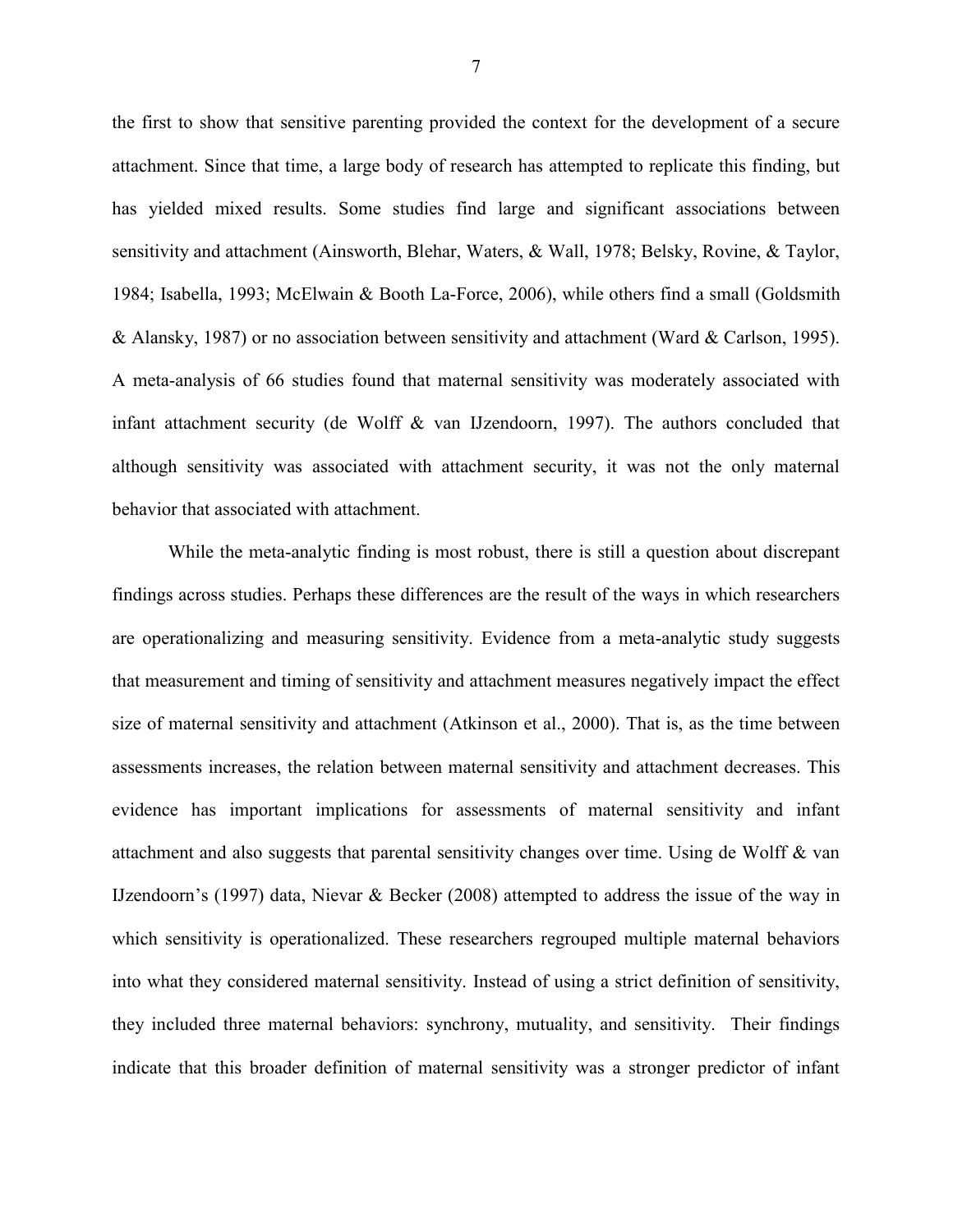the first to show that sensitive parenting provided the context for the development of a secure attachment. Since that time, a large body of research has attempted to replicate this finding, but has yielded mixed results. Some studies find large and significant associations between sensitivity and attachment (Ainsworth, Blehar, Waters, & Wall, 1978; Belsky, Rovine, & Taylor, 1984; Isabella, 1993; McElwain & Booth La-Force, 2006), while others find a small (Goldsmith & Alansky, 1987) or no association between sensitivity and attachment (Ward & Carlson, 1995). A meta-analysis of 66 studies found that maternal sensitivity was moderately associated with infant attachment security (de Wolff & van IJzendoorn, 1997). The authors concluded that although sensitivity was associated with attachment security, it was not the only maternal behavior that associated with attachment.

While the meta-analytic finding is most robust, there is still a question about discrepant findings across studies. Perhaps these differences are the result of the ways in which researchers are operationalizing and measuring sensitivity. Evidence from a meta-analytic study suggests that measurement and timing of sensitivity and attachment measures negatively impact the effect size of maternal sensitivity and attachment (Atkinson et al., 2000). That is, as the time between assessments increases, the relation between maternal sensitivity and attachment decreases. This evidence has important implications for assessments of maternal sensitivity and infant attachment and also suggests that parental sensitivity changes over time. Using de Wolff & van IJzendoorn's (1997) data, Nievar & Becker (2008) attempted to address the issue of the way in which sensitivity is operationalized. These researchers regrouped multiple maternal behaviors into what they considered maternal sensitivity. Instead of using a strict definition of sensitivity, they included three maternal behaviors: synchrony, mutuality, and sensitivity. Their findings indicate that this broader definition of maternal sensitivity was a stronger predictor of infant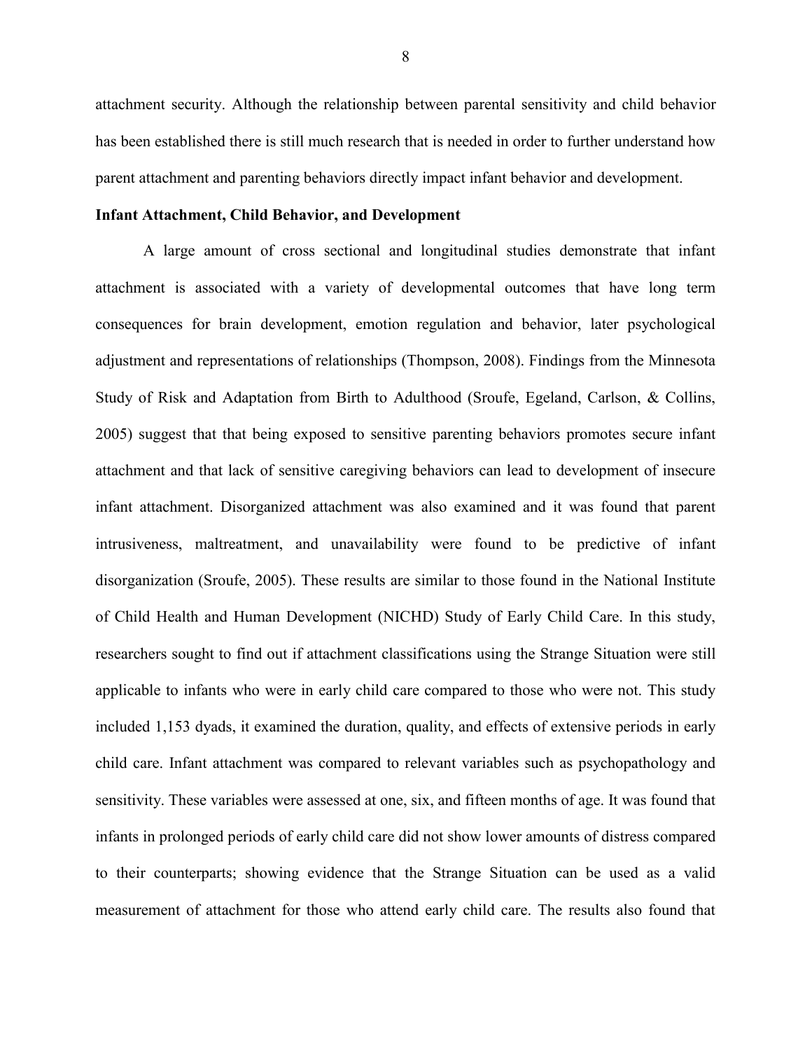attachment security. Although the relationship between parental sensitivity and child behavior has been established there is still much research that is needed in order to further understand how parent attachment and parenting behaviors directly impact infant behavior and development.

**Infant Attachment, Child Behavior, and Development**

A large amount of cross sectional and longitudinal studies demonstrate that infant attachment is associated with a variety of developmental outcomes that have long term consequences for brain development, emotion regulation and behavior, later psychological adjustment and representations of relationships (Thompson, 2008). Findings from the Minnesota Study of Risk and Adaptation from Birth to Adulthood (Sroufe, Egeland, Carlson, & Collins, 2005) suggest that that being exposed to sensitive parenting behaviors promotes secure infant attachment and that lack of sensitive caregiving behaviors can lead to development of insecure infant attachment. Disorganized attachment was also examined and it was found that parent intrusiveness, maltreatment, and unavailability were found to be predictive of infant disorganization (Sroufe, 2005). These results are similar to those found in the National Institute of Child Health and Human Development (NICHD) Study of Early Child Care. In this study, researchers sought to find out if attachment classifications using the Strange Situation were still applicable to infants who were in early child care compared to those who were not. This study included 1,153 dyads, it examined the duration, quality, and effects of extensive periods in early child care. Infant attachment was compared to relevant variables such as psychopathology and sensitivity. These variables were assessed at one, six, and fifteen months of age. It was found that infants in prolonged periods of early child care did not show lower amounts of distress compared to their counterparts; showing evidence that the Strange Situation can be used as a valid measurement of attachment for those who attend early child care. The results also found that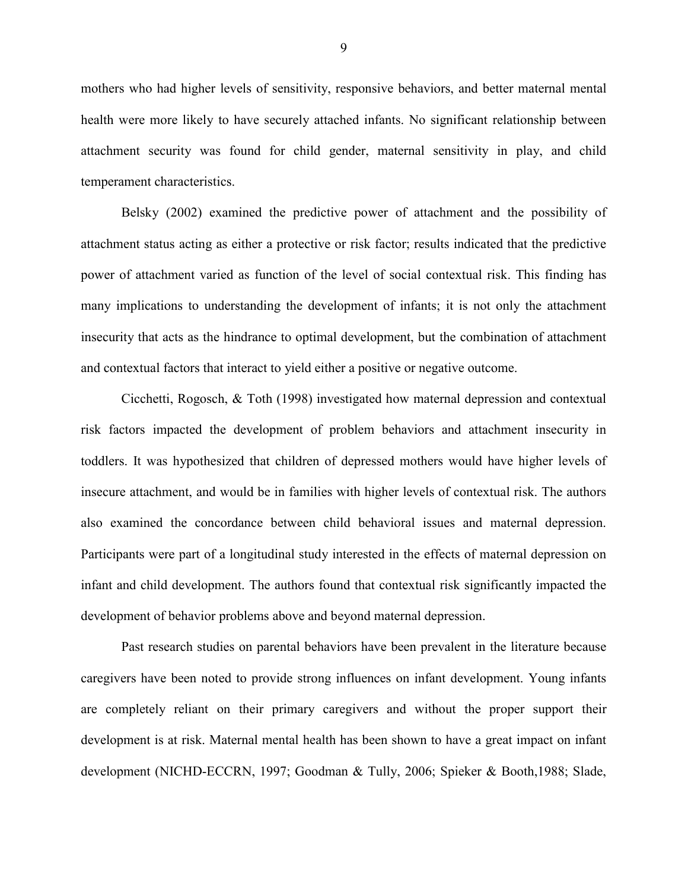mothers who had higher levels of sensitivity, responsive behaviors, and better maternal mental health were more likely to have securely attached infants. No significant relationship between attachment security was found for child gender, maternal sensitivity in play, and child temperament characteristics.

Belsky (2002) examined the predictive power of attachment and the possibility of attachment status acting as either a protective or risk factor; results indicated that the predictive power of attachment varied as function of the level of social contextual risk. This finding has many implications to understanding the development of infants; it is not only the attachment insecurity that acts as the hindrance to optimal development, but the combination of attachment and contextual factors that interact to yield either a positive or negative outcome.

Cicchetti, Rogosch, & Toth (1998) investigated how maternal depression and contextual risk factors impacted the development of problem behaviors and attachment insecurity in toddlers. It was hypothesized that children of depressed mothers would have higher levels of insecure attachment, and would be in families with higher levels of contextual risk. The authors also examined the concordance between child behavioral issues and maternal depression. Participants were part of a longitudinal study interested in the effects of maternal depression on infant and child development. The authors found that contextual risk significantly impacted the development of behavior problems above and beyond maternal depression.

Past research studies on parental behaviors have been prevalent in the literature because caregivers have been noted to provide strong influences on infant development. Young infants are completely reliant on their primary caregivers and without the proper support their development is at risk. Maternal mental health has been shown to have a great impact on infant development (NICHD-ECCRN, 1997; Goodman & Tully, 2006; Spieker & Booth,1988; Slade,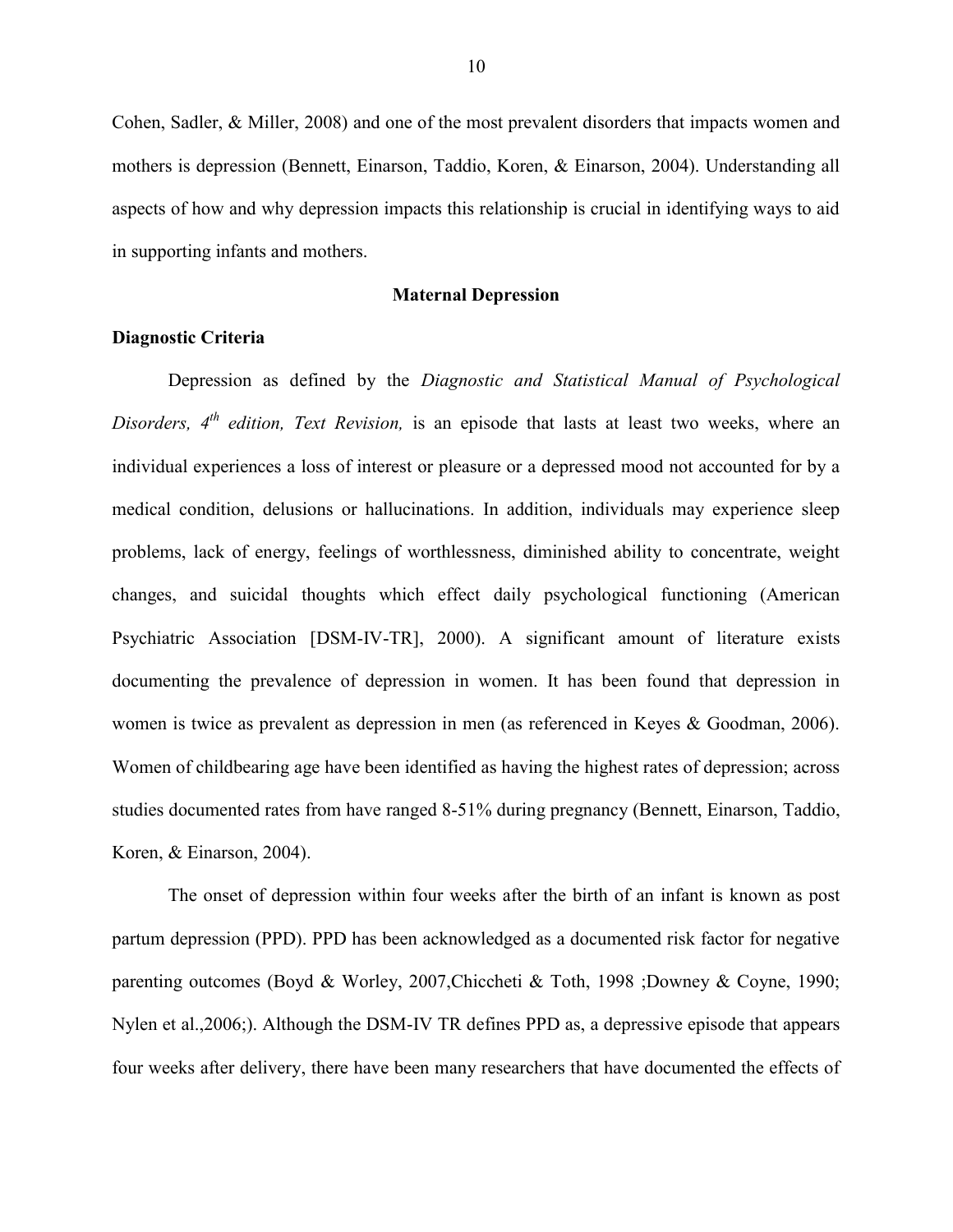Cohen, Sadler, & Miller, 2008) and one of the most prevalent disorders that impacts women and mothers is depression (Bennett, Einarson, Taddio, Koren, & Einarson, 2004). Understanding all aspects of how and why depression impacts this relationship is crucial in identifying ways to aid in supporting infants and mothers.

## Maternal Depression

### Diagnostic Criteria

Depression as defined by the *Diagnostic and Statistical Manual of Psychological Disorders, 4th edition, Text Revision,* is an episode that lasts at least two weeks, where an individual experiences a loss of interest or pleasure or a depressed mood not accounted for by a medical condition, delusions or hallucinations. In addition, individuals may experience sleep problems, lack of energy, feelings of worthlessness, diminished ability to concentrate, weight changes, and suicidal thoughts which effect daily psychological functioning (American Psychiatric Association [DSM-IV-TR], 2000). A significant amount of literature exists documenting the prevalence of depression in women. It has been found that depression in women is twice as prevalent as depression in men (as referenced in Keyes & Goodman, 2006). Women of childbearing age have been identified as having the highest rates of depression; across studies documented rates from have ranged 8-51% during pregnancy (Bennett, Einarson, Taddio, Koren, & Einarson, 2004).

The onset of depression within four weeks after the birth of an infant is known as post partum depression (PPD). PPD has been acknowledged as a documented risk factor for negative parenting outcomes (Boyd & Worley, 2007,Chiccheti & Toth, 1998 ;Downey & Coyne, 1990; Nylen et al.,2006;). Although the DSM-IV TR defines PPD as, a depressive episode that appears four weeks after delivery, there have been many researchers that have documented the effects of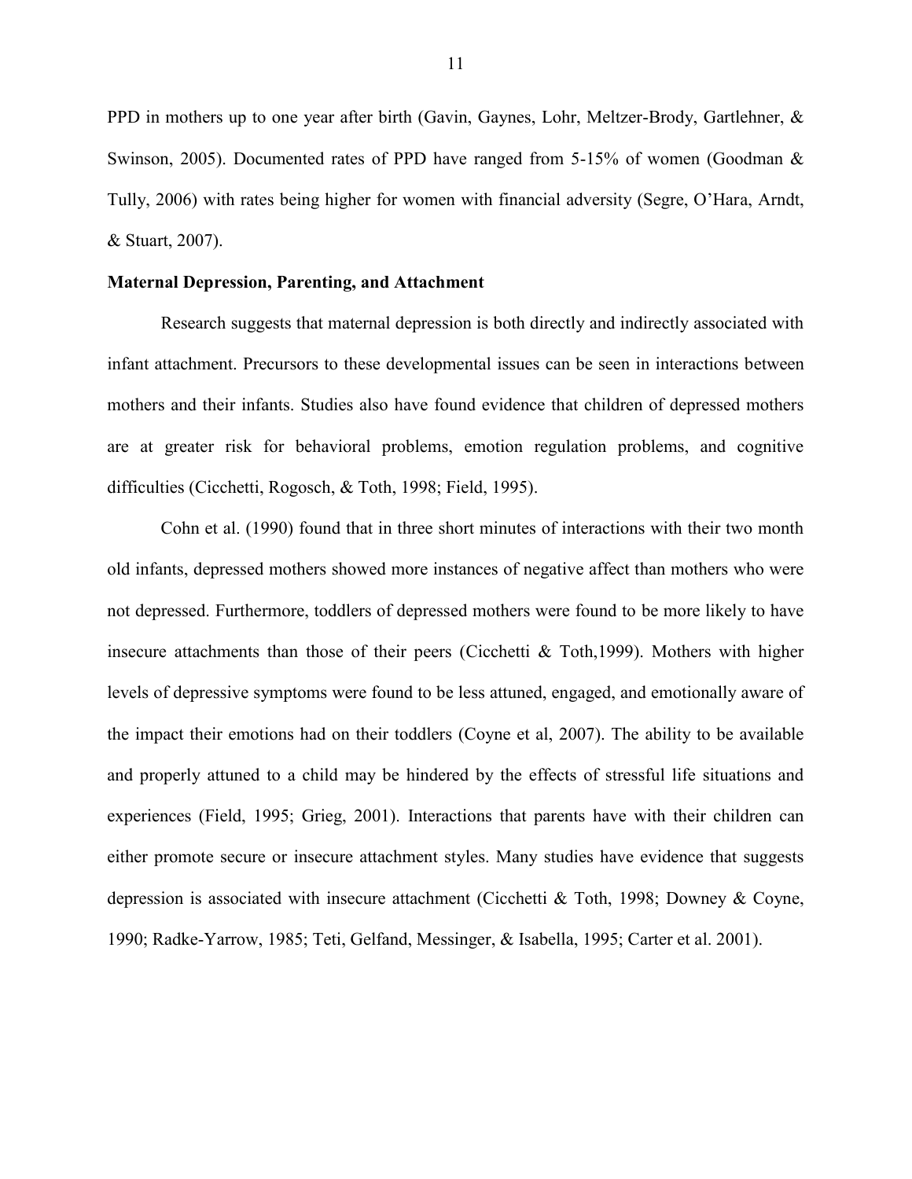PPD in mothers up to one year after birth (Gavin, Gaynes, Lohr, Meltzer-Brody, Gartlehner, & Swinson, 2005). Documented rates of PPD have ranged from 5-15% of women (Goodman & Tully, 2006) with rates being higher for women with financial adversity (Segre, O'Hara, Arndt, & Stuart, 2007).

**Maternal Depression, Parenting, and Attachment**

Research suggests that maternal depression is both directly and indirectly associated with infant attachment. Precursors to these developmental issues can be seen in interactions between mothers and their infants. Studies also have found evidence that children of depressed mothers are at greater risk for behavioral problems, emotion regulation problems, and cognitive difficulties (Cicchetti, Rogosch, & Toth, 1998; Field, 1995).

Cohn et al. (1990) found that in three short minutes of interactions with their two month old infants, depressed mothers showed more instances of negative affect than mothers who were not depressed. Furthermore, toddlers of depressed mothers were found to be more likely to have insecure attachments than those of their peers (Cicchetti & Toth,1999). Mothers with higher levels of depressive symptoms were found to be less attuned, engaged, and emotionally aware of the impact their emotions had on their toddlers (Coyne et al, 2007). The ability to be available and properly attuned to a child may be hindered by the effects of stressful life situations and experiences (Field, 1995; Grieg, 2001). Interactions that parents have with their children can either promote secure or insecure attachment styles. Many studies have evidence that suggests depression is associated with insecure attachment (Cicchetti & Toth, 1998; Downey & Coyne, 1990; Radke-Yarrow, 1985; Teti, Gelfand, Messinger, & Isabella, 1995; Carter et al. 2001).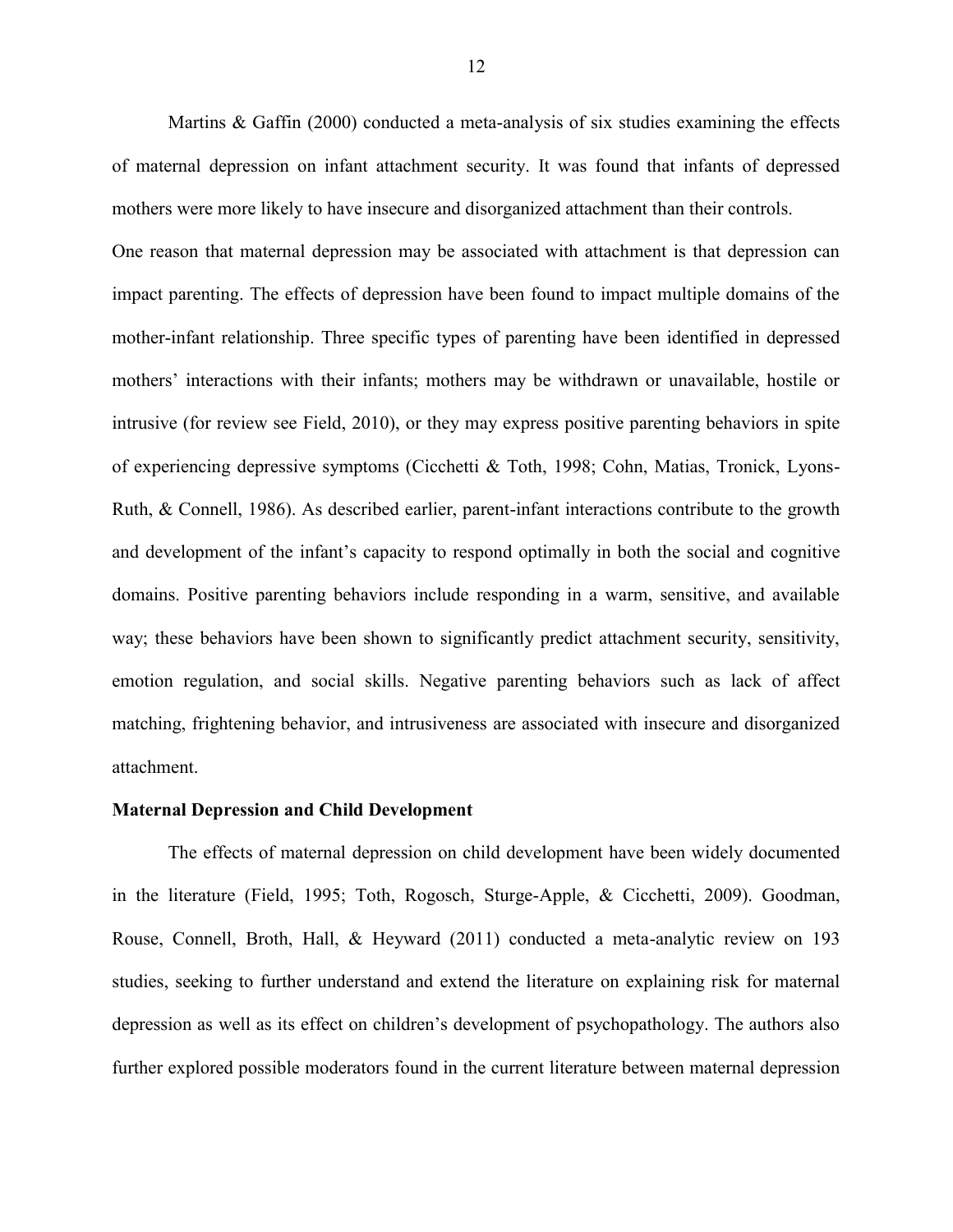Martins & Gaffin (2000) conducted a meta-analysis of six studies examining the effects of maternal depression on infant attachment security. It was found that infants of depressed mothers were more likely to have insecure and disorganized attachment than their controls.

One reason that maternal depression may be associated with attachment is that depression can impact parenting. The effects of depression have been found to impact multiple domains of the mother-infant relationship. Three specific types of parenting have been identified in depressed mothers' interactions with their infants; mothers may be withdrawn or unavailable, hostile or intrusive (for review see Field, 2010), or they may express positive parenting behaviors in spite of experiencing depressive symptoms (Cicchetti & Toth, 1998; Cohn, Matias, Tronick, Lyons-Ruth, & Connell, 1986). As described earlier, parent-infant interactions contribute to the growth and development of the infant's capacity to respond optimally in both the social and cognitive domains. Positive parenting behaviors include responding in a warm, sensitive, and available way; these behaviors have been shown to significantly predict attachment security, sensitivity, emotion regulation, and social skills. Negative parenting behaviors such as lack of affect matching, frightening behavior, and intrusiveness are associated with insecure and disorganized attachment.

### Maternal Depression and Child Development

The effects of maternal depression on child development have been widely documented in the literature (Field, 1995; Toth, Rogosch, Sturge-Apple, & Cicchetti, 2009). Goodman, Rouse, Connell, Broth, Hall, & Heyward (2011) conducted a meta-analytic review on 193 studies, seeking to further understand and extend the literature on explaining risk for maternal depression as well as its effect on children's development of psychopathology. The authors also further explored possible moderators found in the current literature between maternal depression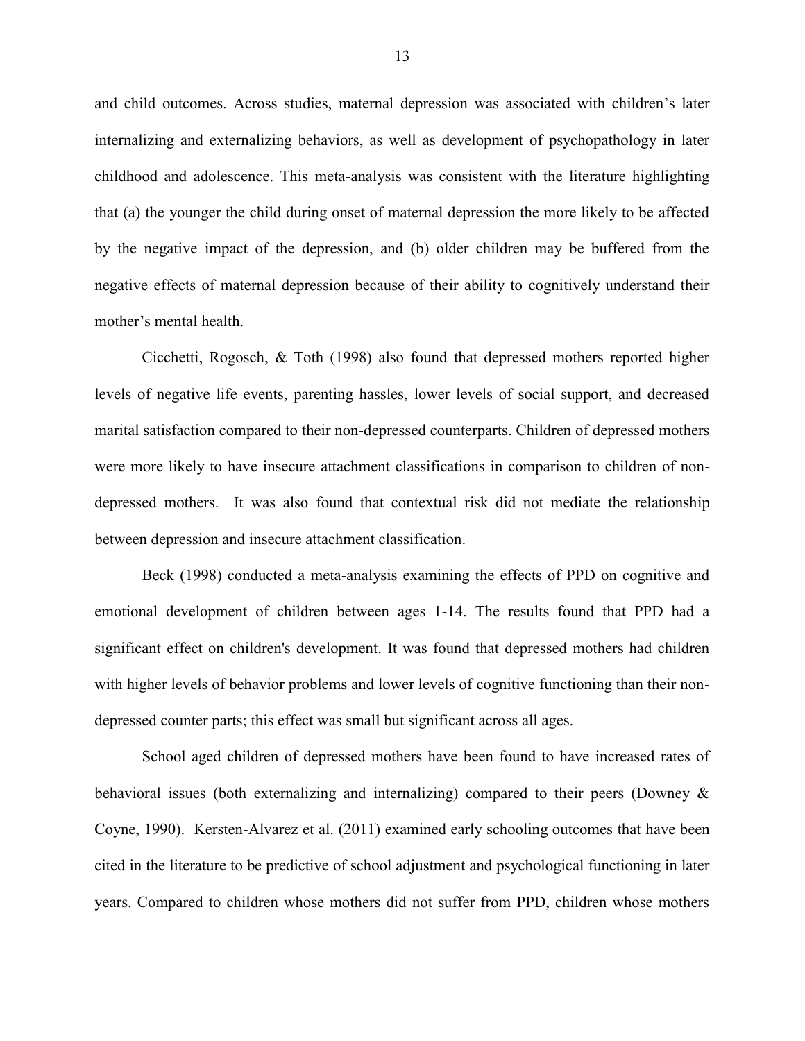and child outcomes. Across studies, maternal depression was associated with children's later internalizing and externalizing behaviors, as well as development of psychopathology in later childhood and adolescence. This meta-analysis was consistent with the literature highlighting that (a) the younger the child during onset of maternal depression the more likely to be affected by the negative impact of the depression, and (b) older children may be buffered from the negative effects of maternal depression because of their ability to cognitively understand their mother's mental health.

Cicchetti, Rogosch, & Toth (1998) also found that depressed mothers reported higher levels of negative life events, parenting hassles, lower levels of social support, and decreased marital satisfaction compared to their non-depressed counterparts. Children of depressed mothers were more likely to have insecure attachment classifications in comparison to children of non-depressed mothers. It was also found that contextual risk did not mediate the relationship between depression and insecure attachment classification.

Beck (1998) conducted a meta-analysis examining the effects of PPD on cognitive and emotional development of children between ages 1-14. The results found that PPD had a significant effect on children's development. It was found that depressed mothers had children with higher levels of behavior problems and lower levels of cognitive functioning than their non-depressed counter parts; this effect was small but significant across all ages.

School aged children of depressed mothers have been found to have increased rates of behavioral issues (both externalizing and internalizing) compared to their peers (Downey & Coyne, 1990). Kersten-Alvarez et al. (2011) examined early schooling outcomes that have been cited in the literature to be predictive of school adjustment and psychological functioning in later years. Compared to children whose mothers did not suffer from PPD, children whose mothers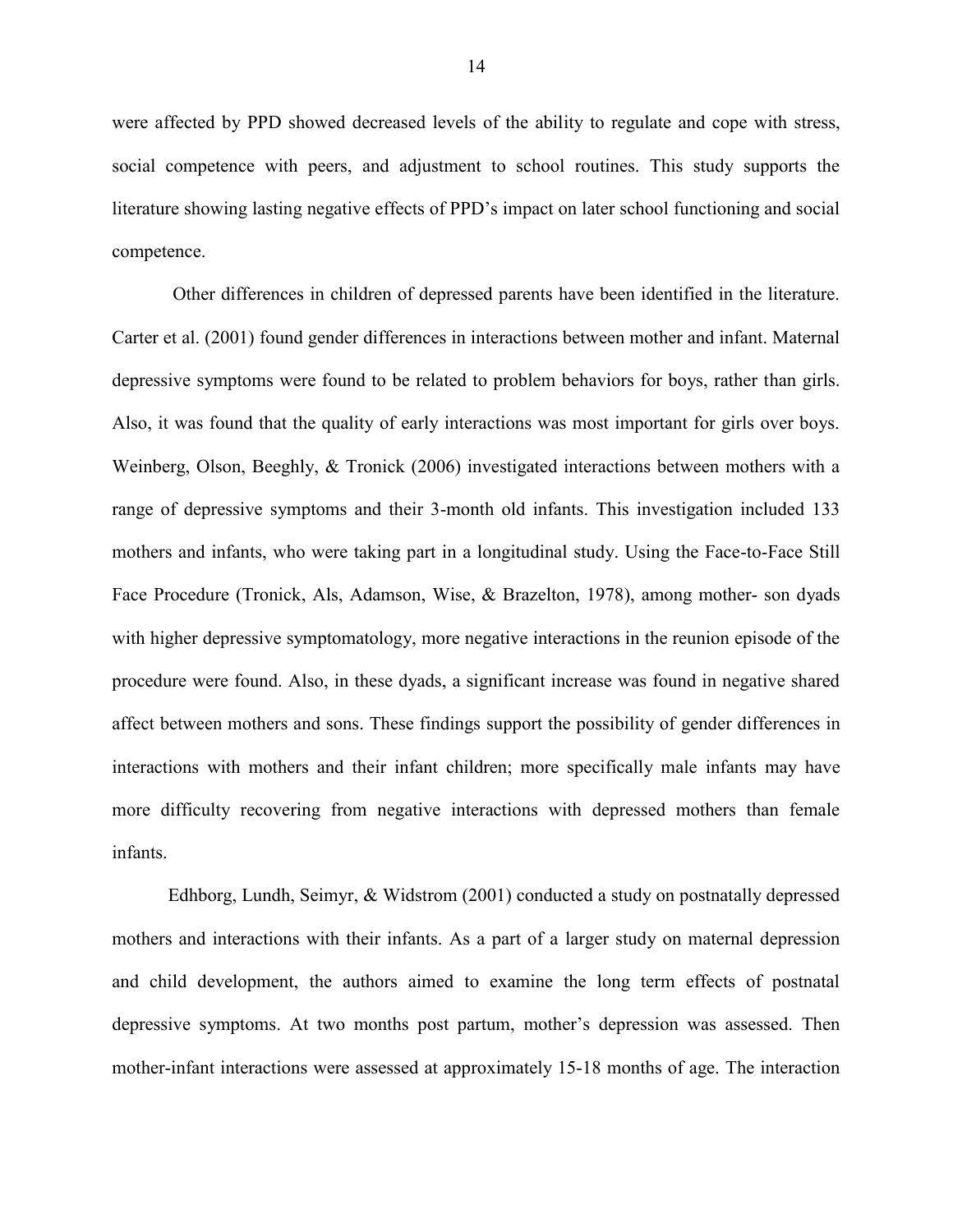were affected by PPD showed decreased levels of the ability to regulate and cope with stress, social competence with peers, and adjustment to school routines. This study supports the literature showing lasting negative effects of PPD's impact on later school functioning and social competence.

Other differences in children of depressed parents have been identified in the literature. Carter et al. (2001) found gender differences in interactions between mother and infant. Maternal depressive symptoms were found to be related to problem behaviors for boys, rather than girls. Also, it was found that the quality of early interactions was most important for girls over boys. Weinberg, Olson, Beeghly, & Tronick (2006) investigated interactions between mothers with a range of depressive symptoms and their 3-month old infants. This investigation included 133 mothers and infants, who were taking part in a longitudinal study. Using the Face-to-Face Still Face Procedure (Tronick, Als, Adamson, Wise, & Brazelton, 1978), among mother- son dyads with higher depressive symptomatology, more negative interactions in the reunion episode of the procedure were found. Also, in these dyads, a significant increase was found in negative shared affect between mothers and sons. These findings support the possibility of gender differences in interactions with mothers and their infant children; more specifically male infants may have more difficulty recovering from negative interactions with depressed mothers than female infants.

Edhborg, Lundh, Seimyr, & Widstrom (2001) conducted a study on postnatally depressed mothers and interactions with their infants. As a part of a larger study on maternal depression and child development, the authors aimed to examine the long term effects of postnatal depressive symptoms. At two months post partum, mother's depression was assessed. Then mother-infant interactions were assessed at approximately 15-18 months of age. The interaction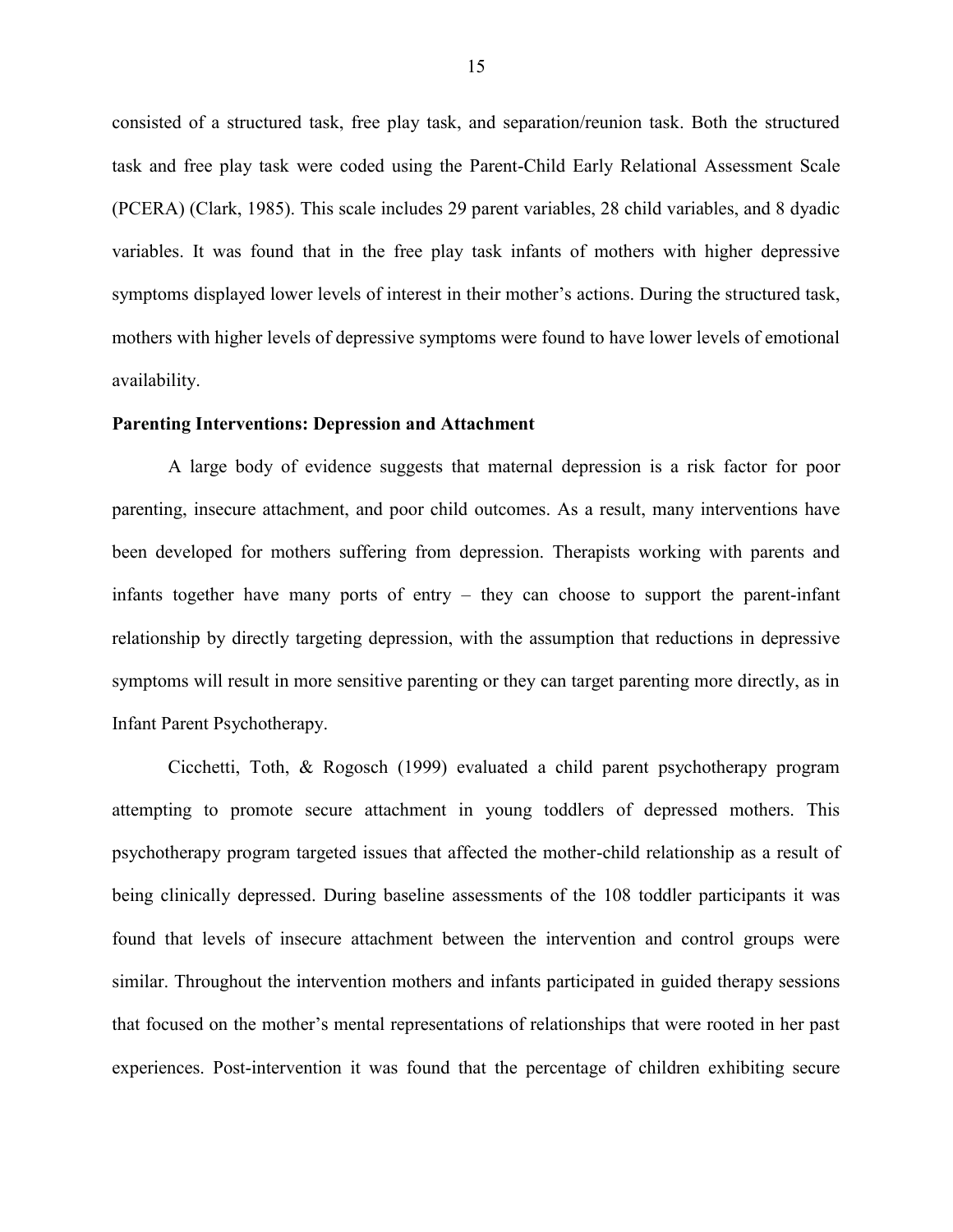consisted of a structured task, free play task, and separation/reunion task. Both the structured task and free play task were coded using the Parent-Child Early Relational Assessment Scale (PCERA) (Clark, 1985). This scale includes 29 parent variables, 28 child variables, and 8 dyadic variables. It was found that in the free play task infants of mothers with higher depressive symptoms displayed lower levels of interest in their mother's actions. During the structured task, mothers with higher levels of depressive symptoms were found to have lower levels of emotional availability.

## Parenting Interventions: Depression and Attachment

A large body of evidence suggests that maternal depression is a risk factor for poor parenting, insecure attachment, and poor child outcomes. As a result, many interventions have been developed for mothers suffering from depression. Therapists working with parents and infants together have many ports of entry – they can choose to support the parent-infant relationship by directly targeting depression, with the assumption that reductions in depressive symptoms will result in more sensitive parenting or they can target parenting more directly, as in Infant Parent Psychotherapy.

Cicchetti, Toth, & Rogosch (1999) evaluated a child parent psychotherapy program attempting to promote secure attachment in young toddlers of depressed mothers. This psychotherapy program targeted issues that affected the mother-child relationship as a result of being clinically depressed. During baseline assessments of the 108 toddler participants it was found that levels of insecure attachment between the intervention and control groups were similar. Throughout the intervention mothers and infants participated in guided therapy sessions that focused on the mother's mental representations of relationships that were rooted in her past experiences. Post-intervention it was found that the percentage of children exhibiting secure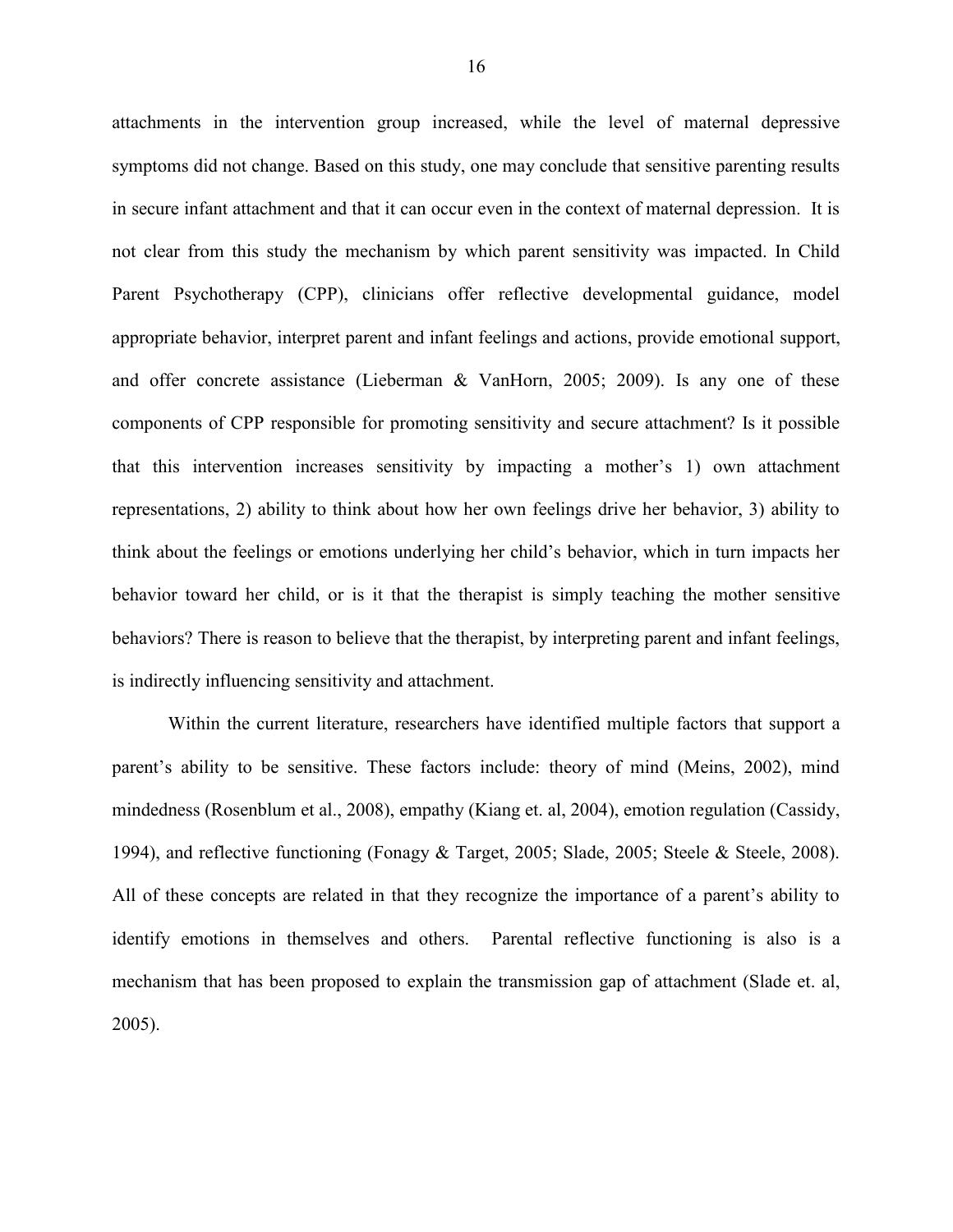attachments in the intervention group increased, while the level of maternal depressive symptoms did not change. Based on this study, one may conclude that sensitive parenting results in secure infant attachment and that it can occur even in the context of maternal depression. It is not clear from this study the mechanism by which parent sensitivity was impacted. In Child Parent Psychotherapy (CPP), clinicians offer reflective developmental guidance, model appropriate behavior, interpret parent and infant feelings and actions, provide emotional support, and offer concrete assistance (Lieberman & VanHorn, 2005; 2009). Is any one of these components of CPP responsible for promoting sensitivity and secure attachment? Is it possible that this intervention increases sensitivity by impacting a mother's 1) own attachment representations, 2) ability to think about how her own feelings drive her behavior, 3) ability to think about the feelings or emotions underlying her child's behavior, which in turn impacts her behavior toward her child, or is it that the therapist is simply teaching the mother sensitive behaviors? There is reason to believe that the therapist, by interpreting parent and infant feelings, is indirectly influencing sensitivity and attachment.

Within the current literature, researchers have identified multiple factors that support a parent's ability to be sensitive. These factors include: theory of mind (Meins, 2002), mind mindedness (Rosenblum et al., 2008), empathy (Kiang et. al, 2004), emotion regulation (Cassidy, 1994), and reflective functioning (Fonagy & Target, 2005; Slade, 2005; Steele & Steele, 2008). All of these concepts are related in that they recognize the importance of a parent's ability to identify emotions in themselves and others. Parental reflective functioning is also is a mechanism that has been proposed to explain the transmission gap of attachment (Slade et. al, 2005).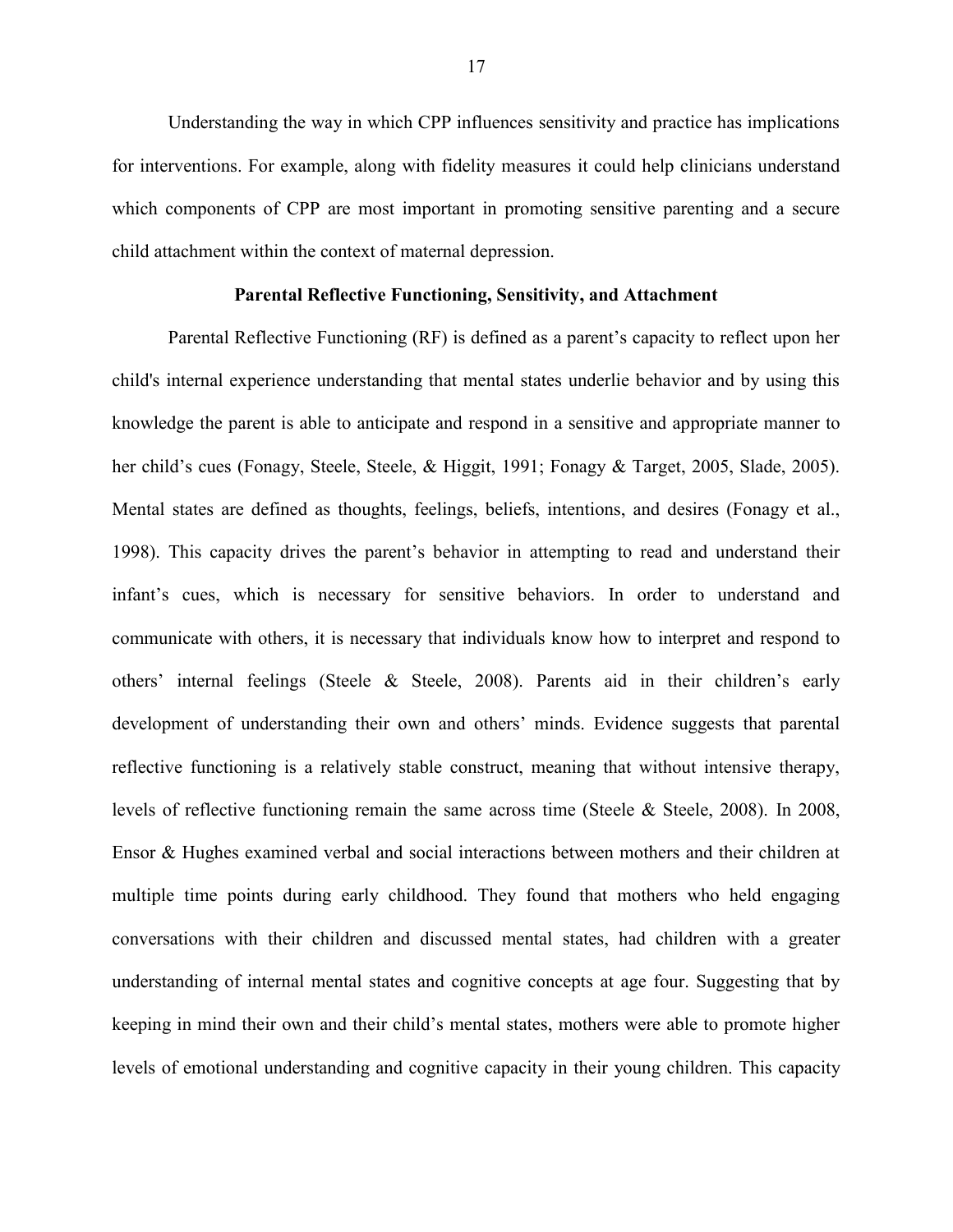Understanding the way in which CPP influences sensitivity and practice has implications for interventions. For example, along with fidelity measures it could help clinicians understand which components of CPP are most important in promoting sensitive parenting and a secure child attachment within the context of maternal depression.

## Parental Reflective Functioning, Sensitivity, and Attachment

Parental Reflective Functioning (RF) is defined as a parent's capacity to reflect upon her child's internal experience understanding that mental states underlie behavior and by using this knowledge the parent is able to anticipate and respond in a sensitive and appropriate manner to her child's cues (Fonagy, Steele, Steele, & Higgit, 1991; Fonagy & Target, 2005, Slade, 2005). Mental states are defined as thoughts, feelings, beliefs, intentions, and desires (Fonagy et al., 1998). This capacity drives the parent's behavior in attempting to read and understand their infant's cues, which is necessary for sensitive behaviors. In order to understand and communicate with others, it is necessary that individuals know how to interpret and respond to others' internal feelings (Steele & Steele, 2008). Parents aid in their children's early development of understanding their own and others' minds. Evidence suggests that parental reflective functioning is a relatively stable construct, meaning that without intensive therapy, levels of reflective functioning remain the same across time (Steele & Steele, 2008). In 2008, Ensor & Hughes examined verbal and social interactions between mothers and their children at multiple time points during early childhood. They found that mothers who held engaging conversations with their children and discussed mental states, had children with a greater understanding of internal mental states and cognitive concepts at age four. Suggesting that by keeping in mind their own and their child's mental states, mothers were able to promote higher levels of emotional understanding and cognitive capacity in their young children. This capacity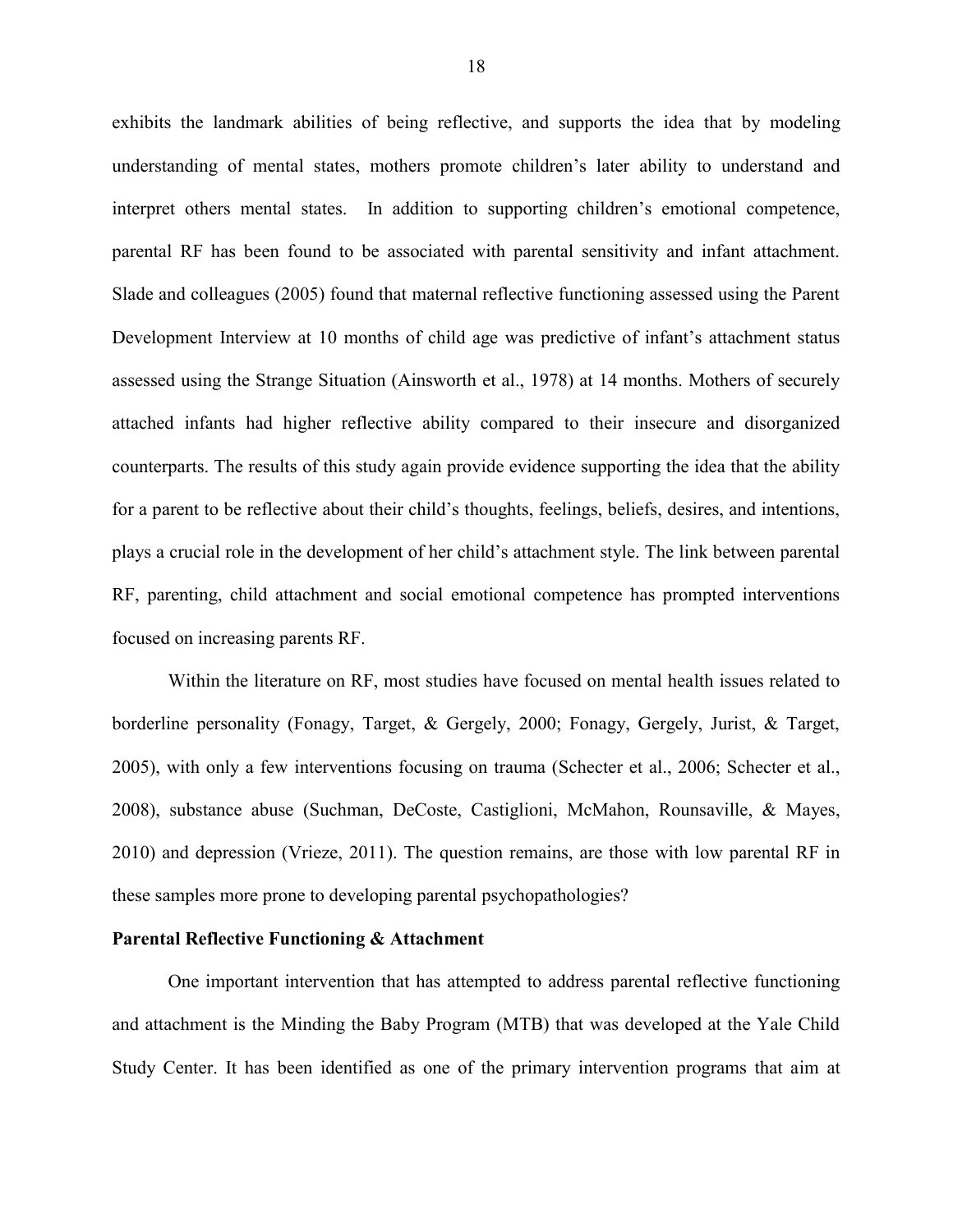exhibits the landmark abilities of being reflective, and supports the idea that by modeling understanding of mental states, mothers promote children's later ability to understand and interpret others mental states. In addition to supporting children's emotional competence, parental RF has been found to be associated with parental sensitivity and infant attachment. Slade and colleagues (2005) found that maternal reflective functioning assessed using the Parent Development Interview at 10 months of child age was predictive of infant's attachment status assessed using the Strange Situation (Ainsworth et al., 1978) at 14 months. Mothers of securely attached infants had higher reflective ability compared to their insecure and disorganized counterparts. The results of this study again provide evidence supporting the idea that the ability for a parent to be reflective about their child's thoughts, feelings, beliefs, desires, and intentions, plays a crucial role in the development of her child's attachment style. The link between parental RF, parenting, child attachment and social emotional competence has prompted interventions focused on increasing parents RF.

Within the literature on RF, most studies have focused on mental health issues related to borderline personality (Fonagy, Target, & Gergely, 2000; Fonagy, Gergely, Jurist, & Target, 2005), with only a few interventions focusing on trauma (Schecter et al., 2006; Schecter et al., 2008), substance abuse (Suchman, DeCoste, Castiglioni, McMahon, Rounsaville, & Mayes, 2010) and depression (Vrieze, 2011). The question remains, are those with low parental RF in these samples more prone to developing parental psychopathologies?

**Parental Reflective Functioning & Attachment**

One important intervention that has attempted to address parental reflective functioning and attachment is the Minding the Baby Program (MTB) that was developed at the Yale Child Study Center. It has been identified as one of the primary intervention programs that aim at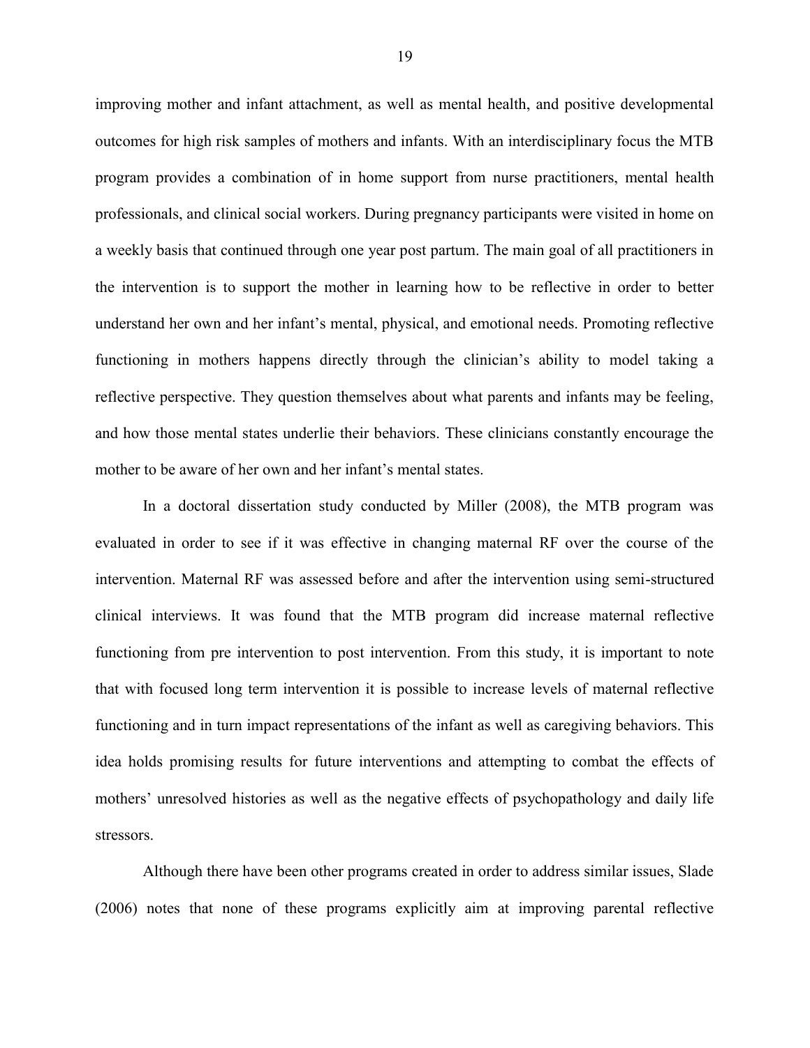improving mother and infant attachment, as well as mental health, and positive developmental outcomes for high risk samples of mothers and infants. With an interdisciplinary focus the MTB program provides a combination of in home support from nurse practitioners, mental health professionals, and clinical social workers. During pregnancy participants were visited in home on a weekly basis that continued through one year post partum. The main goal of all practitioners in the intervention is to support the mother in learning how to be reflective in order to better understand her own and her infant's mental, physical, and emotional needs. Promoting reflective functioning in mothers happens directly through the clinician's ability to model taking a reflective perspective. They question themselves about what parents and infants may be feeling, and how those mental states underlie their behaviors. These clinicians constantly encourage the mother to be aware of her own and her infant's mental states.

In a doctoral dissertation study conducted by Miller (2008), the MTB program was evaluated in order to see if it was effective in changing maternal RF over the course of the intervention. Maternal RF was assessed before and after the intervention using semi-structured clinical interviews. It was found that the MTB program did increase maternal reflective functioning from pre intervention to post intervention. From this study, it is important to note that with focused long term intervention it is possible to increase levels of maternal reflective functioning and in turn impact representations of the infant as well as caregiving behaviors. This idea holds promising results for future interventions and attempting to combat the effects of mothers' unresolved histories as well as the negative effects of psychopathology and daily life stressors.

Although there have been other programs created in order to address similar issues, Slade (2006) notes that none of these programs explicitly aim at improving parental reflective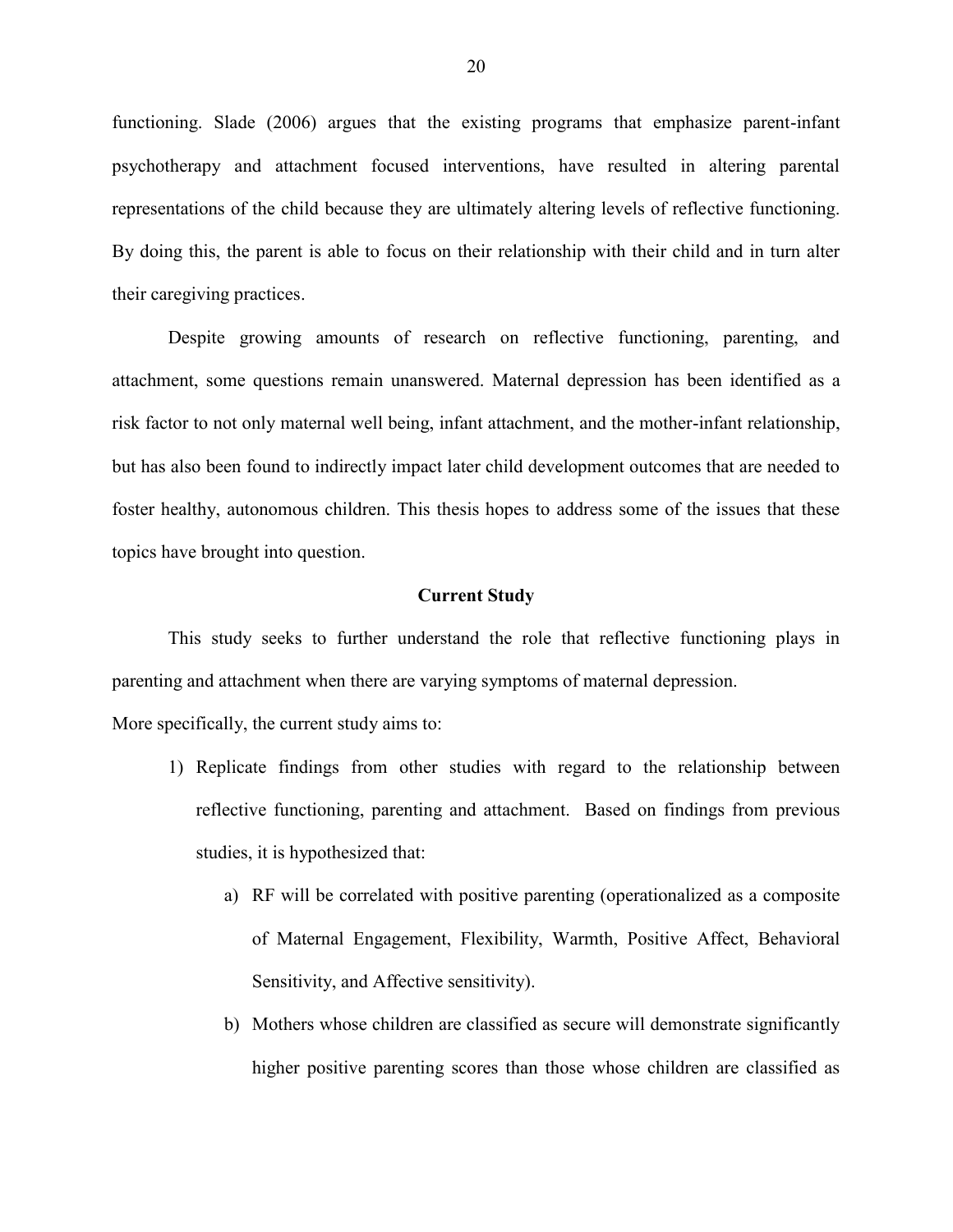functioning. Slade (2006) argues that the existing programs that emphasize parent-infant psychotherapy and attachment focused interventions, have resulted in altering parental representations of the child because they are ultimately altering levels of reflective functioning. By doing this, the parent is able to focus on their relationship with their child and in turn alter their caregiving practices.

Despite growing amounts of research on reflective functioning, parenting, and attachment, some questions remain unanswered. Maternal depression has been identified as a risk factor to not only maternal well being, infant attachment, and the mother-infant relationship, but has also been found to indirectly impact later child development outcomes that are needed to foster healthy, autonomous children. This thesis hopes to address some of the issues that these topics have brought into question.

## Current Study

This study seeks to further understand the role that reflective functioning plays in parenting and attachment when there are varying symptoms of maternal depression.

More specifically, the current study aims to:

1) Replicate findings from other studies with regard to the relationship between reflective functioning, parenting and attachment. Based on findings from previous studies, it is hypothesized that:
    a) RF will be correlated with positive parenting (operationalized as a composite of Maternal Engagement, Flexibility, Warmth, Positive Affect, Behavioral Sensitivity, and Affective sensitivity).
    b) Mothers whose children are classified as secure will demonstrate significantly higher positive parenting scores than those whose children are classified as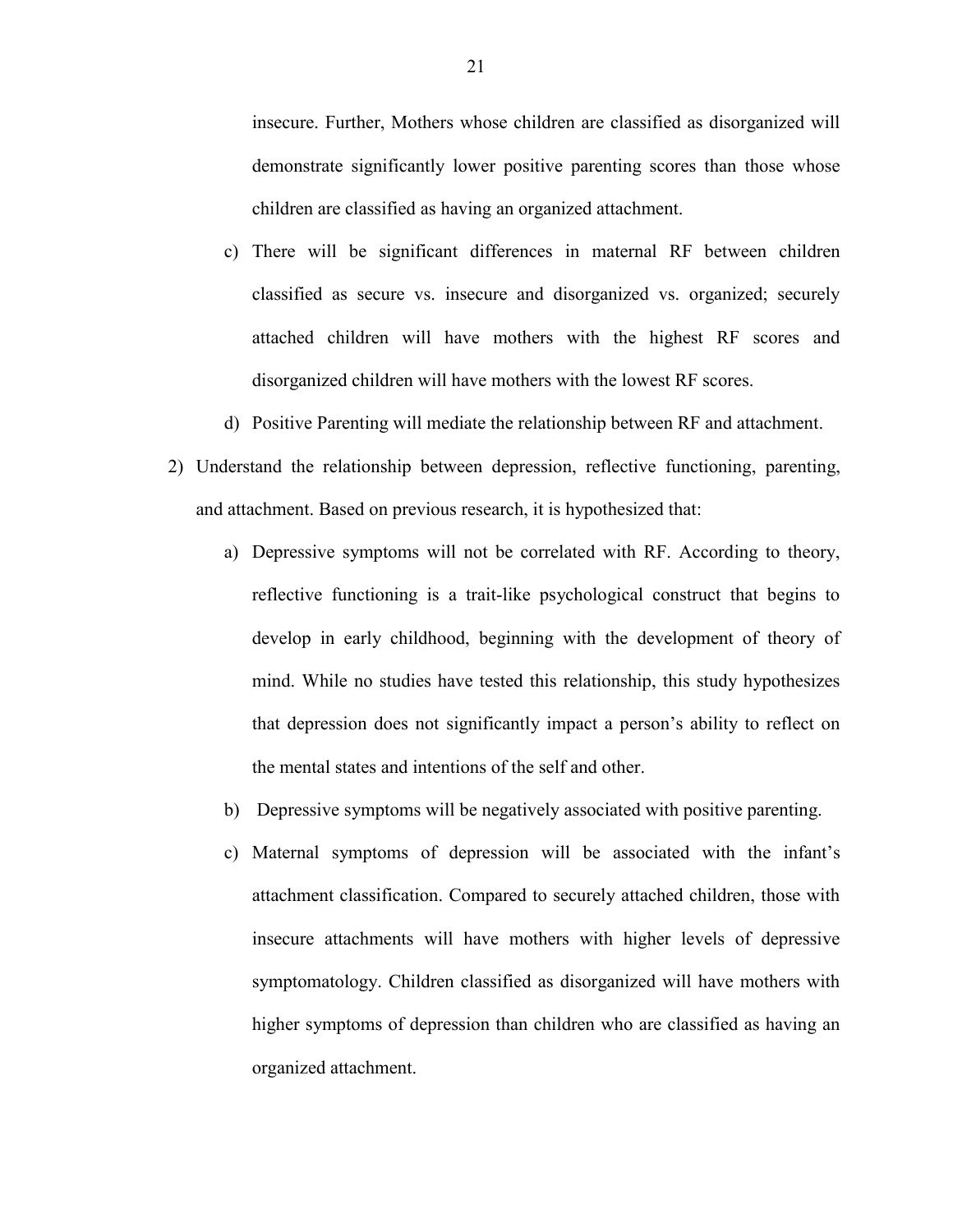insecure. Further, Mothers whose children are classified as disorganized will demonstrate significantly lower positive parenting scores than those whose children are classified as having an organized attachment.

c) There will be significant differences in maternal RF between children classified as secure vs. insecure and disorganized vs. organized; securely attached children will have mothers with the highest RF scores and disorganized children will have mothers with the lowest RF scores.

d) Positive Parenting will mediate the relationship between RF and attachment.

2) Understand the relationship between depression, reflective functioning, parenting, and attachment. Based on previous research, it is hypothesized that:

   a) Depressive symptoms will not be correlated with RF. According to theory, reflective functioning is a trait-like psychological construct that begins to develop in early childhood, beginning with the development of theory of mind. While no studies have tested this relationship, this study hypothesizes that depression does not significantly impact a person's ability to reflect on the mental states and intentions of the self and other.

   b) Depressive symptoms will be negatively associated with positive parenting.

   c) Maternal symptoms of depression will be associated with the infant's attachment classification. Compared to securely attached children, those with insecure attachments will have mothers with higher levels of depressive symptomatology. Children classified as disorganized will have mothers with higher symptoms of depression than children who are classified as having an organized attachment.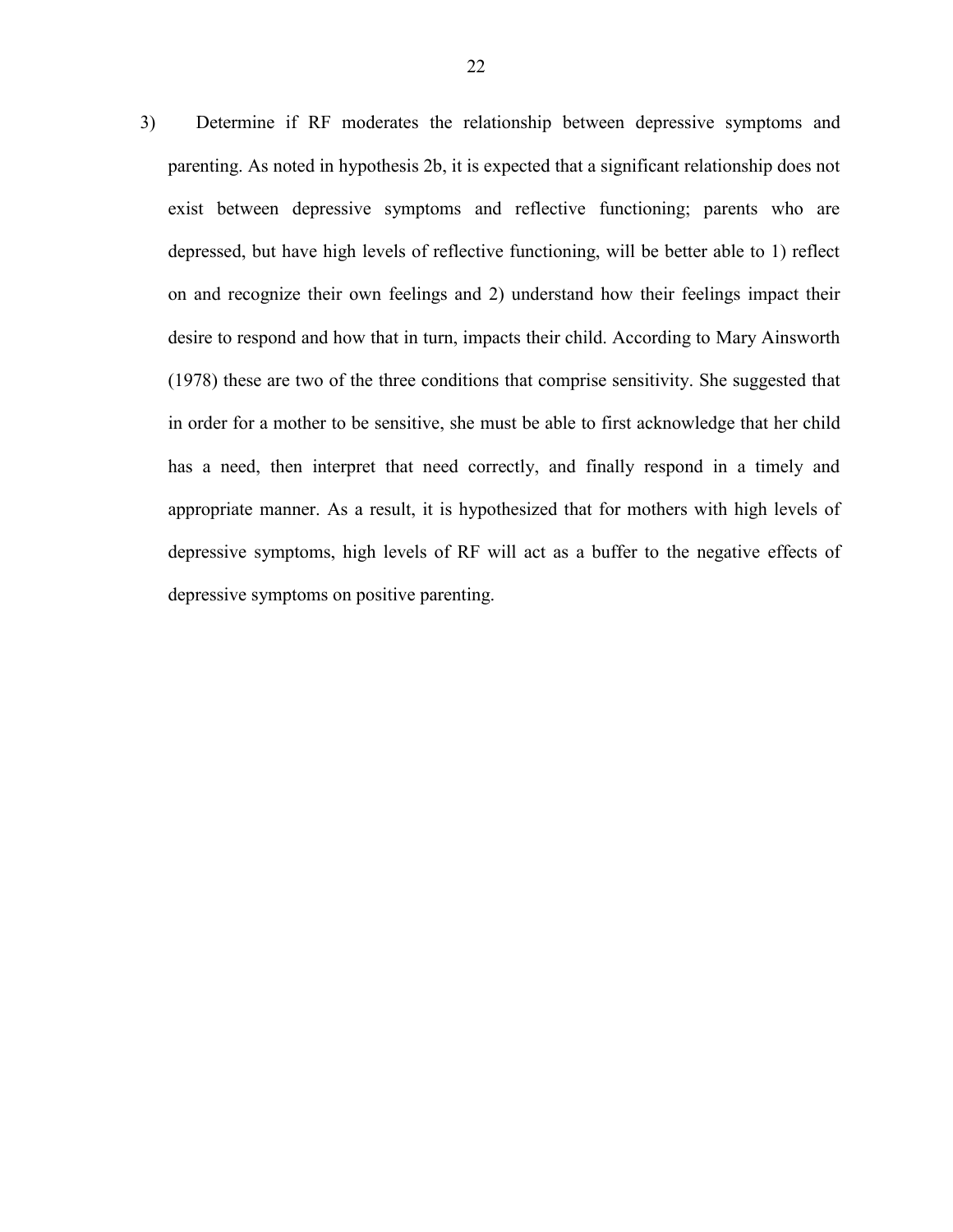3) Determine if RF moderates the relationship between depressive symptoms and parenting. As noted in hypothesis 2b, it is expected that a significant relationship does not exist between depressive symptoms and reflective functioning; parents who are depressed, but have high levels of reflective functioning, will be better able to 1) reflect on and recognize their own feelings and 2) understand how their feelings impact their desire to respond and how that in turn, impacts their child. According to Mary Ainsworth (1978) these are two of the three conditions that comprise sensitivity. She suggested that in order for a mother to be sensitive, she must be able to first acknowledge that her child has a need, then interpret that need correctly, and finally respond in a timely and appropriate manner. As a result, it is hypothesized that for mothers with high levels of depressive symptoms, high levels of RF will act as a buffer to the negative effects of depressive symptoms on positive parenting.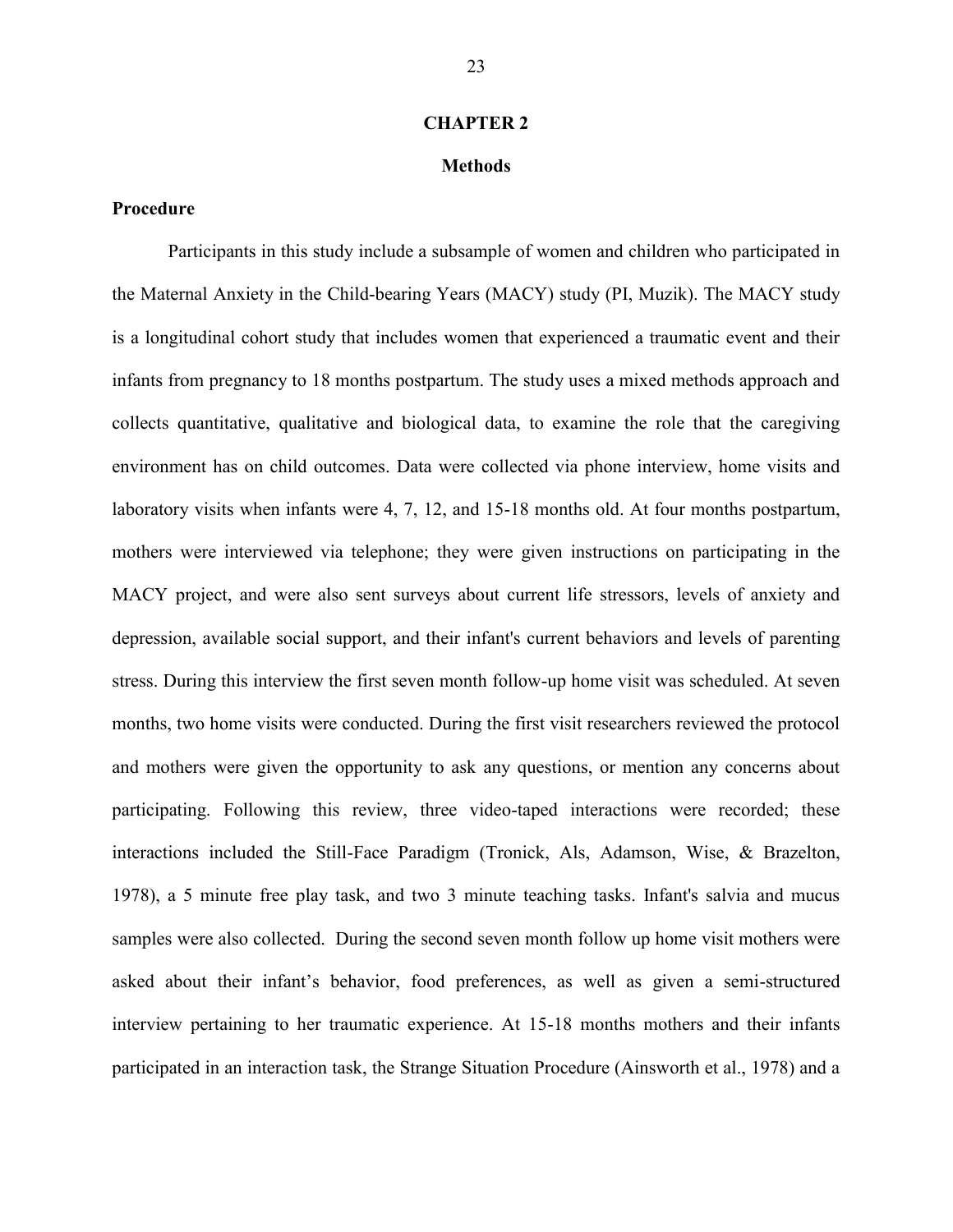# CHAPTER 2

## Methods

### Procedure

Participants in this study include a subsample of women and children who participated in the Maternal Anxiety in the Child-bearing Years (MACY) study (PI, Muzik). The MACY study is a longitudinal cohort study that includes women that experienced a traumatic event and their infants from pregnancy to 18 months postpartum. The study uses a mixed methods approach and collects quantitative, qualitative and biological data, to examine the role that the caregiving environment has on child outcomes. Data were collected via phone interview, home visits and laboratory visits when infants were 4, 7, 12, and 15-18 months old. At four months postpartum, mothers were interviewed via telephone; they were given instructions on participating in the MACY project, and were also sent surveys about current life stressors, levels of anxiety and depression, available social support, and their infant's current behaviors and levels of parenting stress. During this interview the first seven month follow-up home visit was scheduled. At seven months, two home visits were conducted. During the first visit researchers reviewed the protocol and mothers were given the opportunity to ask any questions, or mention any concerns about participating. Following this review, three video-taped interactions were recorded; these interactions included the Still-Face Paradigm (Tronick, Als, Adamson, Wise, & Brazelton, 1978), a 5 minute free play task, and two 3 minute teaching tasks. Infant's salvia and mucus samples were also collected. During the second seven month follow up home visit mothers were asked about their infant's behavior, food preferences, as well as given a semi-structured interview pertaining to her traumatic experience. At 15-18 months mothers and their infants participated in an interaction task, the Strange Situation Procedure (Ainsworth et al., 1978) and a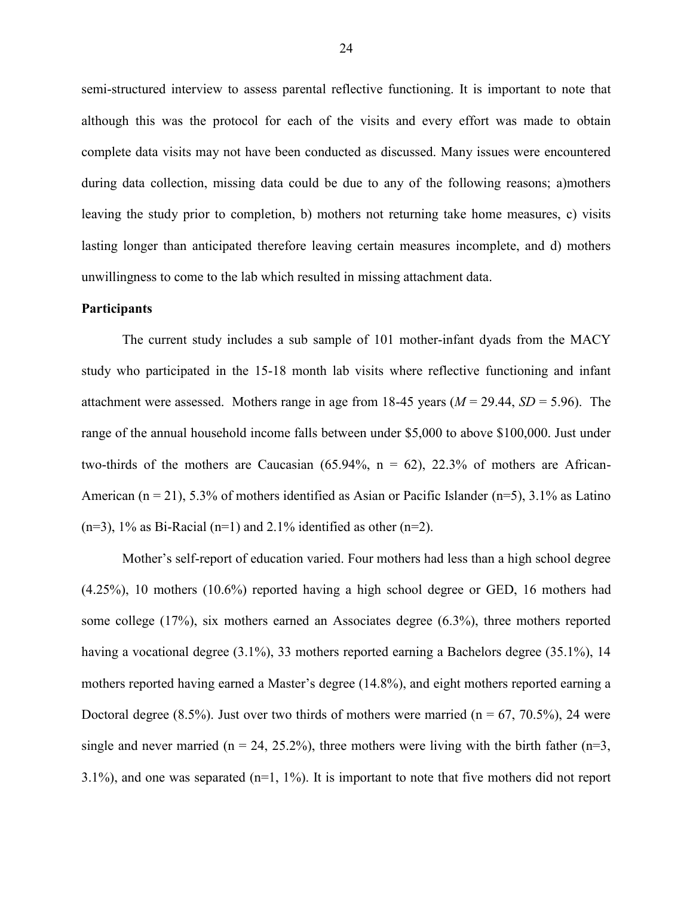semi-structured interview to assess parental reflective functioning. It is important to note that although this was the protocol for each of the visits and every effort was made to obtain complete data visits may not have been conducted as discussed. Many issues were encountered during data collection, missing data could be due to any of the following reasons; a)mothers leaving the study prior to completion, b) mothers not returning take home measures, c) visits lasting longer than anticipated therefore leaving certain measures incomplete, and d) mothers unwillingness to come to the lab which resulted in missing attachment data.

**Participants**

The current study includes a sub sample of 101 mother-infant dyads from the MACY study who participated in the 15-18 month lab visits where reflective functioning and infant attachment were assessed. Mothers range in age from 18-45 years ($M$ = 29.44, $SD$ = 5.96). The range of the annual household income falls between under \$5,000 to above \$100,000. Just under two-thirds of the mothers are Caucasian (65.94%, n = 62), 22.3% of mothers are African-American (n = 21), 5.3% of mothers identified as Asian or Pacific Islander (n=5), 3.1% as Latino (n=3), 1% as Bi-Racial (n=1) and 2.1% identified as other (n=2).

Mother's self-report of education varied. Four mothers had less than a high school degree (4.25%), 10 mothers (10.6%) reported having a high school degree or GED, 16 mothers had some college (17%), six mothers earned an Associates degree (6.3%), three mothers reported having a vocational degree (3.1%), 33 mothers reported earning a Bachelors degree (35.1%), 14 mothers reported having earned a Master's degree (14.8%), and eight mothers reported earning a Doctoral degree (8.5%). Just over two thirds of mothers were married (n = 67, 70.5%), 24 were single and never married (n = 24, 25.2%), three mothers were living with the birth father (n=3, 3.1%), and one was separated (n=1, 1%). It is important to note that five mothers did not report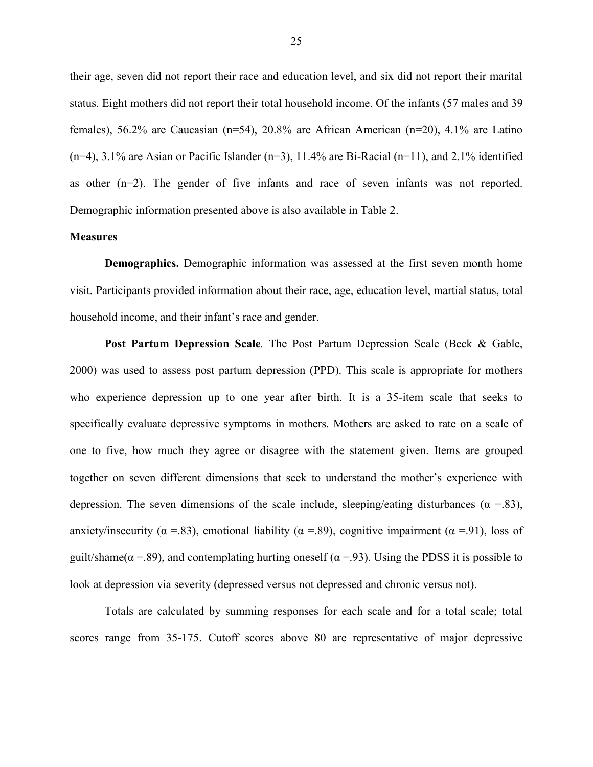their age, seven did not report their race and education level, and six did not report their marital status. Eight mothers did not report their total household income. Of the infants (57 males and 39 females), 56.2% are Caucasian (n=54), 20.8% are African American (n=20), 4.1% are Latino (n=4), 3.1% are Asian or Pacific Islander (n=3), 11.4% are Bi-Racial (n=11), and 2.1% identified as other (n=2). The gender of five infants and race of seven infants was not reported. Demographic information presented above is also available in Table 2.

**Measures**

**Demographics.** Demographic information was assessed at the first seven month home visit. Participants provided information about their race, age, education level, martial status, total household income, and their infant's race and gender.

**Post Partum Depression Scale**. The Post Partum Depression Scale (Beck & Gable, 2000) was used to assess post partum depression (PPD). This scale is appropriate for mothers who experience depression up to one year after birth. It is a 35-item scale that seeks to specifically evaluate depressive symptoms in mothers. Mothers are asked to rate on a scale of one to five, how much they agree or disagree with the statement given. Items are grouped together on seven different dimensions that seek to understand the mother's experience with depression. The seven dimensions of the scale include, sleeping/eating disturbances ($\alpha$ =.83), anxiety/insecurity ($\alpha$ =.83), emotional liability ($\alpha$ =.89), cognitive impairment ($\alpha$ =.91), loss of guilt/shame($\alpha$ =.89), and contemplating hurting oneself ($\alpha$ =.93). Using the PDSS it is possible to look at depression via severity (depressed versus not depressed and chronic versus not).

Totals are calculated by summing responses for each scale and for a total scale; total scores range from 35-175. Cutoff scores above 80 are representative of major depressive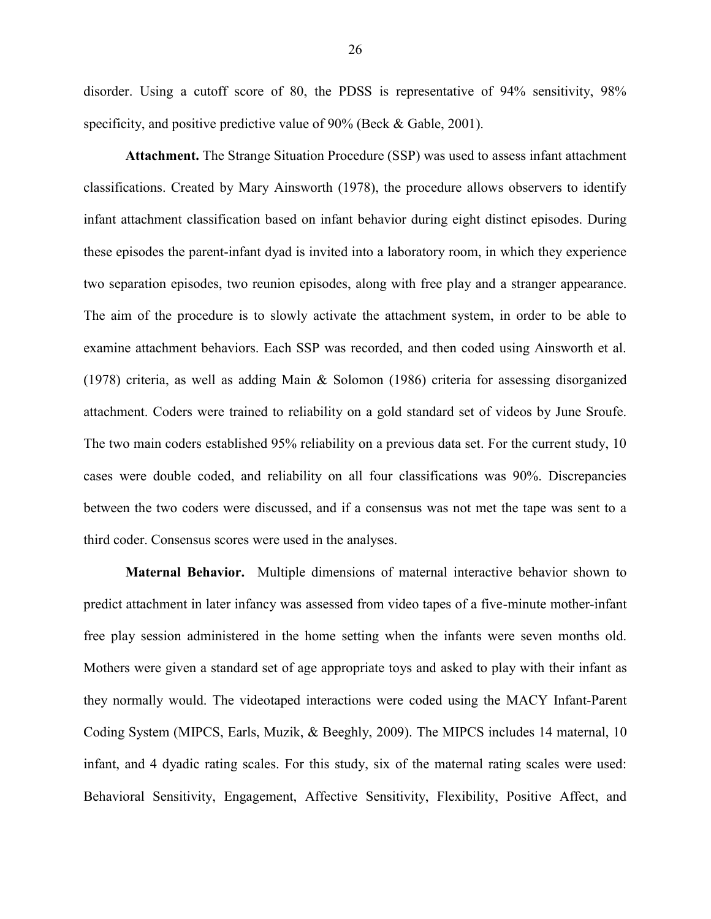disorder. Using a cutoff score of 80, the PDSS is representative of 94% sensitivity, 98% specificity, and positive predictive value of 90% (Beck & Gable, 2001).

**Attachment.** The Strange Situation Procedure (SSP) was used to assess infant attachment classifications. Created by Mary Ainsworth (1978), the procedure allows observers to identify infant attachment classification based on infant behavior during eight distinct episodes. During these episodes the parent-infant dyad is invited into a laboratory room, in which they experience two separation episodes, two reunion episodes, along with free play and a stranger appearance. The aim of the procedure is to slowly activate the attachment system, in order to be able to examine attachment behaviors. Each SSP was recorded, and then coded using Ainsworth et al. (1978) criteria, as well as adding Main & Solomon (1986) criteria for assessing disorganized attachment. Coders were trained to reliability on a gold standard set of videos by June Sroufe. The two main coders established 95% reliability on a previous data set. For the current study, 10 cases were double coded, and reliability on all four classifications was 90%. Discrepancies between the two coders were discussed, and if a consensus was not met the tape was sent to a third coder. Consensus scores were used in the analyses.

**Maternal Behavior.** Multiple dimensions of maternal interactive behavior shown to predict attachment in later infancy was assessed from video tapes of a five-minute mother-infant free play session administered in the home setting when the infants were seven months old. Mothers were given a standard set of age appropriate toys and asked to play with their infant as they normally would. The videotaped interactions were coded using the MACY Infant-Parent Coding System (MIPCS, Earls, Muzik, & Beeghly, 2009). The MIPCS includes 14 maternal, 10 infant, and 4 dyadic rating scales. For this study, six of the maternal rating scales were used: Behavioral Sensitivity, Engagement, Affective Sensitivity, Flexibility, Positive Affect, and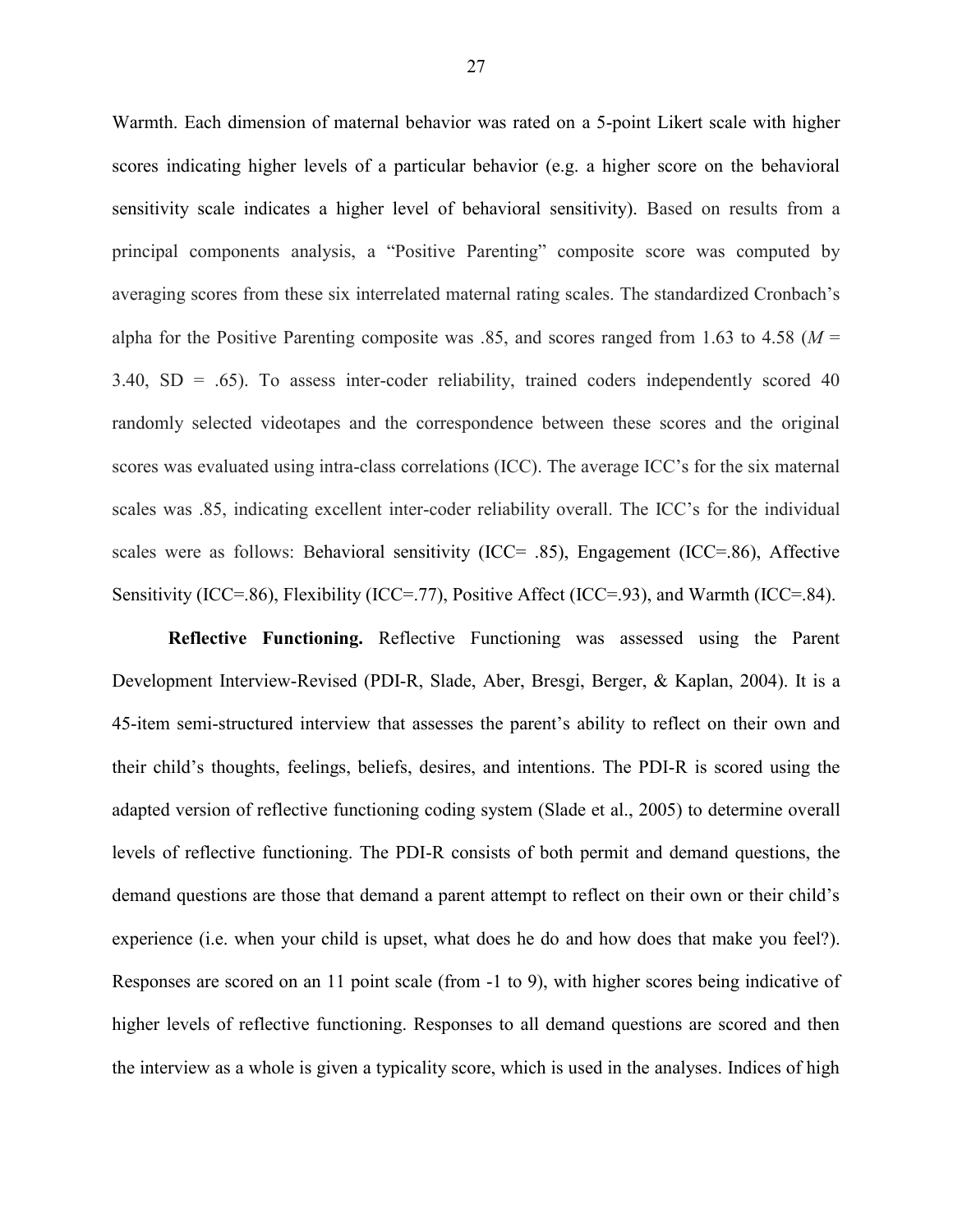Warmth. Each dimension of maternal behavior was rated on a 5-point Likert scale with higher scores indicating higher levels of a particular behavior (e.g. a higher score on the behavioral sensitivity scale indicates a higher level of behavioral sensitivity). Based on results from a principal components analysis, a "Positive Parenting" composite score was computed by averaging scores from these six interrelated maternal rating scales. The standardized Cronbach's alpha for the Positive Parenting composite was .85, and scores ranged from 1.63 to 4.58 ($M$ = 3.40, SD = .65). To assess inter-coder reliability, trained coders independently scored 40 randomly selected videotapes and the correspondence between these scores and the original scores was evaluated using intra-class correlations (ICC). The average ICC's for the six maternal scales was .85, indicating excellent inter-coder reliability overall. The ICC's for the individual scales were as follows: Behavioral sensitivity (ICC= .85), Engagement (ICC=.86), Affective Sensitivity (ICC=.86), Flexibility (ICC=.77), Positive Affect (ICC=.93), and Warmth (ICC=.84).

**Reflective Functioning.** Reflective Functioning was assessed using the Parent Development Interview-Revised (PDI-R, Slade, Aber, Bresgi, Berger, & Kaplan, 2004). It is a 45-item semi-structured interview that assesses the parent's ability to reflect on their own and their child's thoughts, feelings, beliefs, desires, and intentions. The PDI-R is scored using the adapted version of reflective functioning coding system (Slade et al., 2005) to determine overall levels of reflective functioning. The PDI-R consists of both permit and demand questions, the demand questions are those that demand a parent attempt to reflect on their own or their child's experience (i.e. when your child is upset, what does he do and how does that make you feel?). Responses are scored on an 11 point scale (from -1 to 9), with higher scores being indicative of higher levels of reflective functioning. Responses to all demand questions are scored and then the interview as a whole is given a typicality score, which is used in the analyses. Indices of high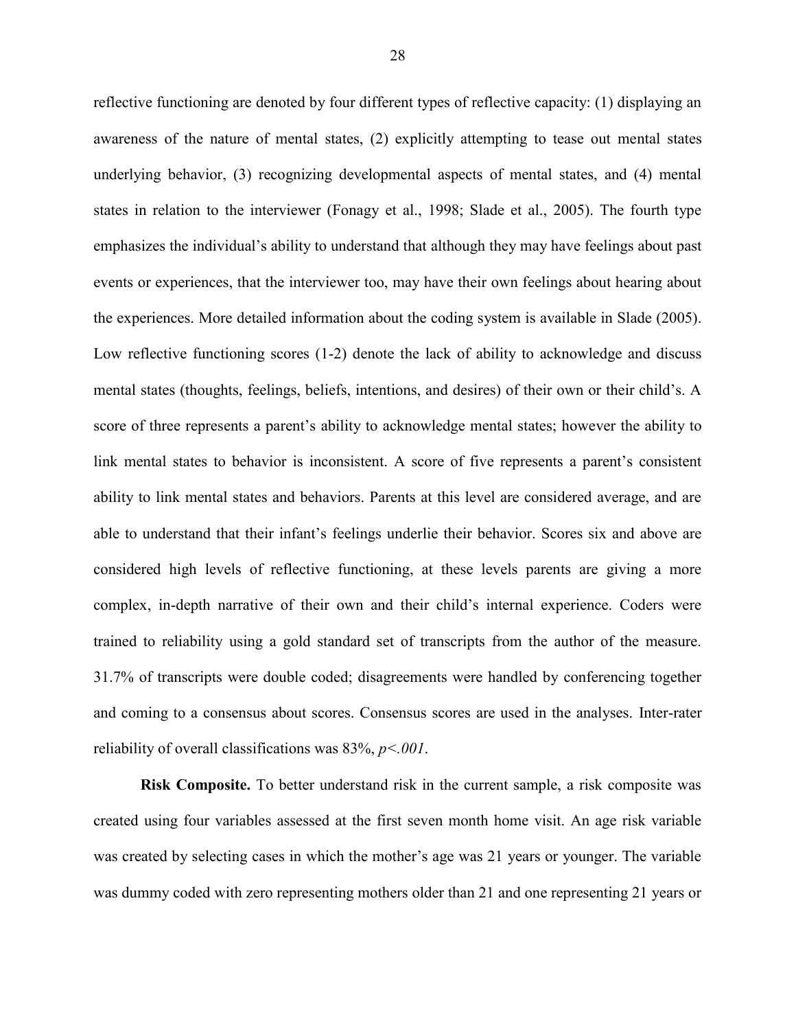reflective functioning are denoted by four different types of reflective capacity: (1) displaying an awareness of the nature of mental states, (2) explicitly attempting to tease out mental states underlying behavior, (3) recognizing developmental aspects of mental states, and (4) mental states in relation to the interviewer (Fonagy et al., 1998; Slade et al., 2005). The fourth type emphasizes the individual's ability to understand that although they may have feelings about past events or experiences, that the interviewer too, may have their own feelings about hearing about the experiences. More detailed information about the coding system is available in Slade (2005). Low reflective functioning scores (1-2) denote the lack of ability to acknowledge and discuss mental states (thoughts, feelings, beliefs, intentions, and desires) of their own or their child's. A score of three represents a parent's ability to acknowledge mental states; however the ability to link mental states to behavior is inconsistent. A score of five represents a parent's consistent ability to link mental states and behaviors. Parents at this level are considered average, and are able to understand that their infant's feelings underlie their behavior. Scores six and above are considered high levels of reflective functioning, at these levels parents are giving a more complex, in-depth narrative of their own and their child's internal experience. Coders were trained to reliability using a gold standard set of transcripts from the author of the measure. 31.7% of transcripts were double coded; disagreements were handled by conferencing together and coming to a consensus about scores. Consensus scores are used in the analyses. Inter-rater reliability of overall classifications was 83%, $p<.001$.

**Risk Composite.** To better understand risk in the current sample, a risk composite was created using four variables assessed at the first seven month home visit. An age risk variable was created by selecting cases in which the mother's age was 21 years or younger. The variable was dummy coded with zero representing mothers older than 21 and one representing 21 years or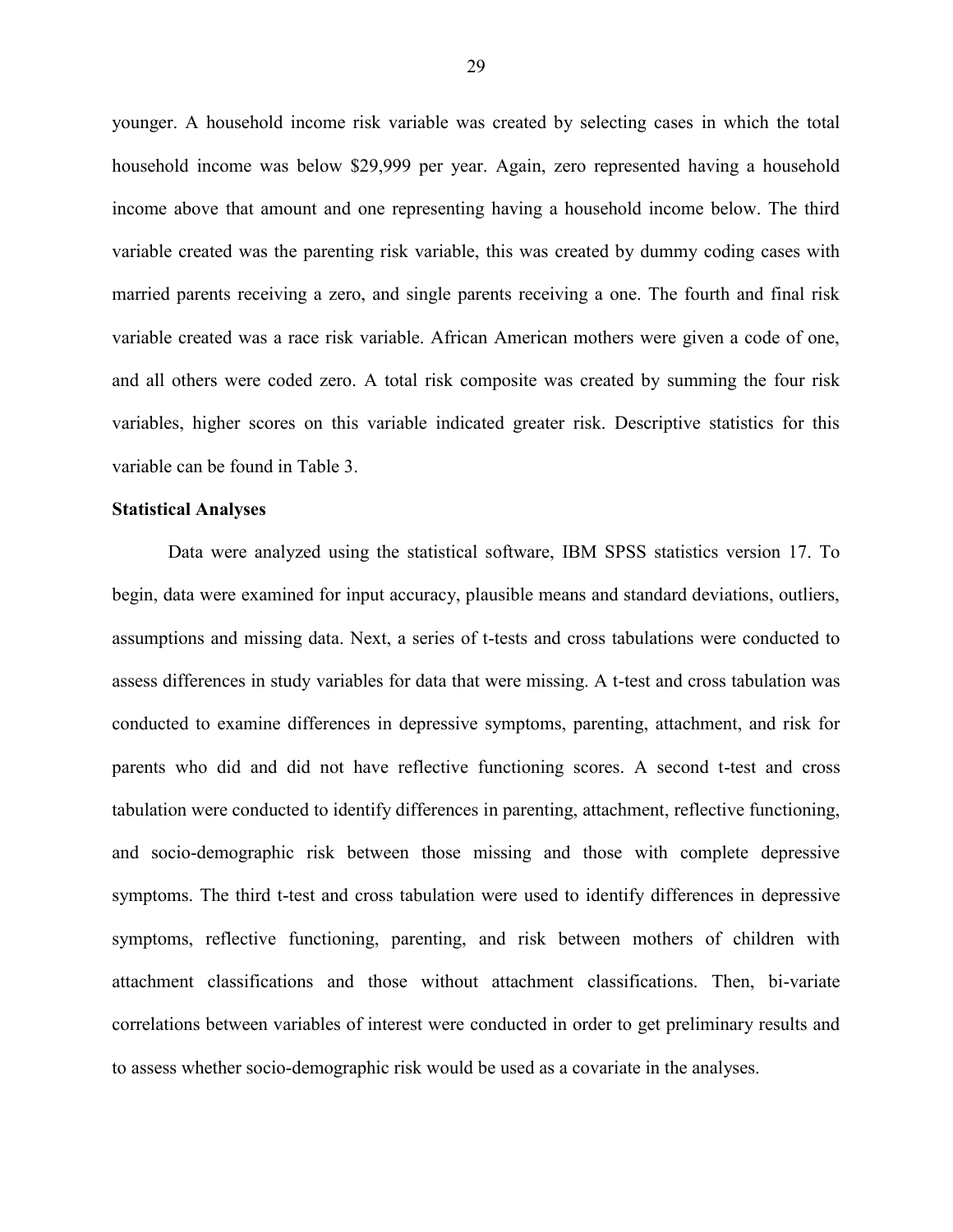younger. A household income risk variable was created by selecting cases in which the total household income was below $29,999 per year. Again, zero represented having a household income above that amount and one representing having a household income below. The third variable created was the parenting risk variable, this was created by dummy coding cases with married parents receiving a zero, and single parents receiving a one. The fourth and final risk variable created was a race risk variable. African American mothers were given a code of one, and all others were coded zero. A total risk composite was created by summing the four risk variables, higher scores on this variable indicated greater risk. Descriptive statistics for this variable can be found in Table 3.

**Statistical Analyses**

Data were analyzed using the statistical software, IBM SPSS statistics version 17. To begin, data were examined for input accuracy, plausible means and standard deviations, outliers, assumptions and missing data. Next, a series of t-tests and cross tabulations were conducted to assess differences in study variables for data that were missing. A t-test and cross tabulation was conducted to examine differences in depressive symptoms, parenting, attachment, and risk for parents who did and did not have reflective functioning scores. A second t-test and cross tabulation were conducted to identify differences in parenting, attachment, reflective functioning, and socio-demographic risk between those missing and those with complete depressive symptoms. The third t-test and cross tabulation were used to identify differences in depressive symptoms, reflective functioning, parenting, and risk between mothers of children with attachment classifications and those without attachment classifications. Then, bi-variate correlations between variables of interest were conducted in order to get preliminary results and to assess whether socio-demographic risk would be used as a covariate in the analyses.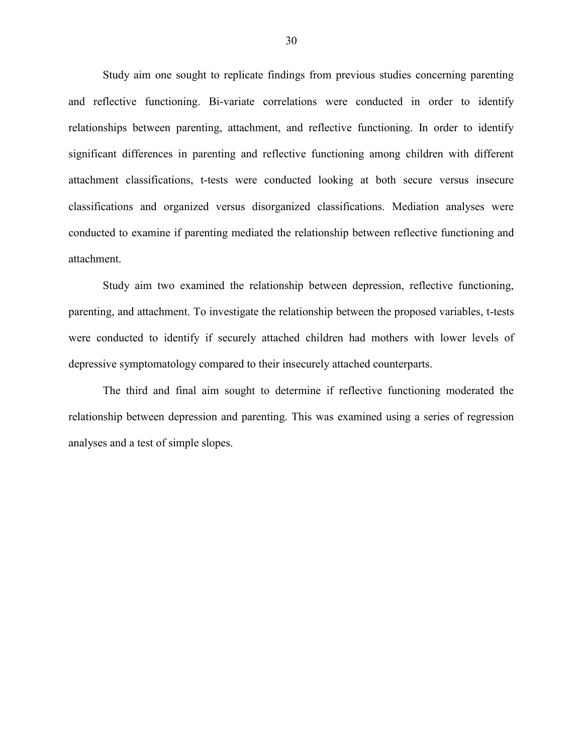Study aim one sought to replicate findings from previous studies concerning parenting and reflective functioning. Bi-variate correlations were conducted in order to identify relationships between parenting, attachment, and reflective functioning. In order to identify significant differences in parenting and reflective functioning among children with different attachment classifications, t-tests were conducted looking at both secure versus insecure classifications and organized versus disorganized classifications. Mediation analyses were conducted to examine if parenting mediated the relationship between reflective functioning and attachment.

Study aim two examined the relationship between depression, reflective functioning, parenting, and attachment. To investigate the relationship between the proposed variables, t-tests were conducted to identify if securely attached children had mothers with lower levels of depressive symptomatology compared to their insecurely attached counterparts.

The third and final aim sought to determine if reflective functioning moderated the relationship between depression and parenting. This was examined using a series of regression analyses and a test of simple slopes.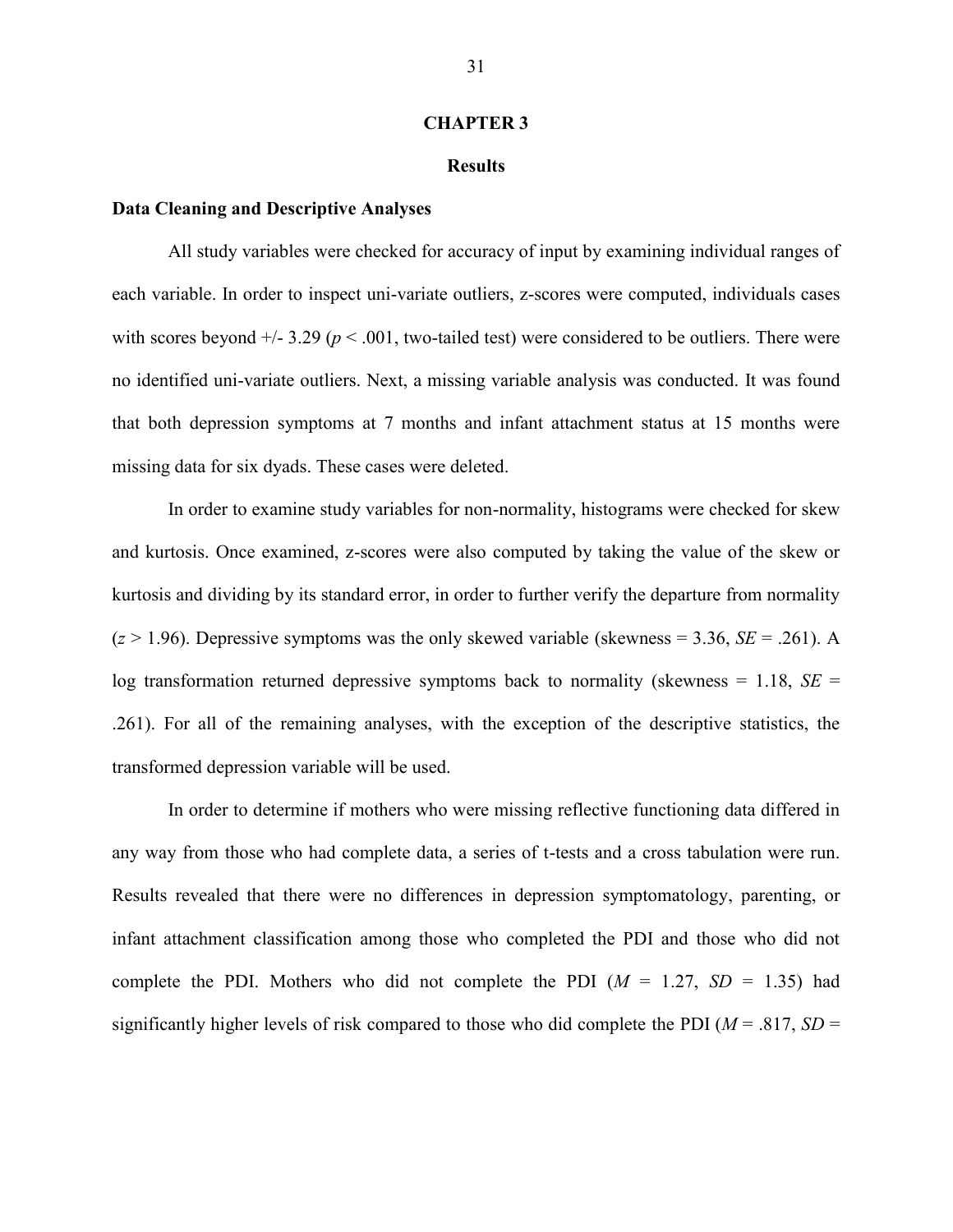# CHAPTER 3

## Results

### Data Cleaning and Descriptive Analyses

All study variables were checked for accuracy of input by examining individual ranges of each variable. In order to inspect uni-variate outliers, z-scores were computed, individuals cases with scores beyond +/- 3.29 ($p < .001$, two-tailed test) were considered to be outliers. There were no identified uni-variate outliers. Next, a missing variable analysis was conducted. It was found that both depression symptoms at 7 months and infant attachment status at 15 months were missing data for six dyads. These cases were deleted.

In order to examine study variables for non-normality, histograms were checked for skew and kurtosis. Once examined, z-scores were also computed by taking the value of the skew or kurtosis and dividing by its standard error, in order to further verify the departure from normality ($z > 1.96$). Depressive symptoms was the only skewed variable (skewness = 3.36, $SE$ = .261). A log transformation returned depressive symptoms back to normality (skewness = 1.18, $SE$ = .261). For all of the remaining analyses, with the exception of the descriptive statistics, the transformed depression variable will be used.

In order to determine if mothers who were missing reflective functioning data differed in any way from those who had complete data, a series of t-tests and a cross tabulation were run. Results revealed that there were no differences in depression symptomatology, parenting, or infant attachment classification among those who completed the PDI and those who did not complete the PDI. Mothers who did not complete the PDI ($M$ = 1.27, $SD$ = 1.35) had significantly higher levels of risk compared to those who did complete the PDI ($M$ = .817, $SD$ =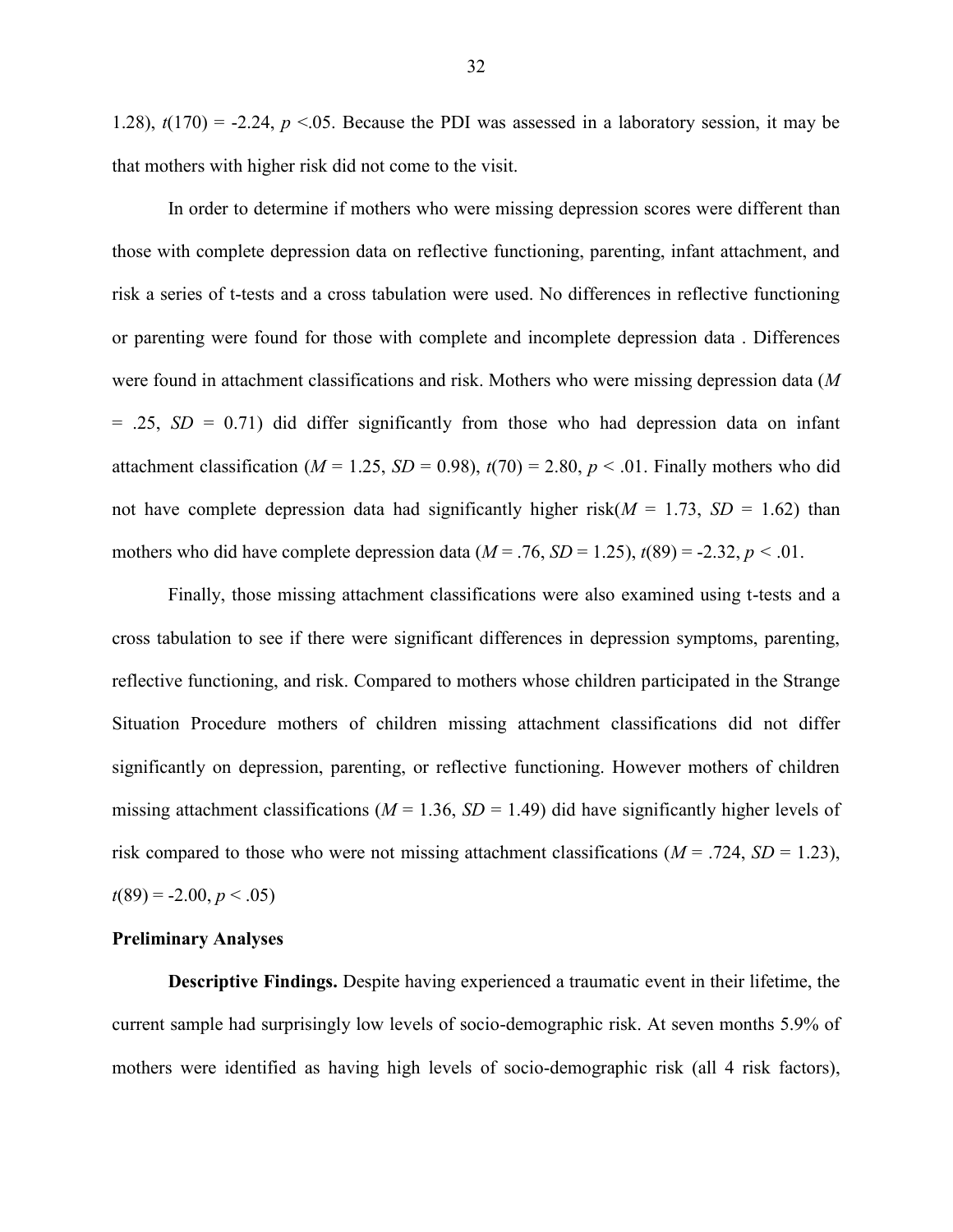1.28), $t(170) = -2.24$, $p < .05$. Because the PDI was assessed in a laboratory session, it may be that mothers with higher risk did not come to the visit.

In order to determine if mothers who were missing depression scores were different than those with complete depression data on reflective functioning, parenting, infant attachment, and risk a series of t-tests and a cross tabulation were used. No differences in reflective functioning or parenting were found for those with complete and incomplete depression data . Differences were found in attachment classifications and risk. Mothers who were missing depression data ($M = .25$, $SD = 0.71$) did differ significantly from those who had depression data on infant attachment classification ($M = 1.25$, $SD = 0.98$), $t(70) = 2.80$, $p < .01$. Finally mothers who did not have complete depression data had significantly higher risk($M = 1.73$, $SD = 1.62$) than mothers who did have complete depression data ($M = .76$, $SD = 1.25$), $t(89) = -2.32$, $p < .01$.

Finally, those missing attachment classifications were also examined using t-tests and a cross tabulation to see if there were significant differences in depression symptoms, parenting, reflective functioning, and risk. Compared to mothers whose children participated in the Strange Situation Procedure mothers of children missing attachment classifications did not differ significantly on depression, parenting, or reflective functioning. However mothers of children missing attachment classifications ($M = 1.36$, $SD = 1.49$) did have significantly higher levels of risk compared to those who were not missing attachment classifications ($M = .724$, $SD = 1.23$), $t(89) = -2.00$, $p < .05$)

### Preliminary Analyses

**Descriptive Findings.** Despite having experienced a traumatic event in their lifetime, the current sample had surprisingly low levels of socio-demographic risk. At seven months 5.9% of mothers were identified as having high levels of socio-demographic risk (all 4 risk factors),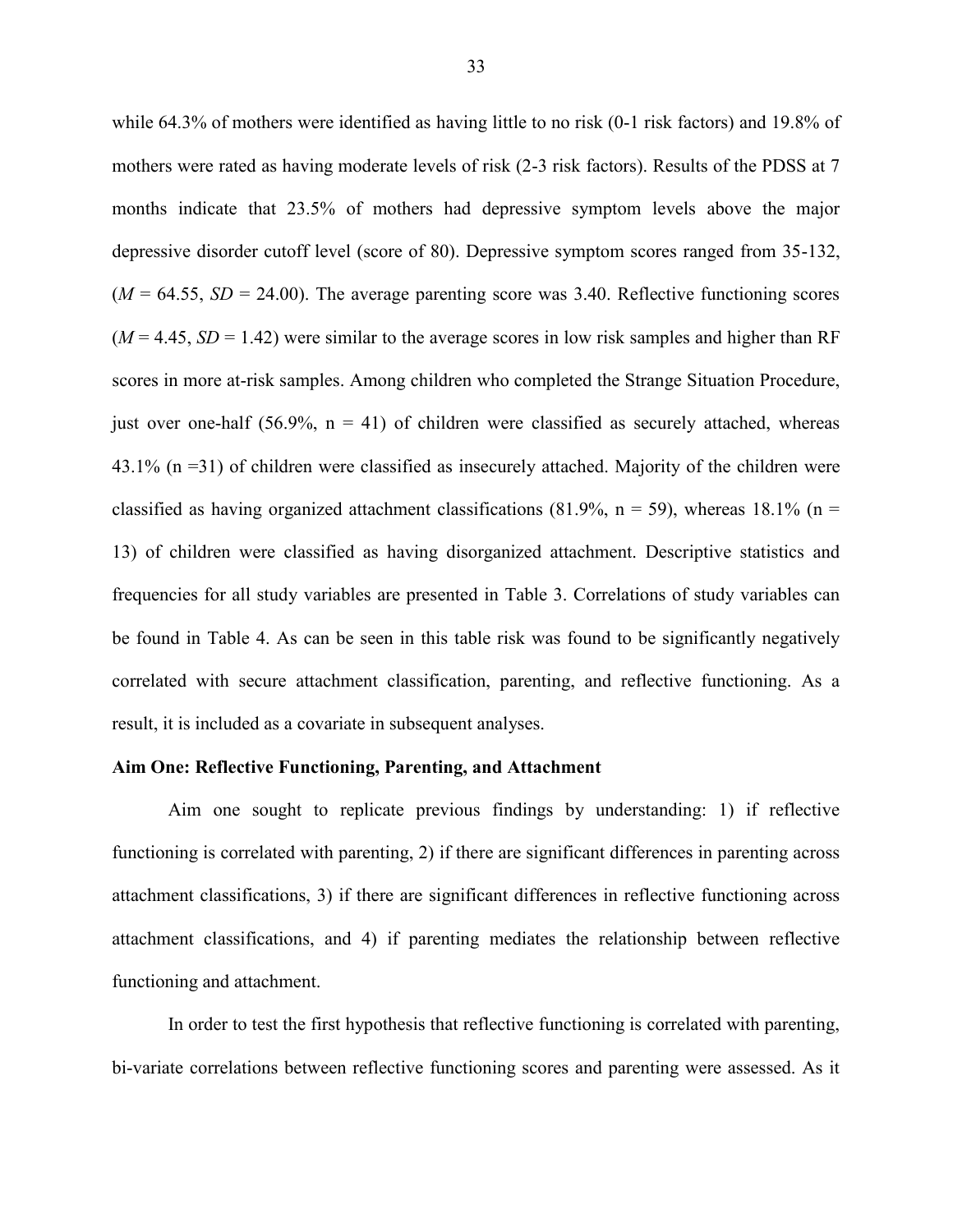while 64.3% of mothers were identified as having little to no risk (0-1 risk factors) and 19.8% of mothers were rated as having moderate levels of risk (2-3 risk factors). Results of the PDSS at 7 months indicate that 23.5% of mothers had depressive symptom levels above the major depressive disorder cutoff level (score of 80). Depressive symptom scores ranged from 35-132, ($M$ = 64.55, $SD$ = 24.00). The average parenting score was 3.40. Reflective functioning scores ($M$ = 4.45, $SD$ = 1.42) were similar to the average scores in low risk samples and higher than RF scores in more at-risk samples. Among children who completed the Strange Situation Procedure, just over one-half (56.9%, n = 41) of children were classified as securely attached, whereas 43.1% (n =31) of children were classified as insecurely attached. Majority of the children were classified as having organized attachment classifications (81.9%, n = 59), whereas 18.1% (n = 13) of children were classified as having disorganized attachment. Descriptive statistics and frequencies for all study variables are presented in Table 3. Correlations of study variables can be found in Table 4. As can be seen in this table risk was found to be significantly negatively correlated with secure attachment classification, parenting, and reflective functioning. As a result, it is included as a covariate in subsequent analyses.

**Aim One: Reflective Functioning, Parenting, and Attachment**

Aim one sought to replicate previous findings by understanding: 1) if reflective functioning is correlated with parenting, 2) if there are significant differences in parenting across attachment classifications, 3) if there are significant differences in reflective functioning across attachment classifications, and 4) if parenting mediates the relationship between reflective functioning and attachment.

In order to test the first hypothesis that reflective functioning is correlated with parenting, bi-variate correlations between reflective functioning scores and parenting were assessed. As it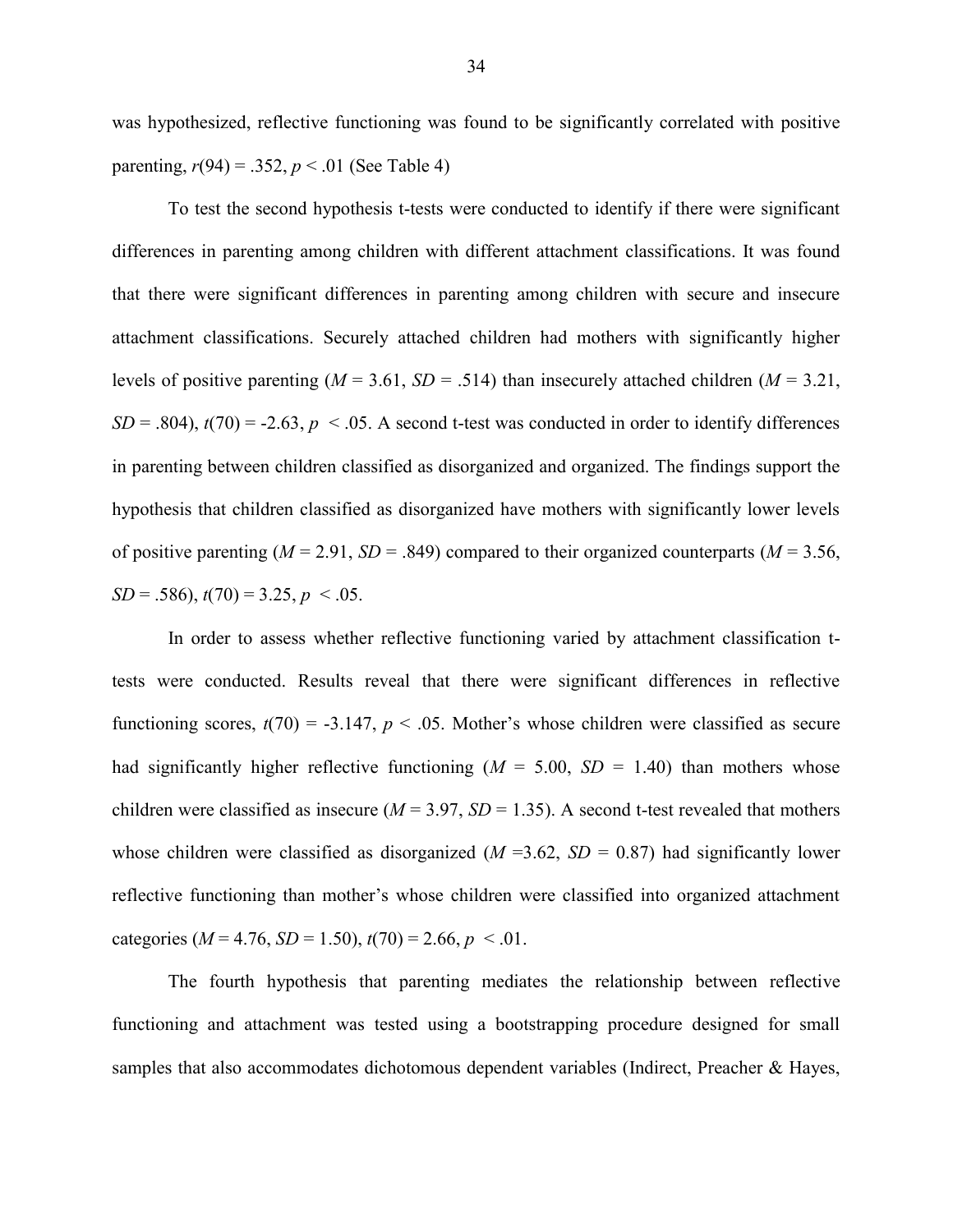was hypothesized, reflective functioning was found to be significantly correlated with positive parenting, $r(94) = .352$, $p < .01$ (See Table 4)

To test the second hypothesis t-tests were conducted to identify if there were significant differences in parenting among children with different attachment classifications. It was found that there were significant differences in parenting among children with secure and insecure attachment classifications. Securely attached children had mothers with significantly higher levels of positive parenting ($M = 3.61$, $SD = .514$) than insecurely attached children ($M = 3.21$, $SD = .804$), $t(70) = -2.63$, $p < .05$. A second t-test was conducted in order to identify differences in parenting between children classified as disorganized and organized. The findings support the hypothesis that children classified as disorganized have mothers with significantly lower levels of positive parenting ($M = 2.91$, $SD = .849$) compared to their organized counterparts ($M = 3.56$, $SD = .586$), $t(70) = 3.25$, $p < .05$.

In order to assess whether reflective functioning varied by attachment classification t-tests were conducted. Results reveal that there were significant differences in reflective functioning scores, $t(70) = -3.147$, $p < .05$. Mother's whose children were classified as secure had significantly higher reflective functioning ($M = 5.00$, $SD = 1.40$) than mothers whose children were classified as insecure ($M = 3.97$, $SD = 1.35$). A second t-test revealed that mothers whose children were classified as disorganized ($M = 3.62$, $SD = 0.87$) had significantly lower reflective functioning than mother's whose children were classified into organized attachment categories ($M = 4.76$, $SD = 1.50$), $t(70) = 2.66$, $p < .01$.

The fourth hypothesis that parenting mediates the relationship between reflective functioning and attachment was tested using a bootstrapping procedure designed for small samples that also accommodates dichotomous dependent variables (Indirect, Preacher & Hayes,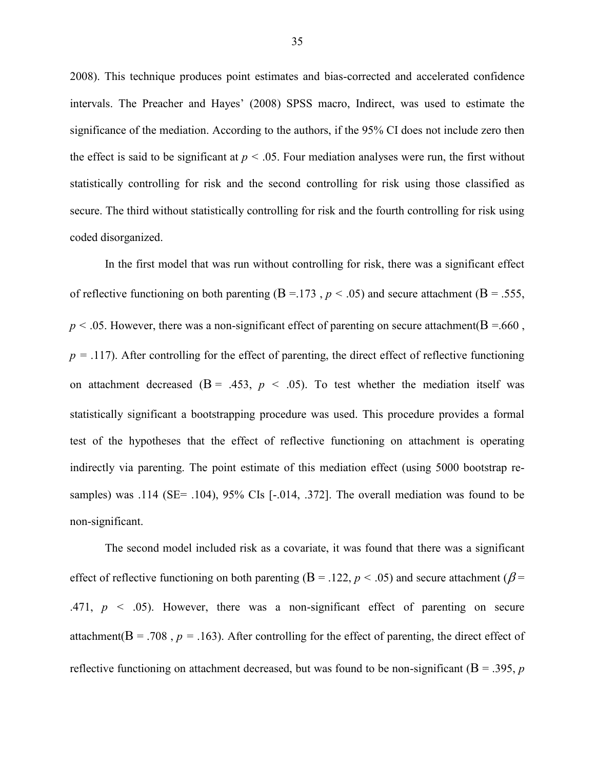2008). This technique produces point estimates and bias-corrected and accelerated confidence intervals. The Preacher and Hayes' (2008) SPSS macro, Indirect, was used to estimate the significance of the mediation. According to the authors, if the 95% CI does not include zero then the effect is said to be significant at $p < .05$. Four mediation analyses were run, the first without statistically controlling for risk and the second controlling for risk using those classified as secure. The third without statistically controlling for risk and the fourth controlling for risk using coded disorganized.

In the first model that was run without controlling for risk, there was a significant effect of reflective functioning on both parenting (B =.173 , $p < .05$) and secure attachment (B = .555, $p < .05$. However, there was a non-significant effect of parenting on secure attachment(B =.660 , $p = .117$). After controlling for the effect of parenting, the direct effect of reflective functioning on attachment decreased (B = .453, $p < .05$). To test whether the mediation itself was statistically significant a bootstrapping procedure was used. This procedure provides a formal test of the hypotheses that the effect of reflective functioning on attachment is operating indirectly via parenting. The point estimate of this mediation effect (using 5000 bootstrap re-samples) was .114 (SE= .104), 95% CIs [-.014, .372]. The overall mediation was found to be non-significant.

The second model included risk as a covariate, it was found that there was a significant effect of reflective functioning on both parenting (B = .122, $p < .05$) and secure attachment ($\beta$ = .471, $p < .05$). However, there was a non-significant effect of parenting on secure attachment(B = .708 , $p = .163$). After controlling for the effect of parenting, the direct effect of reflective functioning on attachment decreased, but was found to be non-significant (B = .395, $p$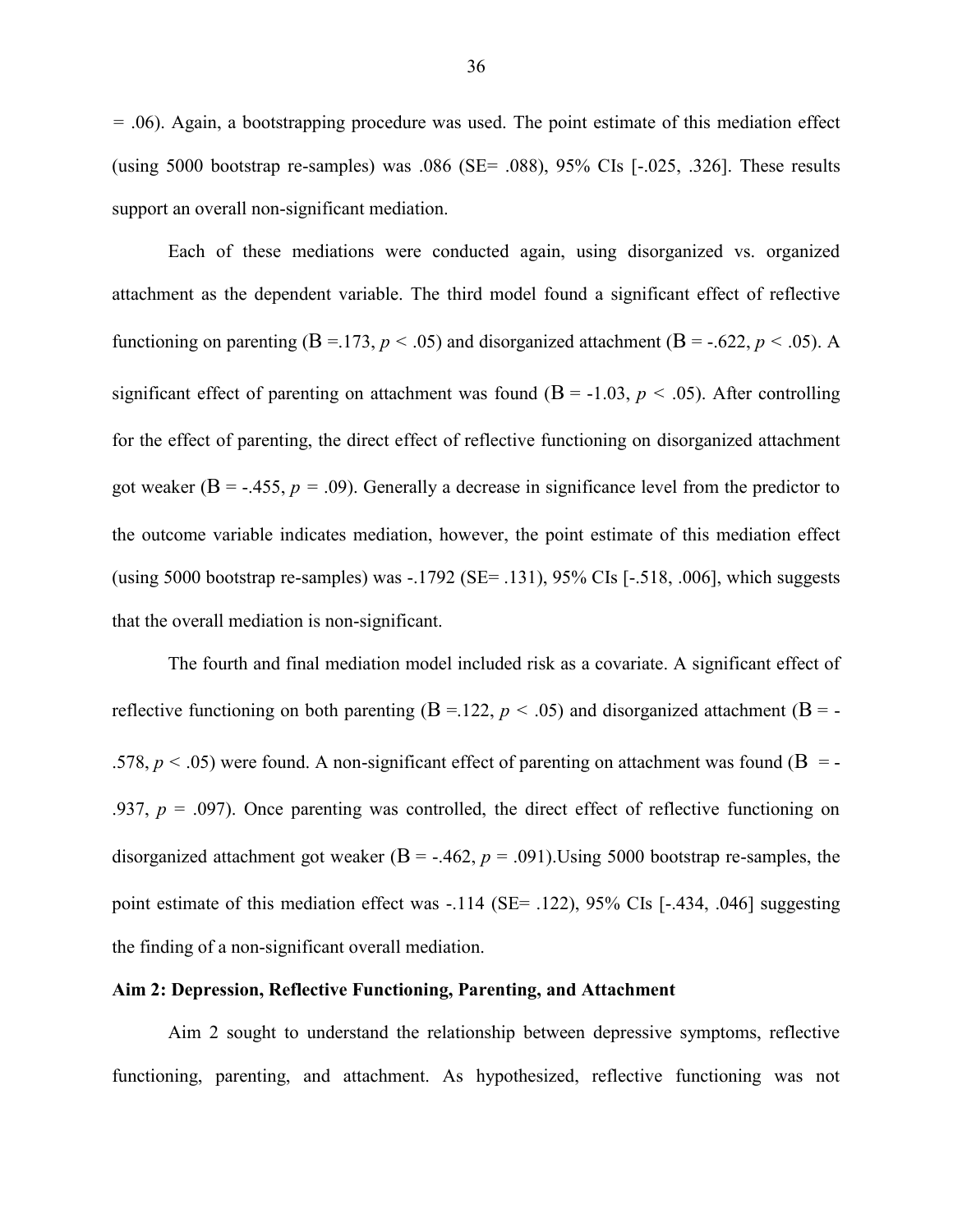= .06). Again, a bootstrapping procedure was used. The point estimate of this mediation effect (using 5000 bootstrap re-samples) was .086 (SE= .088), 95% CIs [-.025, .326]. These results support an overall non-significant mediation.

Each of these mediations were conducted again, using disorganized vs. organized attachment as the dependent variable. The third model found a significant effect of reflective functioning on parenting (B =.173, $p < .05$) and disorganized attachment (B = -.622, $p < .05$). A significant effect of parenting on attachment was found (B = -1.03, $p < .05$). After controlling for the effect of parenting, the direct effect of reflective functioning on disorganized attachment got weaker (B = -.455, $p = .09$). Generally a decrease in significance level from the predictor to the outcome variable indicates mediation, however, the point estimate of this mediation effect (using 5000 bootstrap re-samples) was -.1792 (SE= .131), 95% CIs [-.518, .006], which suggests that the overall mediation is non-significant.

The fourth and final mediation model included risk as a covariate. A significant effect of reflective functioning on both parenting (B =.122, $p < .05$) and disorganized attachment (B = -.578, $p < .05$) were found. A non-significant effect of parenting on attachment was found (B = -.937, $p = .097$). Once parenting was controlled, the direct effect of reflective functioning on disorganized attachment got weaker (B = -.462, $p = .091$).Using 5000 bootstrap re-samples, the point estimate of this mediation effect was -.114 (SE= .122), 95% CIs [-.434, .046] suggesting the finding of a non-significant overall mediation.

**Aim 2: Depression, Reflective Functioning, Parenting, and Attachment**

Aim 2 sought to understand the relationship between depressive symptoms, reflective functioning, parenting, and attachment. As hypothesized, reflective functioning was not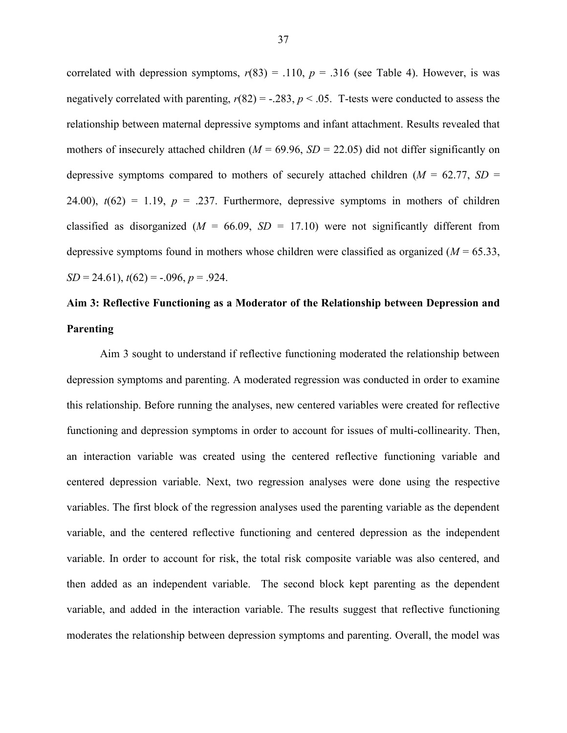correlated with depression symptoms, $r(83) = .110$, $p = .316$ (see Table 4). However, is was negatively correlated with parenting, $r(82) = -.283$, $p < .05$. T-tests were conducted to assess the relationship between maternal depressive symptoms and infant attachment. Results revealed that mothers of insecurely attached children ($M = 69.96$, $SD = 22.05$) did not differ significantly on depressive symptoms compared to mothers of securely attached children ($M = 62.77$, $SD = 24.00$), $t(62) = 1.19$, $p = .237$. Furthermore, depressive symptoms in mothers of children classified as disorganized ($M = 66.09$, $SD = 17.10$) were not significantly different from depressive symptoms found in mothers whose children were classified as organized ($M = 65.33$, $SD = 24.61$), $t(62) = -.096$, $p = .924$.

## Aim 3: Reflective Functioning as a Moderator of the Relationship between Depression and Parenting

Aim 3 sought to understand if reflective functioning moderated the relationship between depression symptoms and parenting. A moderated regression was conducted in order to examine this relationship. Before running the analyses, new centered variables were created for reflective functioning and depression symptoms in order to account for issues of multi-collinearity. Then, an interaction variable was created using the centered reflective functioning variable and centered depression variable. Next, two regression analyses were done using the respective variables. The first block of the regression analyses used the parenting variable as the dependent variable, and the centered reflective functioning and centered depression as the independent variable. In order to account for risk, the total risk composite variable was also centered, and then added as an independent variable. The second block kept parenting as the dependent variable, and added in the interaction variable. The results suggest that reflective functioning moderates the relationship between depression symptoms and parenting. Overall, the model was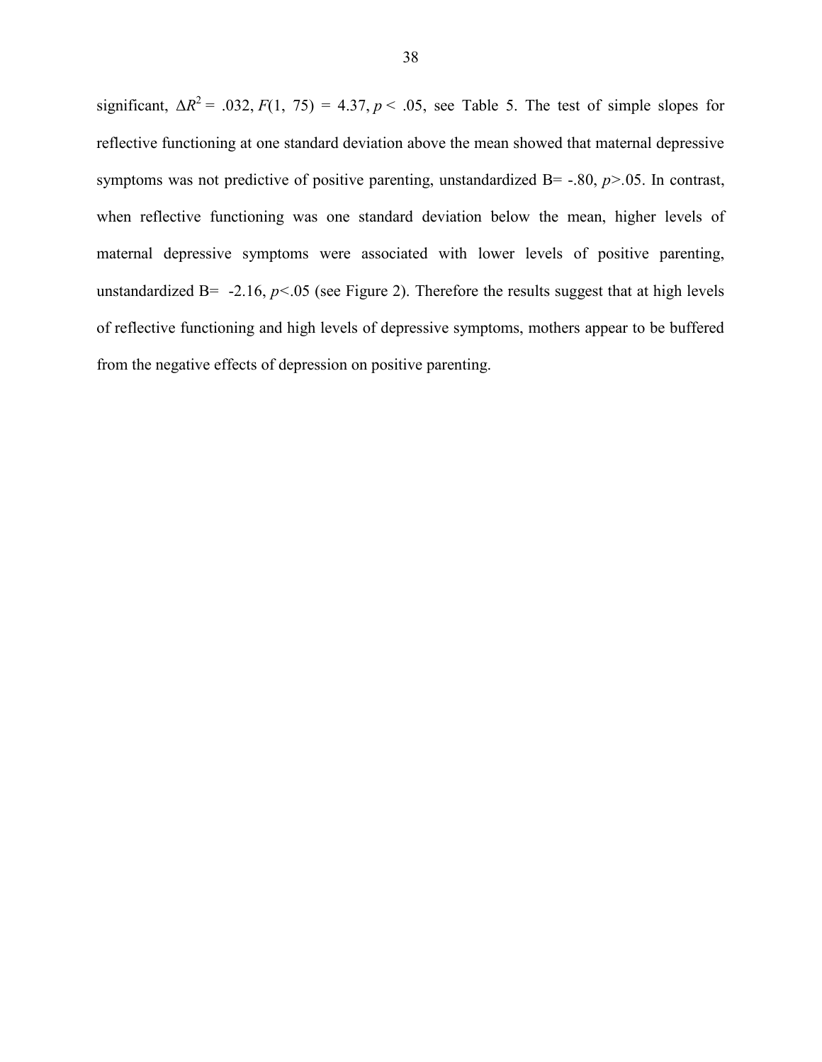significant, $\Delta R^2 = .032$, $F(1, 75) = 4.37$, $p < .05$, see Table 5. The test of simple slopes for reflective functioning at one standard deviation above the mean showed that maternal depressive symptoms was not predictive of positive parenting, unstandardized B= -.80, $p>.05$. In contrast, when reflective functioning was one standard deviation below the mean, higher levels of maternal depressive symptoms were associated with lower levels of positive parenting, unstandardized B= -2.16, $p<.05$ (see Figure 2). Therefore the results suggest that at high levels of reflective functioning and high levels of depressive symptoms, mothers appear to be buffered from the negative effects of depression on positive parenting.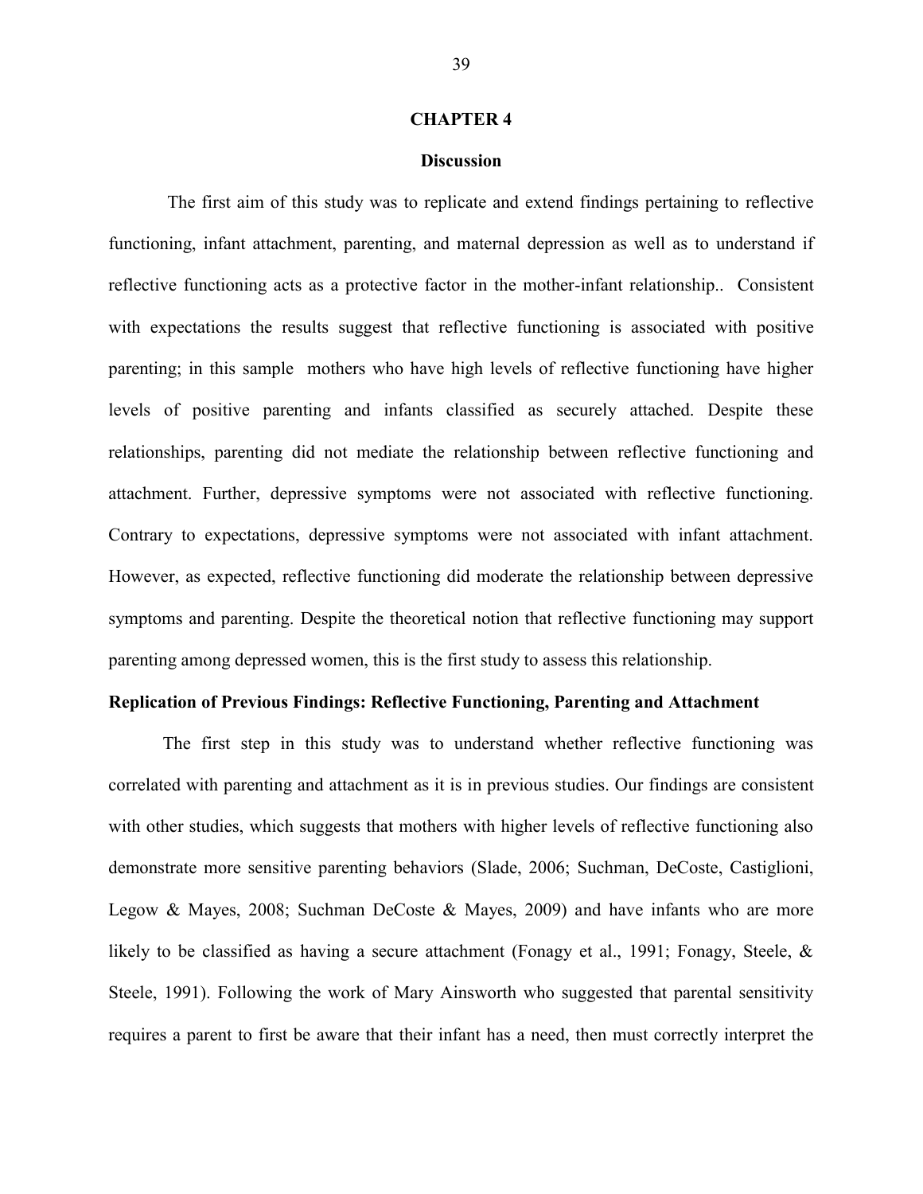# CHAPTER 4

## Discussion

The first aim of this study was to replicate and extend findings pertaining to reflective functioning, infant attachment, parenting, and maternal depression as well as to understand if reflective functioning acts as a protective factor in the mother-infant relationship.. Consistent with expectations the results suggest that reflective functioning is associated with positive parenting; in this sample mothers who have high levels of reflective functioning have higher levels of positive parenting and infants classified as securely attached. Despite these relationships, parenting did not mediate the relationship between reflective functioning and attachment. Further, depressive symptoms were not associated with reflective functioning. Contrary to expectations, depressive symptoms were not associated with infant attachment. However, as expected, reflective functioning did moderate the relationship between depressive symptoms and parenting. Despite the theoretical notion that reflective functioning may support parenting among depressed women, this is the first study to assess this relationship.

### Replication of Previous Findings: Reflective Functioning, Parenting and Attachment

The first step in this study was to understand whether reflective functioning was correlated with parenting and attachment as it is in previous studies. Our findings are consistent with other studies, which suggests that mothers with higher levels of reflective functioning also demonstrate more sensitive parenting behaviors (Slade, 2006; Suchman, DeCoste, Castiglioni, Legow & Mayes, 2008; Suchman DeCoste & Mayes, 2009) and have infants who are more likely to be classified as having a secure attachment (Fonagy et al., 1991; Fonagy, Steele, & Steele, 1991). Following the work of Mary Ainsworth who suggested that parental sensitivity requires a parent to first be aware that their infant has a need, then must correctly interpret the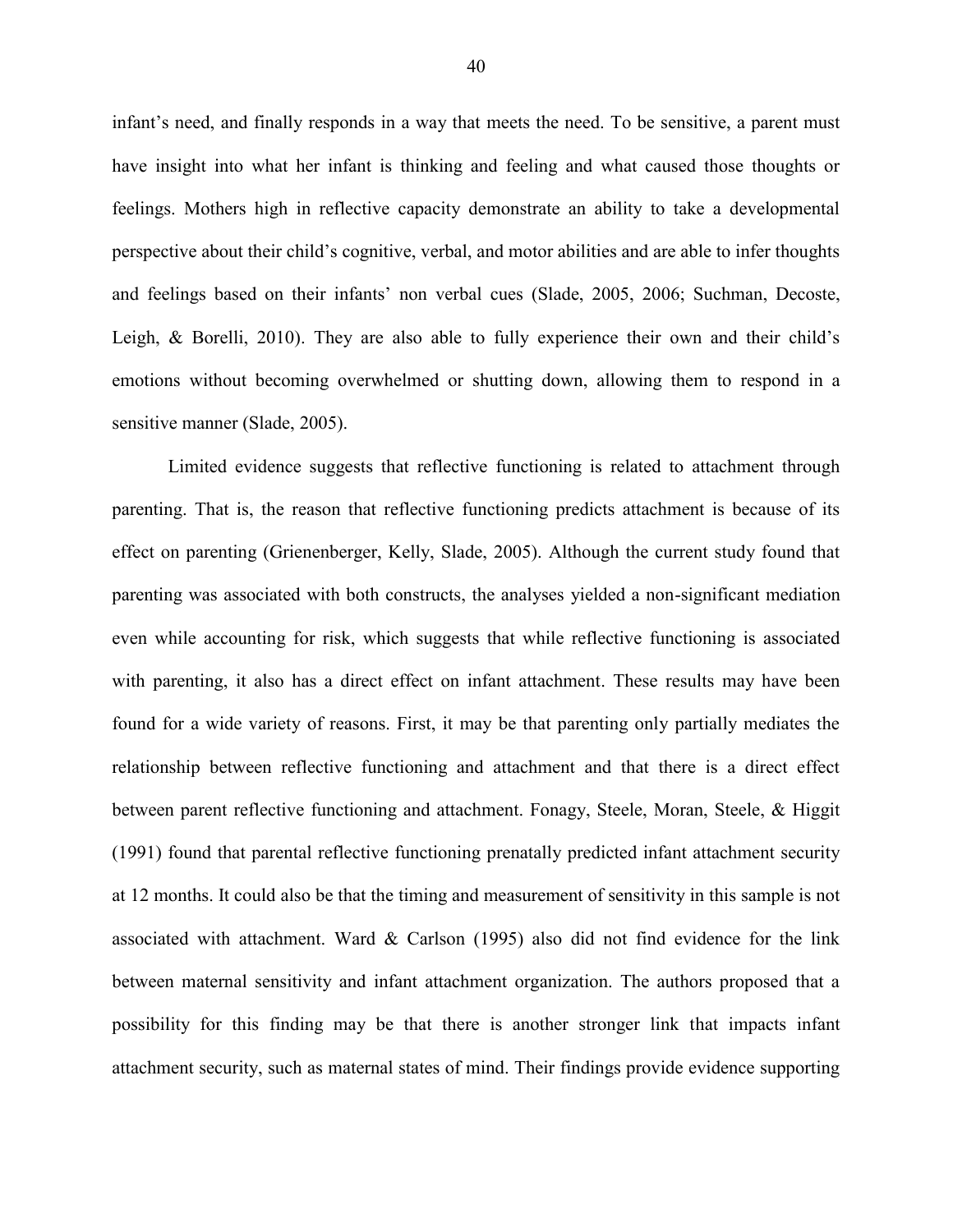infant's need, and finally responds in a way that meets the need. To be sensitive, a parent must have insight into what her infant is thinking and feeling and what caused those thoughts or feelings. Mothers high in reflective capacity demonstrate an ability to take a developmental perspective about their child's cognitive, verbal, and motor abilities and are able to infer thoughts and feelings based on their infants' non verbal cues (Slade, 2005, 2006; Suchman, Decoste, Leigh, & Borelli, 2010). They are also able to fully experience their own and their child's emotions without becoming overwhelmed or shutting down, allowing them to respond in a sensitive manner (Slade, 2005).

Limited evidence suggests that reflective functioning is related to attachment through parenting. That is, the reason that reflective functioning predicts attachment is because of its effect on parenting (Grienenberger, Kelly, Slade, 2005). Although the current study found that parenting was associated with both constructs, the analyses yielded a non-significant mediation even while accounting for risk, which suggests that while reflective functioning is associated with parenting, it also has a direct effect on infant attachment. These results may have been found for a wide variety of reasons. First, it may be that parenting only partially mediates the relationship between reflective functioning and attachment and that there is a direct effect between parent reflective functioning and attachment. Fonagy, Steele, Moran, Steele, & Higgit (1991) found that parental reflective functioning prenatally predicted infant attachment security at 12 months. It could also be that the timing and measurement of sensitivity in this sample is not associated with attachment. Ward & Carlson (1995) also did not find evidence for the link between maternal sensitivity and infant attachment organization. The authors proposed that a possibility for this finding may be that there is another stronger link that impacts infant attachment security, such as maternal states of mind. Their findings provide evidence supporting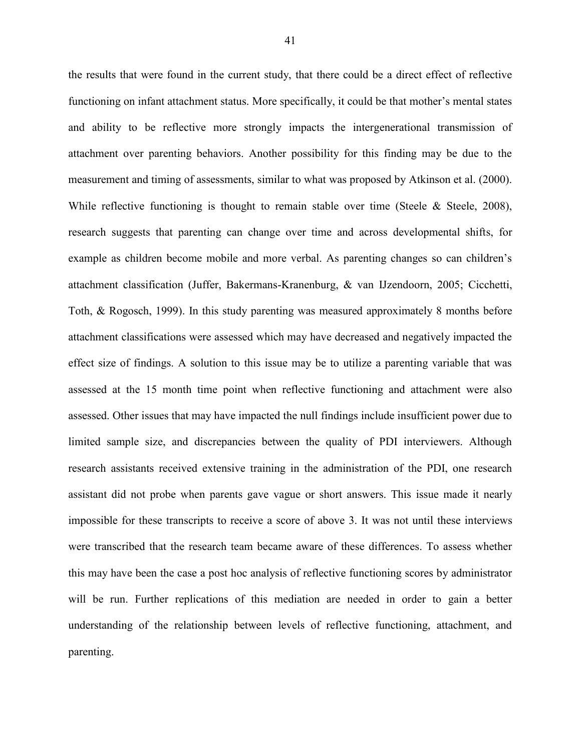the results that were found in the current study, that there could be a direct effect of reflective functioning on infant attachment status. More specifically, it could be that mother's mental states and ability to be reflective more strongly impacts the intergenerational transmission of attachment over parenting behaviors. Another possibility for this finding may be due to the measurement and timing of assessments, similar to what was proposed by Atkinson et al. (2000). While reflective functioning is thought to remain stable over time (Steele & Steele, 2008), research suggests that parenting can change over time and across developmental shifts, for example as children become mobile and more verbal. As parenting changes so can children's attachment classification (Juffer, Bakermans-Kranenburg, & van IJzendoorn, 2005; Cicchetti, Toth, & Rogosch, 1999). In this study parenting was measured approximately 8 months before attachment classifications were assessed which may have decreased and negatively impacted the effect size of findings. A solution to this issue may be to utilize a parenting variable that was assessed at the 15 month time point when reflective functioning and attachment were also assessed. Other issues that may have impacted the null findings include insufficient power due to limited sample size, and discrepancies between the quality of PDI interviewers. Although research assistants received extensive training in the administration of the PDI, one research assistant did not probe when parents gave vague or short answers. This issue made it nearly impossible for these transcripts to receive a score of above 3. It was not until these interviews were transcribed that the research team became aware of these differences. To assess whether this may have been the case a post hoc analysis of reflective functioning scores by administrator will be run. Further replications of this mediation are needed in order to gain a better understanding of the relationship between levels of reflective functioning, attachment, and parenting.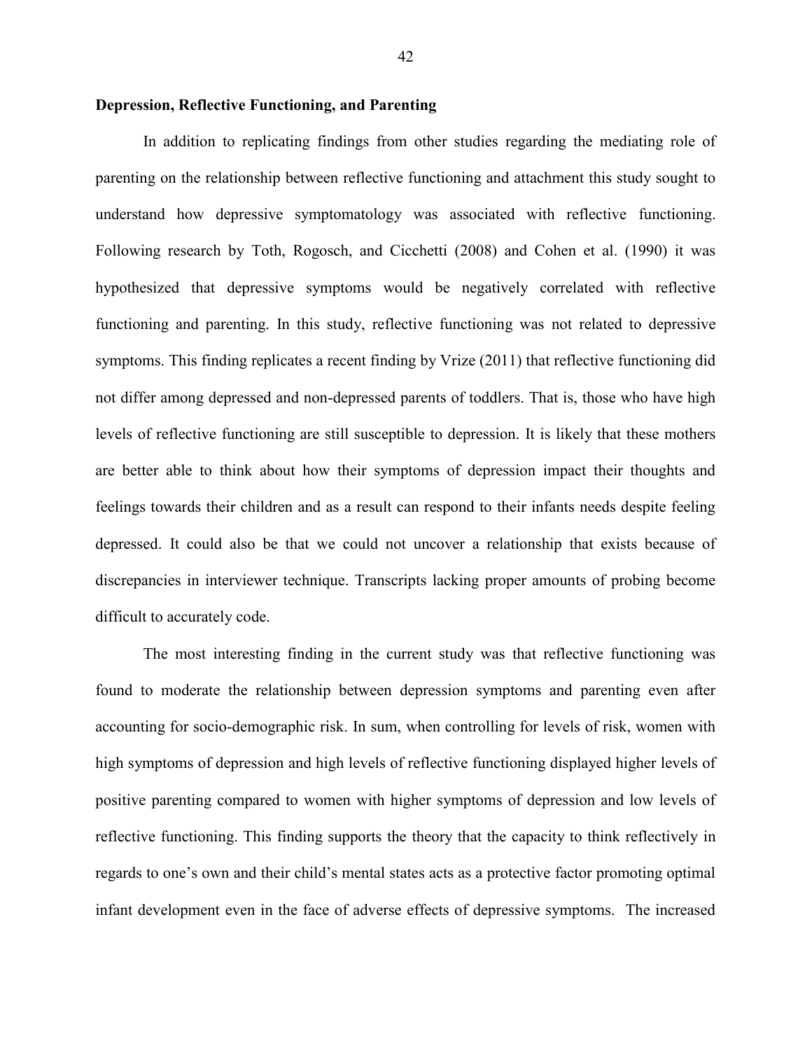**Depression, Reflective Functioning, and Parenting**

In addition to replicating findings from other studies regarding the mediating role of parenting on the relationship between reflective functioning and attachment this study sought to understand how depressive symptomatology was associated with reflective functioning. Following research by Toth, Rogosch, and Cicchetti (2008) and Cohen et al. (1990) it was hypothesized that depressive symptoms would be negatively correlated with reflective functioning and parenting. In this study, reflective functioning was not related to depressive symptoms. This finding replicates a recent finding by Vrize (2011) that reflective functioning did not differ among depressed and non-depressed parents of toddlers. That is, those who have high levels of reflective functioning are still susceptible to depression. It is likely that these mothers are better able to think about how their symptoms of depression impact their thoughts and feelings towards their children and as a result can respond to their infants needs despite feeling depressed. It could also be that we could not uncover a relationship that exists because of discrepancies in interviewer technique. Transcripts lacking proper amounts of probing become difficult to accurately code.

The most interesting finding in the current study was that reflective functioning was found to moderate the relationship between depression symptoms and parenting even after accounting for socio-demographic risk. In sum, when controlling for levels of risk, women with high symptoms of depression and high levels of reflective functioning displayed higher levels of positive parenting compared to women with higher symptoms of depression and low levels of reflective functioning. This finding supports the theory that the capacity to think reflectively in regards to one's own and their child's mental states acts as a protective factor promoting optimal infant development even in the face of adverse effects of depressive symptoms. The increased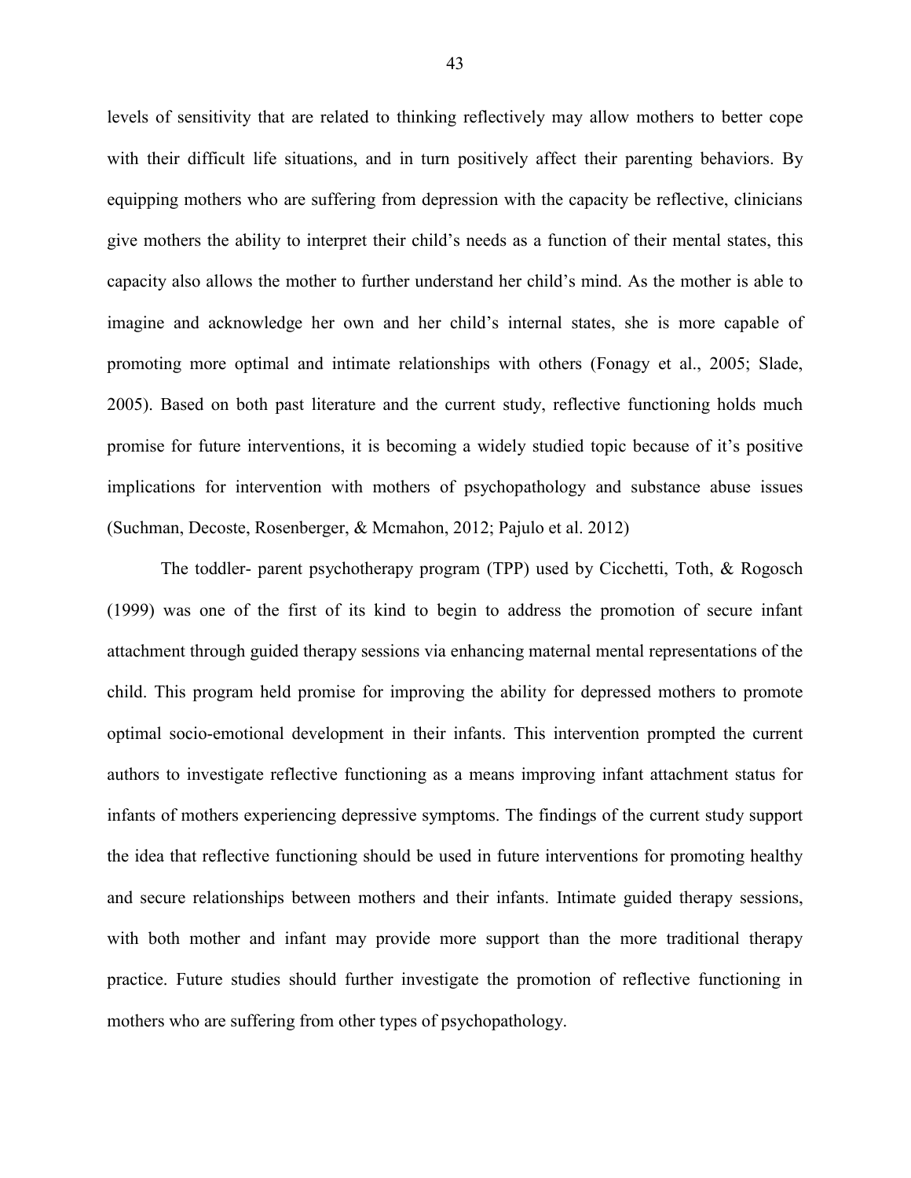levels of sensitivity that are related to thinking reflectively may allow mothers to better cope with their difficult life situations, and in turn positively affect their parenting behaviors. By equipping mothers who are suffering from depression with the capacity be reflective, clinicians give mothers the ability to interpret their child's needs as a function of their mental states, this capacity also allows the mother to further understand her child's mind. As the mother is able to imagine and acknowledge her own and her child's internal states, she is more capable of promoting more optimal and intimate relationships with others (Fonagy et al., 2005; Slade, 2005). Based on both past literature and the current study, reflective functioning holds much promise for future interventions, it is becoming a widely studied topic because of it's positive implications for intervention with mothers of psychopathology and substance abuse issues (Suchman, Decoste, Rosenberger, & Mcmahon, 2012; Pajulo et al. 2012)

The toddler- parent psychotherapy program (TPP) used by Cicchetti, Toth, & Rogosch (1999) was one of the first of its kind to begin to address the promotion of secure infant attachment through guided therapy sessions via enhancing maternal mental representations of the child. This program held promise for improving the ability for depressed mothers to promote optimal socio-emotional development in their infants. This intervention prompted the current authors to investigate reflective functioning as a means improving infant attachment status for infants of mothers experiencing depressive symptoms. The findings of the current study support the idea that reflective functioning should be used in future interventions for promoting healthy and secure relationships between mothers and their infants. Intimate guided therapy sessions, with both mother and infant may provide more support than the more traditional therapy practice. Future studies should further investigate the promotion of reflective functioning in mothers who are suffering from other types of psychopathology.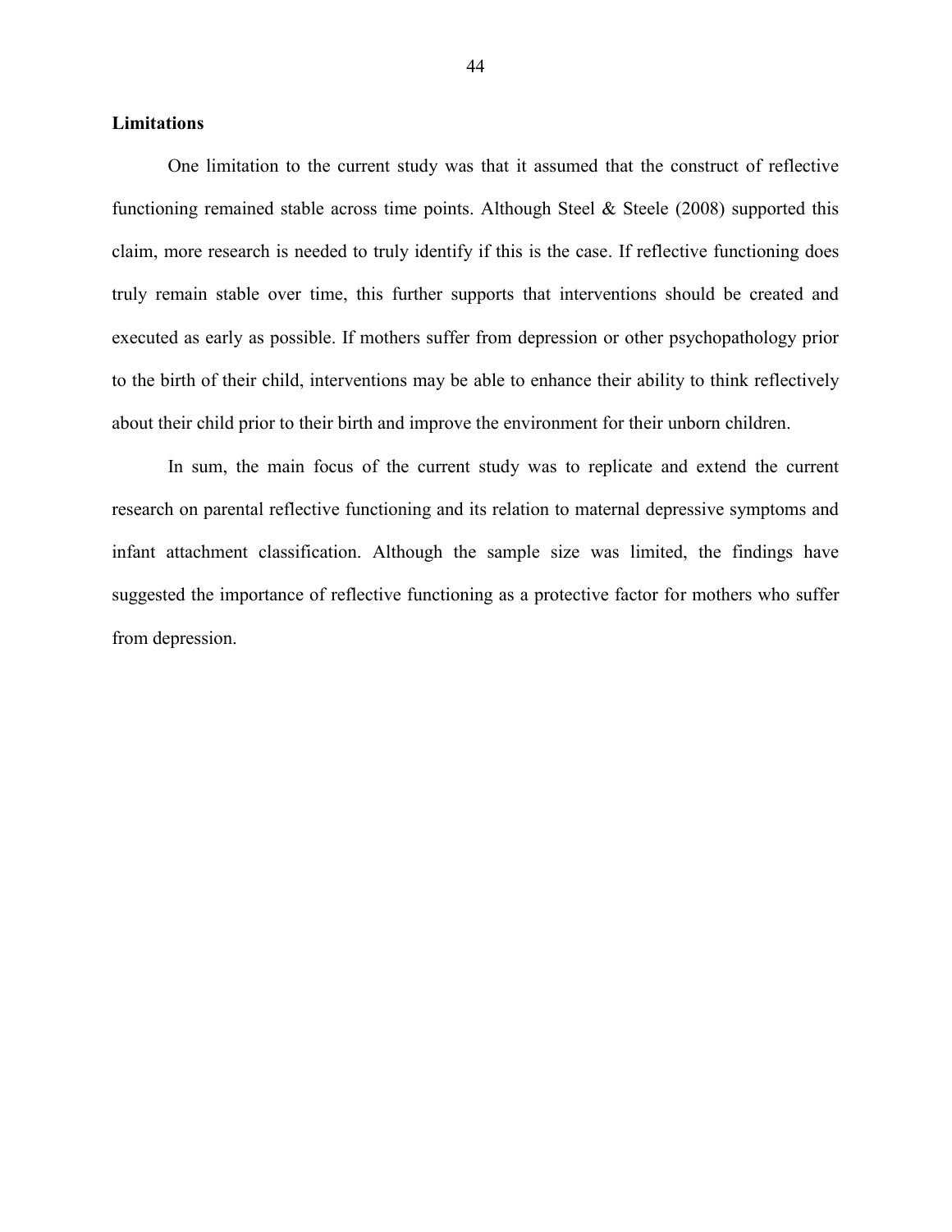**Limitations**

One limitation to the current study was that it assumed that the construct of reflective functioning remained stable across time points. Although Steel & Steele (2008) supported this claim, more research is needed to truly identify if this is the case. If reflective functioning does truly remain stable over time, this further supports that interventions should be created and executed as early as possible. If mothers suffer from depression or other psychopathology prior to the birth of their child, interventions may be able to enhance their ability to think reflectively about their child prior to their birth and improve the environment for their unborn children.

In sum, the main focus of the current study was to replicate and extend the current research on parental reflective functioning and its relation to maternal depressive symptoms and infant attachment classification. Although the sample size was limited, the findings have suggested the importance of reflective functioning as a protective factor for mothers who suffer from depression.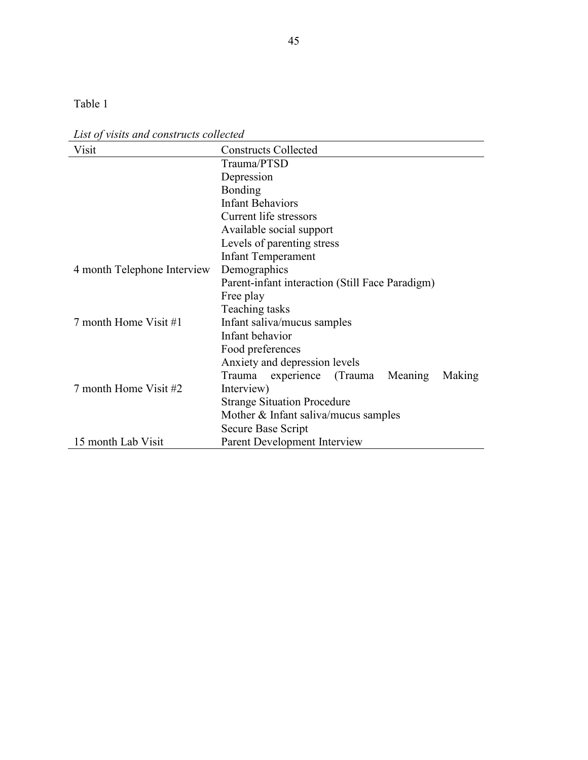Table 1

*List of visits and constructs collected*

| Visit | Constructs Collected |
|---|---|
| | Trauma/PTSD |
| | Depression |
| | Bonding |
| | Infant Behaviors |
| | Current life stressors |
| | Available social support |
| | Levels of parenting stress |
| | Infant Temperament |
| 4 month Telephone Interview | Demographics |
| | Parent-infant interaction (Still Face Paradigm) |
| | Free play |
| | Teaching tasks |
| 7 month Home Visit #1 | Infant saliva/mucus samples |
| | Infant behavior |
| | Food preferences |
| | Anxiety and depression levels |
| 7 month Home Visit #2 | Trauma experience (Trauma Meaning Making Interview) |
| | Strange Situation Procedure |
| | Mother & Infant saliva/mucus samples |
| | Secure Base Script |
| 15 month Lab Visit | Parent Development Interview |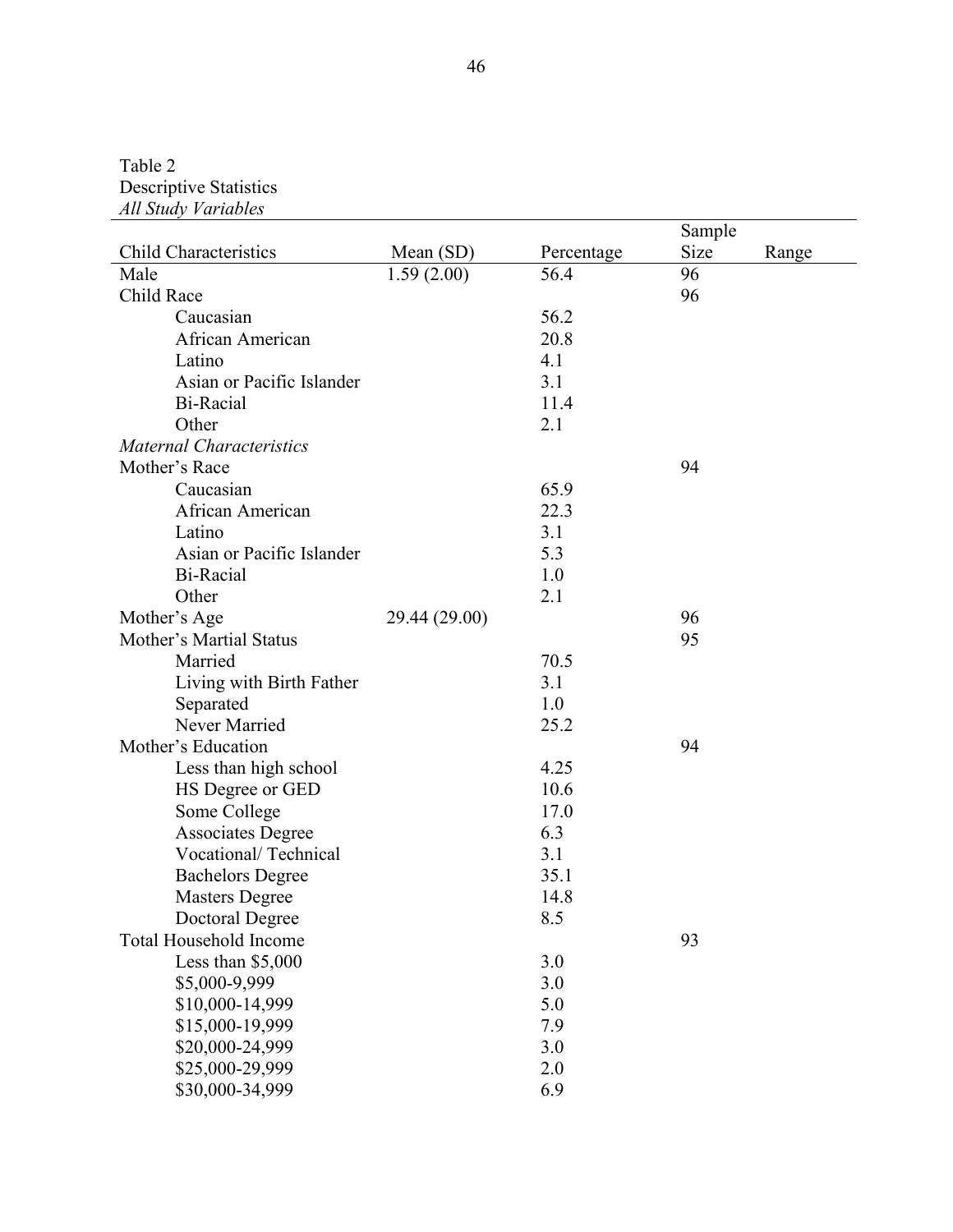Table 2
Descriptive Statistics
*All Study Variables*

| Child Characteristics | Mean (SD) | Percentage | Sample Size | Range |
|---|---|---|---|---|
| Male | 1.59 (2.00) | 56.4 | 96 | |
| Child Race | | | 96 | |
| Caucasian | | 56.2 | | |
| African American | | 20.8 | | |
| Latino | | 4.1 | | |
| Asian or Pacific Islander | | 3.1 | | |
| Bi-Racial | | 11.4 | | |
| Other | | 2.1 | | |
| *Maternal Characteristics* | | | | |
| Mother's Race | | | 94 | |
| Caucasian | | 65.9 | | |
| African American | | 22.3 | | |
| Latino | | 3.1 | | |
| Asian or Pacific Islander | | 5.3 | | |
| Bi-Racial | | 1.0 | | |
| Other | | 2.1 | | |
| Mother's Age | 29.44 (29.00) | | 96 | |
| Mother's Martial Status | | | 95 | |
| Married | | 70.5 | | |
| Living with Birth Father | | 3.1 | | |
| Separated | | 1.0 | | |
| Never Married | | 25.2 | | |
| Mother's Education | | | 94 | |
| Less than high school | | 4.25 | | |
| HS Degree or GED | | 10.6 | | |
| Some College | | 17.0 | | |
| Associates Degree | | 6.3 | | |
| Vocational/ Technical | | 3.1 | | |
| Bachelors Degree | | 35.1 | | |
| Masters Degree | | 14.8 | | |
| Doctoral Degree | | 8.5 | | |
| Total Household Income | | | 93 | |
| Less than $5,000 | | 3.0 | | |
| $5,000-9,999 | | 3.0 | | |
| $10,000-14,999 | | 5.0 | | |
| $15,000-19,999 | | 7.9 | | |
| $20,000-24,999 | | 3.0 | | |
| $25,000-29,999 | | 2.0 | | |
| $30,000-34,999 | | 6.9 | | |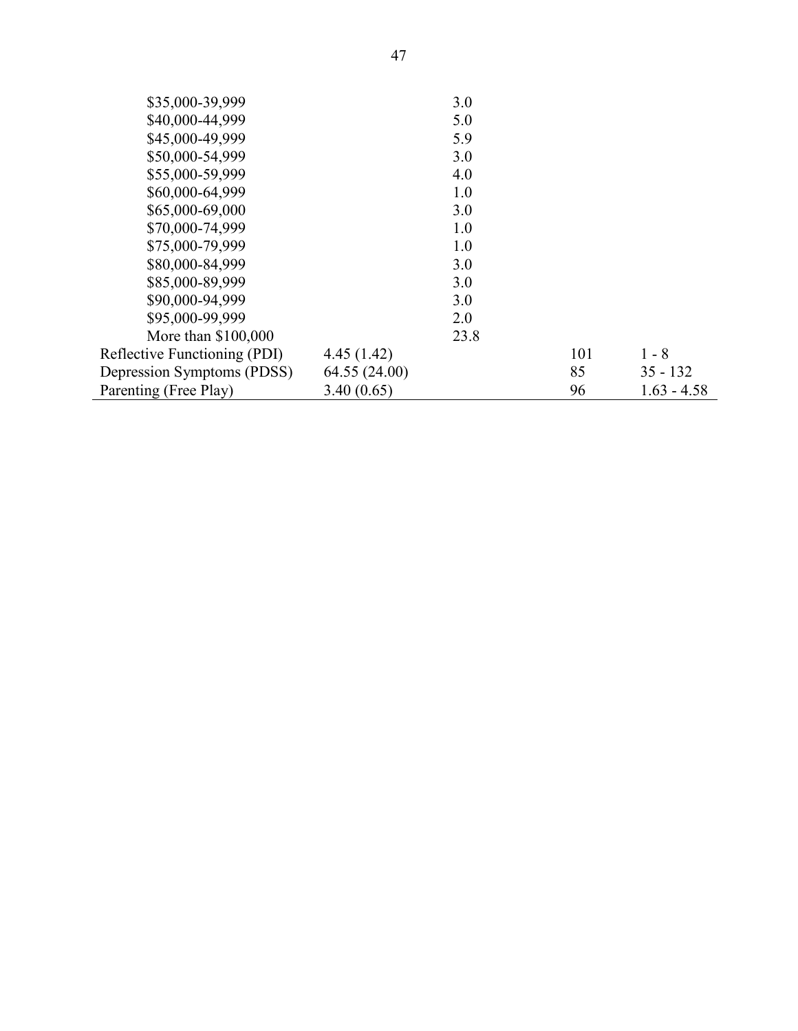| | | | | |
|---|---|---|---|---|
| $35,000-39,999 | | 3.0 | | |
| $40,000-44,999 | | 5.0 | | |
| $45,000-49,999 | | 5.9 | | |
| $50,000-54,999 | | 3.0 | | |
| $55,000-59,999 | | 4.0 | | |
| $60,000-64,999 | | 1.0 | | |
| $65,000-69,000 | | 3.0 | | |
| $70,000-74,999 | | 1.0 | | |
| $75,000-79,999 | | 1.0 | | |
| $80,000-84,999 | | 3.0 | | |
| $85,000-89,999 | | 3.0 | | |
| $90,000-94,999 | | 3.0 | | |
| $95,000-99,999 | | 2.0 | | |
| More than $100,000 | | 23.8 | | |
| Reflective Functioning (PDI) | 4.45 (1.42) | | 101 | 1 - 8 |
| Depression Symptoms (PDSS) | 64.55 (24.00) | | 85 | 35 - 132 |
| Parenting (Free Play) | 3.40 (0.65) | | 96 | 1.63 - 4.58 |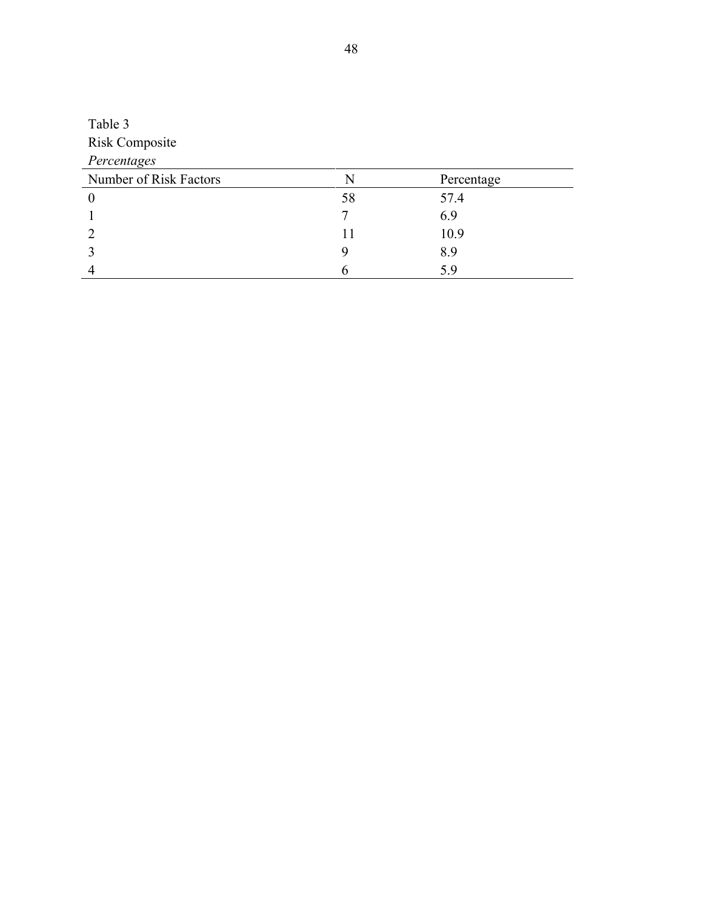Table 3

Risk Composite

*Percentages*

| Number of Risk Factors | N | Percentage |
|---|---|---|
| 0 | 58 | 57.4 |
| 1 | 7 | 6.9 |
| 2 | 11 | 10.9 |
| 3 | 9 | 8.9 |
| 4 | 6 | 5.9 |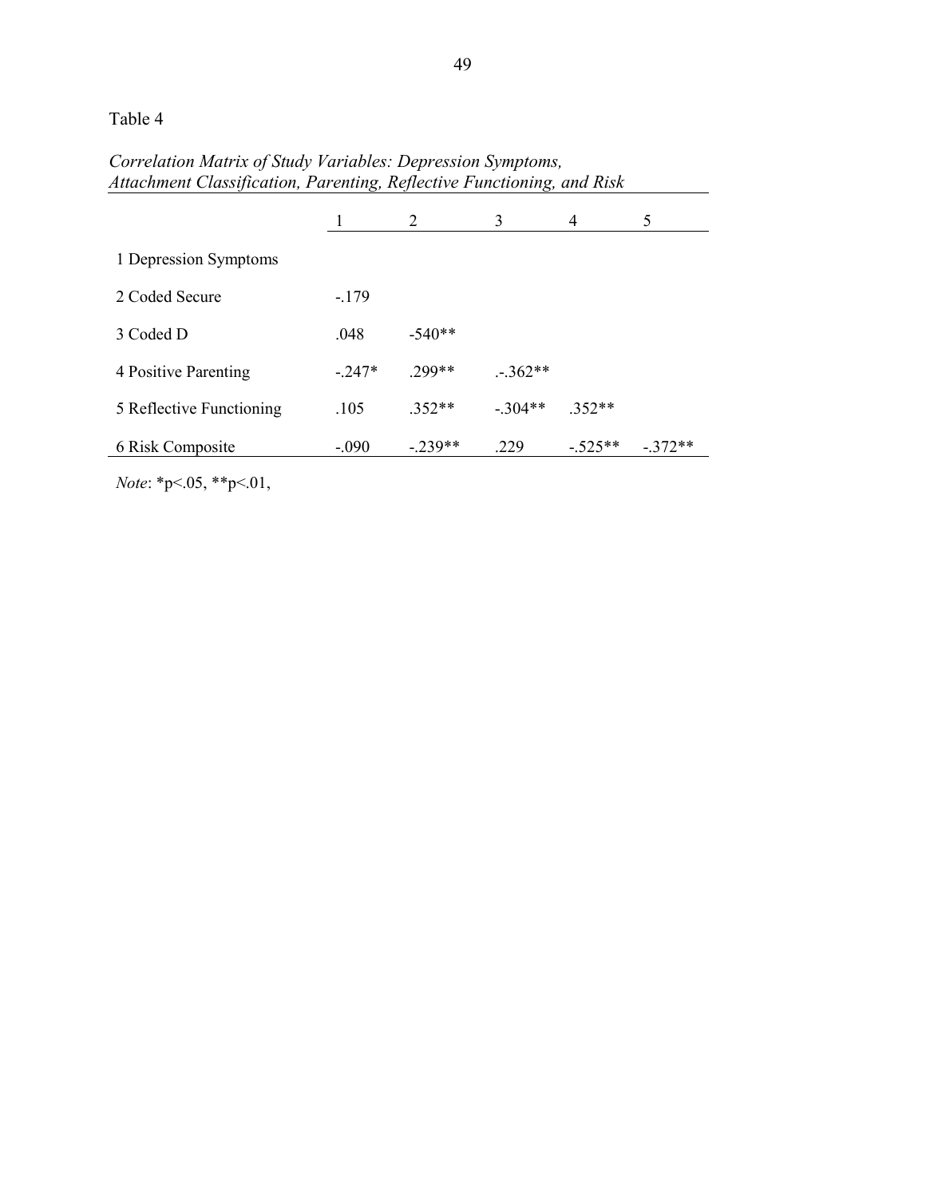Table 4

*Correlation Matrix of Study Variables: Depression Symptoms, Attachment Classification, Parenting, Reflective Functioning, and Risk*

| | 1 | 2 | 3 | 4 | 5 |
|---|---|---|---|---|---|
| 1 Depression Symptoms | | | | | |
| 2 Coded Secure | -.179 | | | | |
| 3 Coded D | .048 | -540** | | | |
| 4 Positive Parenting | -.247* | .299** | .-.362** | | |
| 5 Reflective Functioning | .105 | .352** | -.304** | .352** | |
| 6 Risk Composite | -.090 | -.239** | .229 | -.525** | -.372** |

*Note*: *p<.05, **p<.01,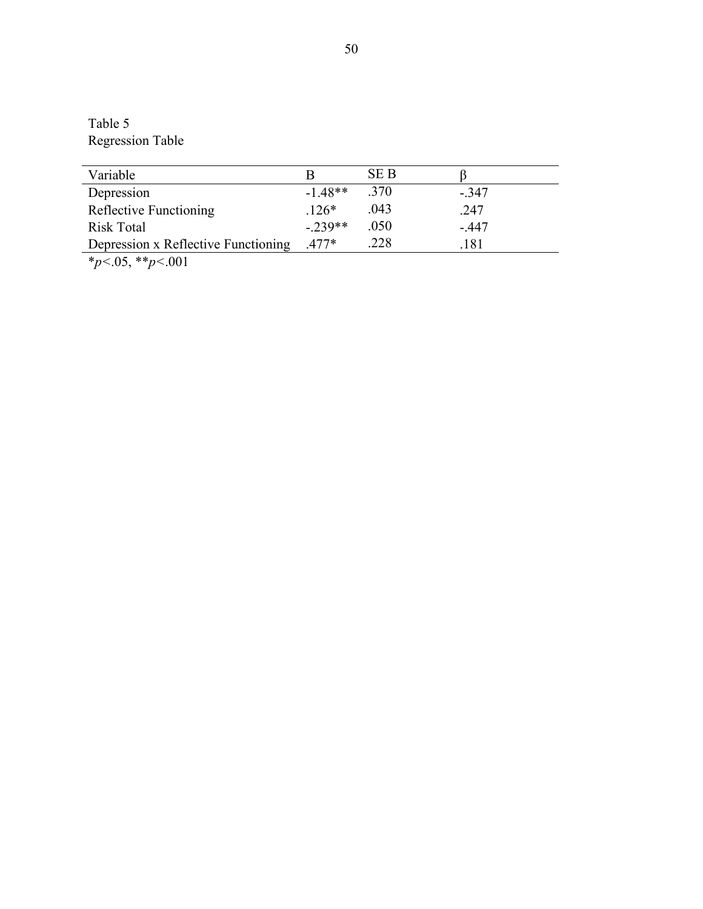Table 5
Regression Table

| Variable | B | SE B | β |
|---|---|---|---|
| Depression | -1.48** | .370 | -.347 |
| Reflective Functioning | .126* | .043 | .247 |
| Risk Total | -.239** | .050 | -.447 |
| Depression x Reflective Functioning | .477* | .228 | .181 |

*$p<.05$, **$p<.001$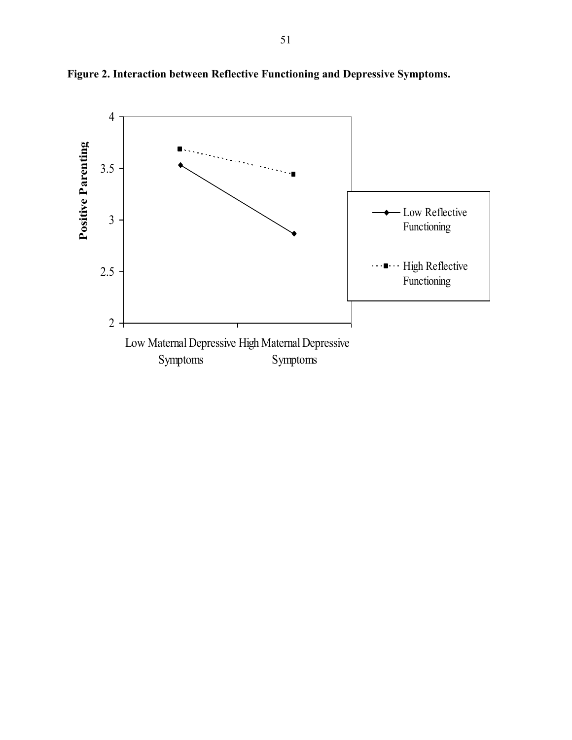**Figure 2. Interaction between Reflective Functioning and Depressive Symptoms.**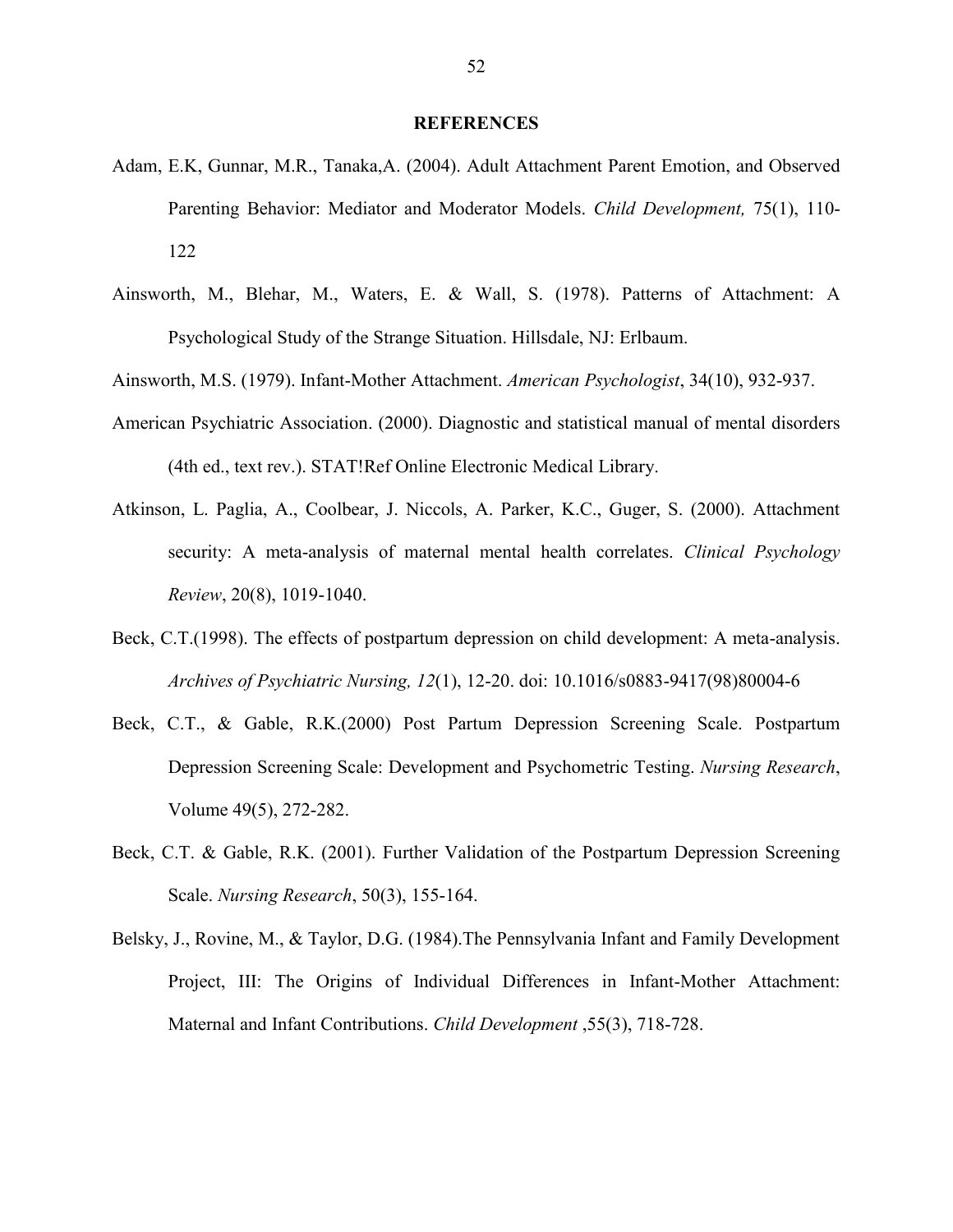## REFERENCES

Adam, E.K, Gunnar, M.R., Tanaka,A. (2004). Adult Attachment Parent Emotion, and Observed Parenting Behavior: Mediator and Moderator Models. *Child Development,* 75(1), 110-122

Ainsworth, M., Blehar, M., Waters, E. & Wall, S. (1978). Patterns of Attachment: A Psychological Study of the Strange Situation. Hillsdale, NJ: Erlbaum.

Ainsworth, M.S. (1979). Infant-Mother Attachment. *American Psychologist*, 34(10), 932-937.

American Psychiatric Association. (2000). Diagnostic and statistical manual of mental disorders (4th ed., text rev.). STAT!Ref Online Electronic Medical Library.

Atkinson, L. Paglia, A., Coolbear, J. Niccols, A. Parker, K.C., Guger, S. (2000). Attachment security: A meta-analysis of maternal mental health correlates. *Clinical Psychology Review*, 20(8), 1019-1040.

Beck, C.T.(1998). The effects of postpartum depression on child development: A meta-analysis. *Archives of Psychiatric Nursing, 12*(1), 12-20. doi: 10.1016/s0883-9417(98)80004-6

Beck, C.T., & Gable, R.K.(2000) Post Partum Depression Screening Scale. Postpartum Depression Screening Scale: Development and Psychometric Testing. *Nursing Research*, Volume 49(5), 272-282.

Beck, C.T. & Gable, R.K. (2001). Further Validation of the Postpartum Depression Screening Scale. *Nursing Research*, 50(3), 155-164.

Belsky, J., Rovine, M., & Taylor, D.G. (1984).The Pennsylvania Infant and Family Development Project, III: The Origins of Individual Differences in Infant-Mother Attachment: Maternal and Infant Contributions. *Child Development* ,55(3), 718-728.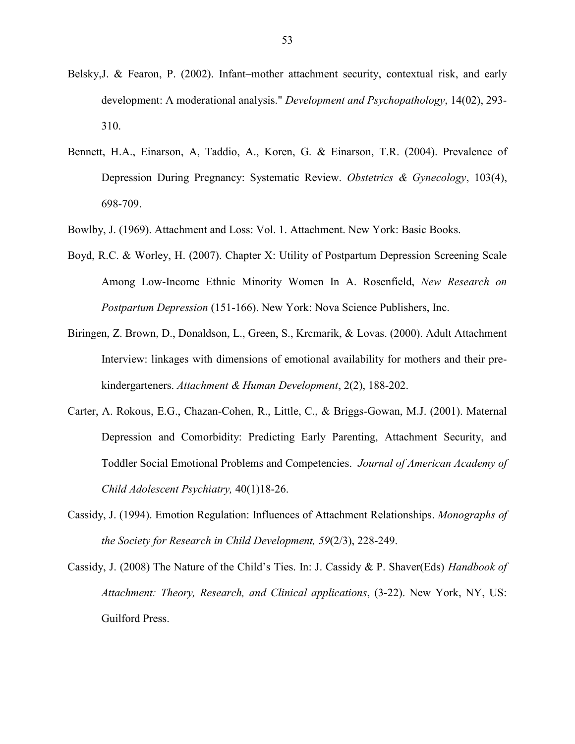Belsky,J. & Fearon, P. (2002). Infant–mother attachment security, contextual risk, and early development: A moderational analysis." *Development and Psychopathology*, 14(02), 293-310.

Bennett, H.A., Einarson, A, Taddio, A., Koren, G. & Einarson, T.R. (2004). Prevalence of Depression During Pregnancy: Systematic Review. *Obstetrics & Gynecology*, 103(4), 698-709.

Bowlby, J. (1969). Attachment and Loss: Vol. 1. Attachment. New York: Basic Books.

Boyd, R.C. & Worley, H. (2007). Chapter X: Utility of Postpartum Depression Screening Scale Among Low-Income Ethnic Minority Women In A. Rosenfield, *New Research on Postpartum Depression* (151-166). New York: Nova Science Publishers, Inc.

Biringen, Z. Brown, D., Donaldson, L., Green, S., Krcmarik, & Lovas. (2000). Adult Attachment Interview: linkages with dimensions of emotional availability for mothers and their pre-kindergarteners. *Attachment & Human Development*, 2(2), 188-202.

Carter, A. Rokous, E.G., Chazan-Cohen, R., Little, C., & Briggs-Gowan, M.J. (2001). Maternal Depression and Comorbidity: Predicting Early Parenting, Attachment Security, and Toddler Social Emotional Problems and Competencies. *Journal of American Academy of Child Adolescent Psychiatry,* 40(1)18-26.

Cassidy, J. (1994). Emotion Regulation: Influences of Attachment Relationships. *Monographs of the Society for Research in Child Development, 59*(2/3), 228-249.

Cassidy, J. (2008) The Nature of the Child's Ties. In: J. Cassidy & P. Shaver(Eds) *Handbook of Attachment: Theory, Research, and Clinical applications*, (3-22). New York, NY, US: Guilford Press.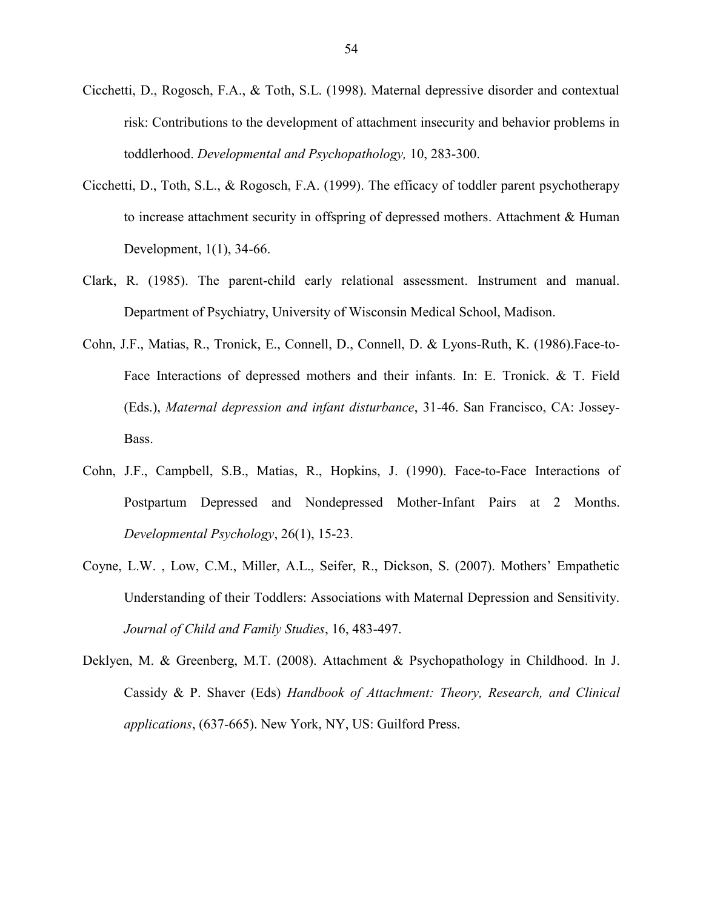Cicchetti, D., Rogosch, F.A., & Toth, S.L. (1998). Maternal depressive disorder and contextual risk: Contributions to the development of attachment insecurity and behavior problems in toddlerhood. *Developmental and Psychopathology,* 10, 283-300.

Cicchetti, D., Toth, S.L., & Rogosch, F.A. (1999). The efficacy of toddler parent psychotherapy to increase attachment security in offspring of depressed mothers. Attachment & Human Development, 1(1), 34-66.

Clark, R. (1985). The parent-child early relational assessment. Instrument and manual. Department of Psychiatry, University of Wisconsin Medical School, Madison.

Cohn, J.F., Matias, R., Tronick, E., Connell, D., Connell, D. & Lyons-Ruth, K. (1986).Face-to-Face Interactions of depressed mothers and their infants. In: E. Tronick. & T. Field (Eds.), *Maternal depression and infant disturbance*, 31-46. San Francisco, CA: Jossey-Bass.

Cohn, J.F., Campbell, S.B., Matias, R., Hopkins, J. (1990). Face-to-Face Interactions of Postpartum Depressed and Nondepressed Mother-Infant Pairs at 2 Months. *Developmental Psychology*, 26(1), 15-23.

Coyne, L.W. , Low, C.M., Miller, A.L., Seifer, R., Dickson, S. (2007). Mothers' Empathetic Understanding of their Toddlers: Associations with Maternal Depression and Sensitivity. *Journal of Child and Family Studies*, 16, 483-497.

Deklyen, M. & Greenberg, M.T. (2008). Attachment & Psychopathology in Childhood. In J. Cassidy & P. Shaver (Eds) *Handbook of Attachment: Theory, Research, and Clinical applications*, (637-665). New York, NY, US: Guilford Press.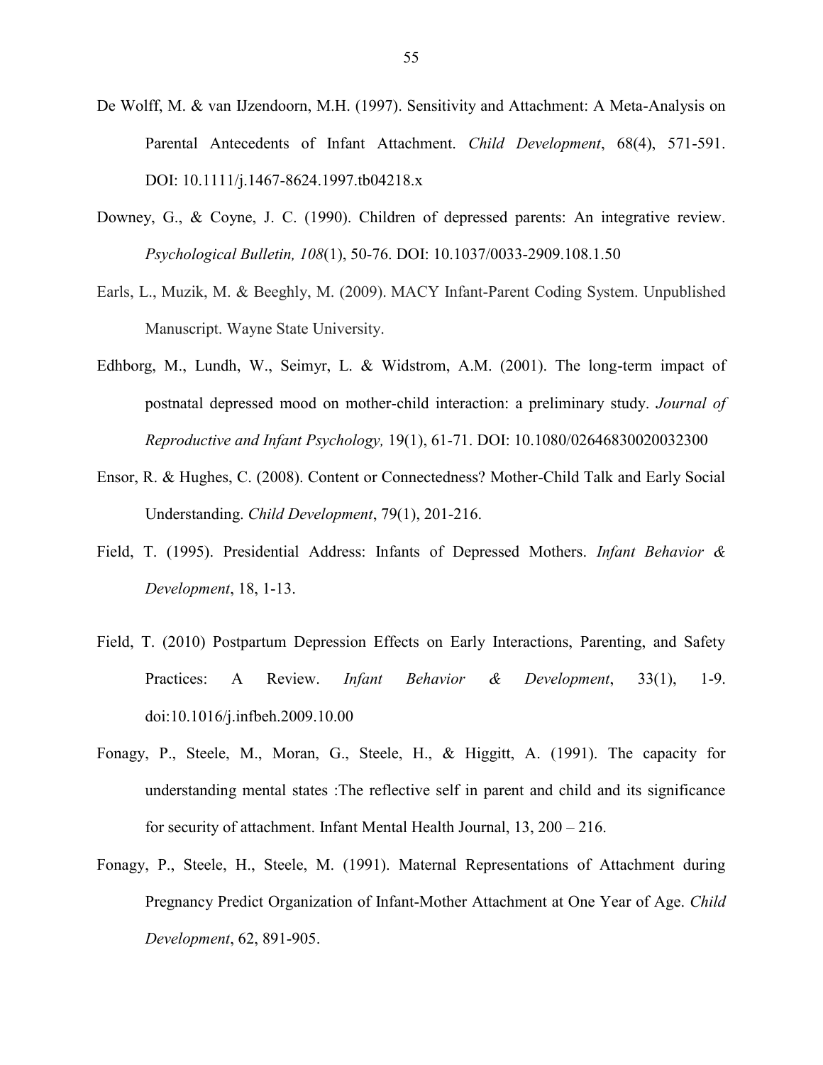De Wolff, M. & van IJzendoorn, M.H. (1997). Sensitivity and Attachment: A Meta-Analysis on Parental Antecedents of Infant Attachment. *Child Development*, 68(4), 571-591. DOI: 10.1111/j.1467-8624.1997.tb04218.x

Downey, G., & Coyne, J. C. (1990). Children of depressed parents: An integrative review. *Psychological Bulletin, 108*(1), 50-76. DOI: 10.1037/0033-2909.108.1.50

Earls, L., Muzik, M. & Beeghly, M. (2009). MACY Infant-Parent Coding System. Unpublished Manuscript. Wayne State University.

Edhborg, M., Lundh, W., Seimyr, L. & Widstrom, A.M. (2001). The long-term impact of postnatal depressed mood on mother-child interaction: a preliminary study. *Journal of Reproductive and Infant Psychology,* 19(1), 61-71. DOI: 10.1080/02646830020032300

Ensor, R. & Hughes, C. (2008). Content or Connectedness? Mother-Child Talk and Early Social Understanding. *Child Development*, 79(1), 201-216.

Field, T. (1995). Presidential Address: Infants of Depressed Mothers. *Infant Behavior & Development*, 18, 1-13.

Field, T. (2010) Postpartum Depression Effects on Early Interactions, Parenting, and Safety Practices: A Review. *Infant Behavior & Development*, 33(1), 1-9. doi:10.1016/j.infbeh.2009.10.00

Fonagy, P., Steele, M., Moran, G., Steele, H., & Higgitt, A. (1991). The capacity for understanding mental states :The reflective self in parent and child and its significance for security of attachment. Infant Mental Health Journal, 13, 200 – 216.

Fonagy, P., Steele, H., Steele, M. (1991). Maternal Representations of Attachment during Pregnancy Predict Organization of Infant-Mother Attachment at One Year of Age. *Child Development*, 62, 891-905.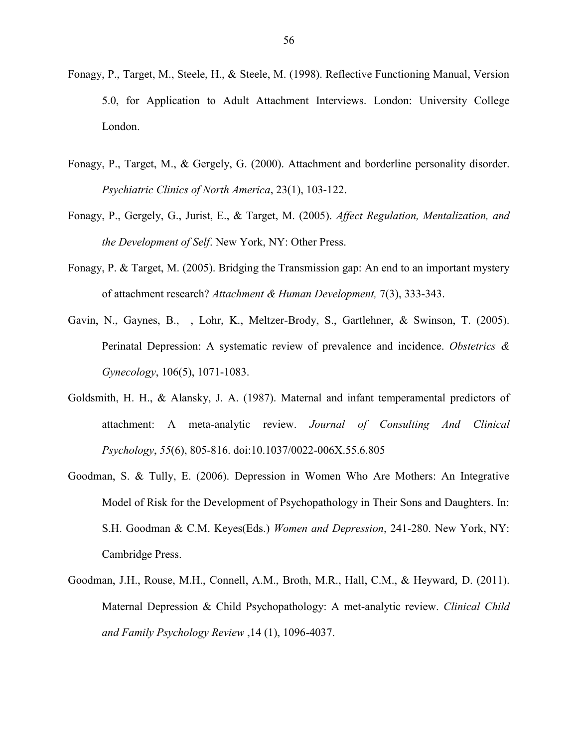Fonagy, P., Target, M., Steele, H., & Steele, M. (1998). Reflective Functioning Manual, Version 5.0, for Application to Adult Attachment Interviews. London: University College London.

Fonagy, P., Target, M., & Gergely, G. (2000). Attachment and borderline personality disorder. *Psychiatric Clinics of North America*, 23(1), 103-122.

Fonagy, P., Gergely, G., Jurist, E., & Target, M. (2005). *Affect Regulation, Mentalization, and the Development of Self*. New York, NY: Other Press.

Fonagy, P. & Target, M. (2005). Bridging the Transmission gap: An end to an important mystery of attachment research? *Attachment & Human Development,* 7(3), 333-343.

Gavin, N., Gaynes, B., , Lohr, K., Meltzer-Brody, S., Gartlehner, & Swinson, T. (2005). Perinatal Depression: A systematic review of prevalence and incidence. *Obstetrics & Gynecology*, 106(5), 1071-1083.

Goldsmith, H. H., & Alansky, J. A. (1987). Maternal and infant temperamental predictors of attachment: A meta-analytic review. *Journal of Consulting And Clinical Psychology*, *55*(6), 805-816. doi:10.1037/0022-006X.55.6.805

Goodman, S. & Tully, E. (2006). Depression in Women Who Are Mothers: An Integrative Model of Risk for the Development of Psychopathology in Their Sons and Daughters. In: S.H. Goodman & C.M. Keyes(Eds.) *Women and Depression*, 241-280. New York, NY: Cambridge Press.

Goodman, J.H., Rouse, M.H., Connell, A.M., Broth, M.R., Hall, C.M., & Heyward, D. (2011). Maternal Depression & Child Psychopathology: A met-analytic review. *Clinical Child and Family Psychology Review* ,14 (1), 1096-4037.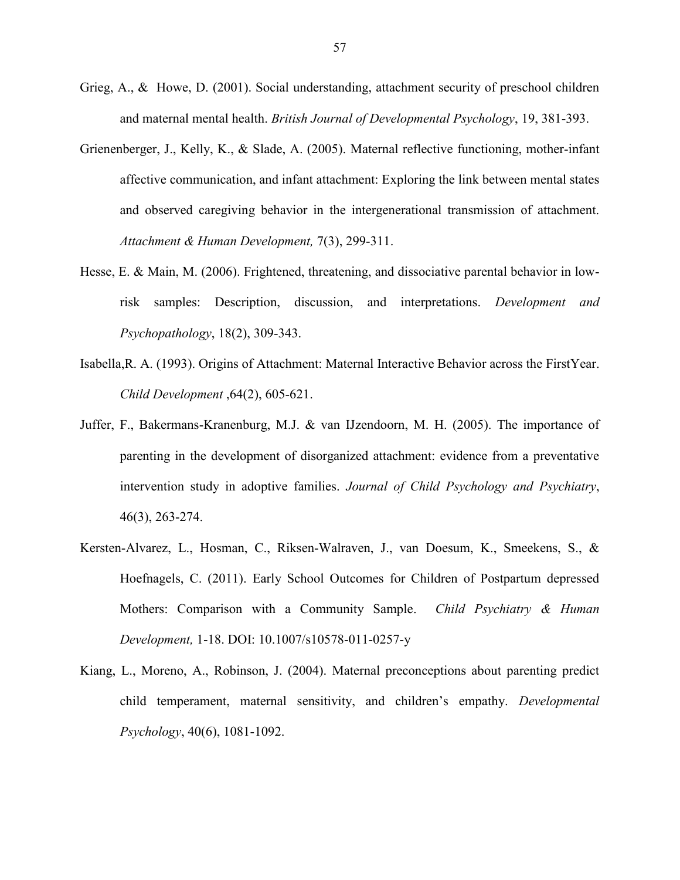Grieg, A., &  Howe, D. (2001). Social understanding, attachment security of preschool children and maternal mental health. *British Journal of Developmental Psychology*, 19, 381-393.

Grienenberger, J., Kelly, K., & Slade, A. (2005). Maternal reflective functioning, mother-infant affective communication, and infant attachment: Exploring the link between mental states and observed caregiving behavior in the intergenerational transmission of attachment. *Attachment & Human Development,* 7(3), 299-311.

Hesse, E. & Main, M. (2006). Frightened, threatening, and dissociative parental behavior in low-risk samples: Description, discussion, and interpretations. *Development and Psychopathology*, 18(2), 309-343.

Isabella,R. A. (1993). Origins of Attachment: Maternal Interactive Behavior across the FirstYear. *Child Development* ,64(2), 605-621.

Juffer, F., Bakermans-Kranenburg, M.J. & van IJzendoorn, M. H. (2005). The importance of parenting in the development of disorganized attachment: evidence from a preventative intervention study in adoptive families. *Journal of Child Psychology and Psychiatry*, 46(3), 263-274.

Kersten-Alvarez, L., Hosman, C., Riksen-Walraven, J., van Doesum, K., Smeekens, S., & Hoefnagels, C. (2011). Early School Outcomes for Children of Postpartum depressed Mothers: Comparison with a Community Sample. *Child Psychiatry & Human Development,* 1-18. DOI: 10.1007/s10578-011-0257-y

Kiang, L., Moreno, A., Robinson, J. (2004). Maternal preconceptions about parenting predict child temperament, maternal sensitivity, and children's empathy. *Developmental Psychology*, 40(6), 1081-1092.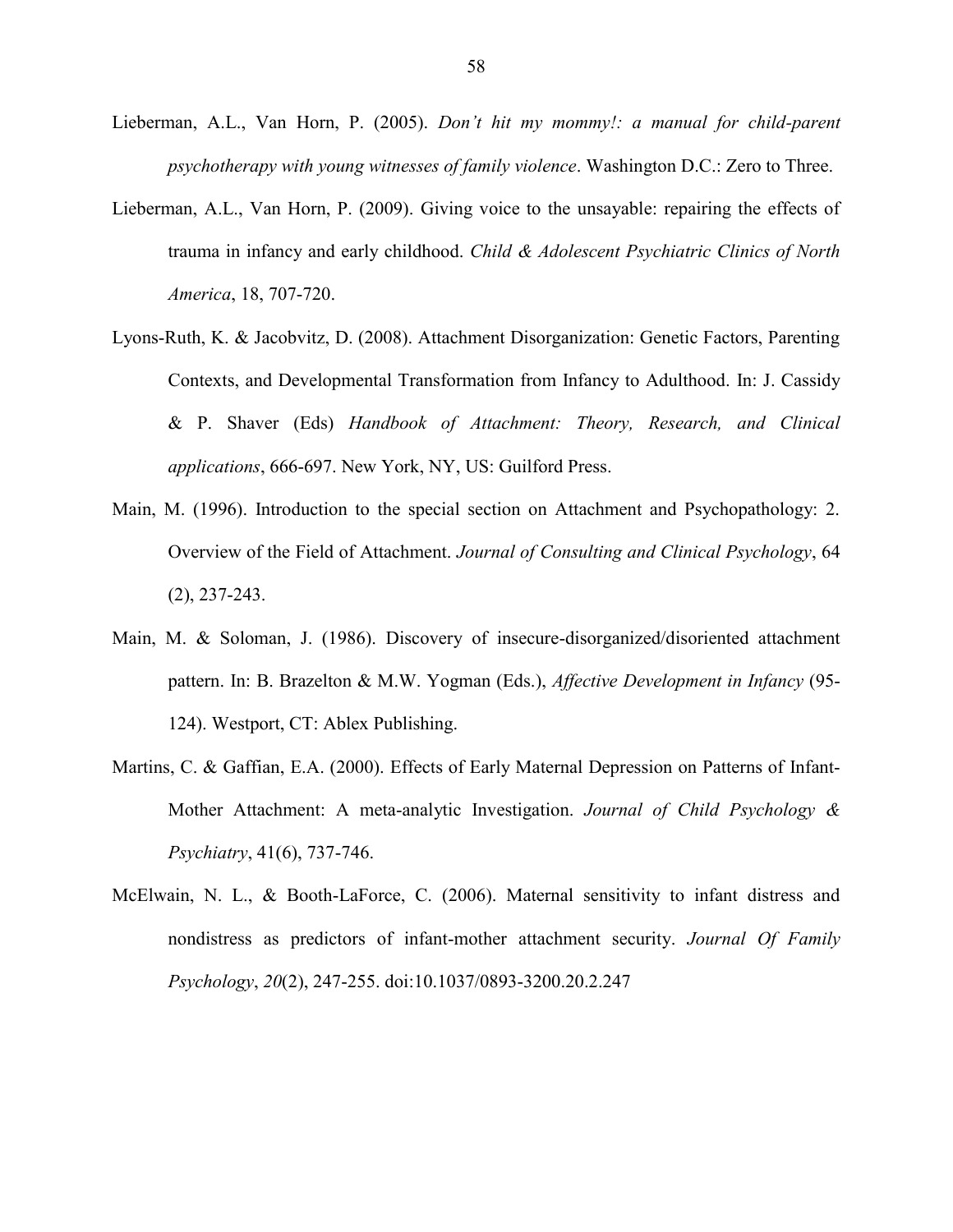Lieberman, A.L., Van Horn, P. (2005). *Don't hit my mommy!: a manual for child-parent psychotherapy with young witnesses of family violence*. Washington D.C.: Zero to Three.

Lieberman, A.L., Van Horn, P. (2009). Giving voice to the unsayable: repairing the effects of trauma in infancy and early childhood. *Child & Adolescent Psychiatric Clinics of North America*, 18, 707-720.

Lyons-Ruth, K. & Jacobvitz, D. (2008). Attachment Disorganization: Genetic Factors, Parenting Contexts, and Developmental Transformation from Infancy to Adulthood. In: J. Cassidy & P. Shaver (Eds) *Handbook of Attachment: Theory, Research, and Clinical applications*, 666-697. New York, NY, US: Guilford Press.

Main, M. (1996). Introduction to the special section on Attachment and Psychopathology: 2. Overview of the Field of Attachment. *Journal of Consulting and Clinical Psychology*, 64 (2), 237-243.

Main, M. & Soloman, J. (1986). Discovery of insecure-disorganized/disoriented attachment pattern. In: B. Brazelton & M.W. Yogman (Eds.), *Affective Development in Infancy* (95-124). Westport, CT: Ablex Publishing.

Martins, C. & Gaffian, E.A. (2000). Effects of Early Maternal Depression on Patterns of Infant-Mother Attachment: A meta-analytic Investigation. *Journal of Child Psychology & Psychiatry*, 41(6), 737-746.

McElwain, N. L., & Booth-LaForce, C. (2006). Maternal sensitivity to infant distress and nondistress as predictors of infant-mother attachment security. *Journal Of Family Psychology*, *20*(2), 247-255. doi:10.1037/0893-3200.20.2.247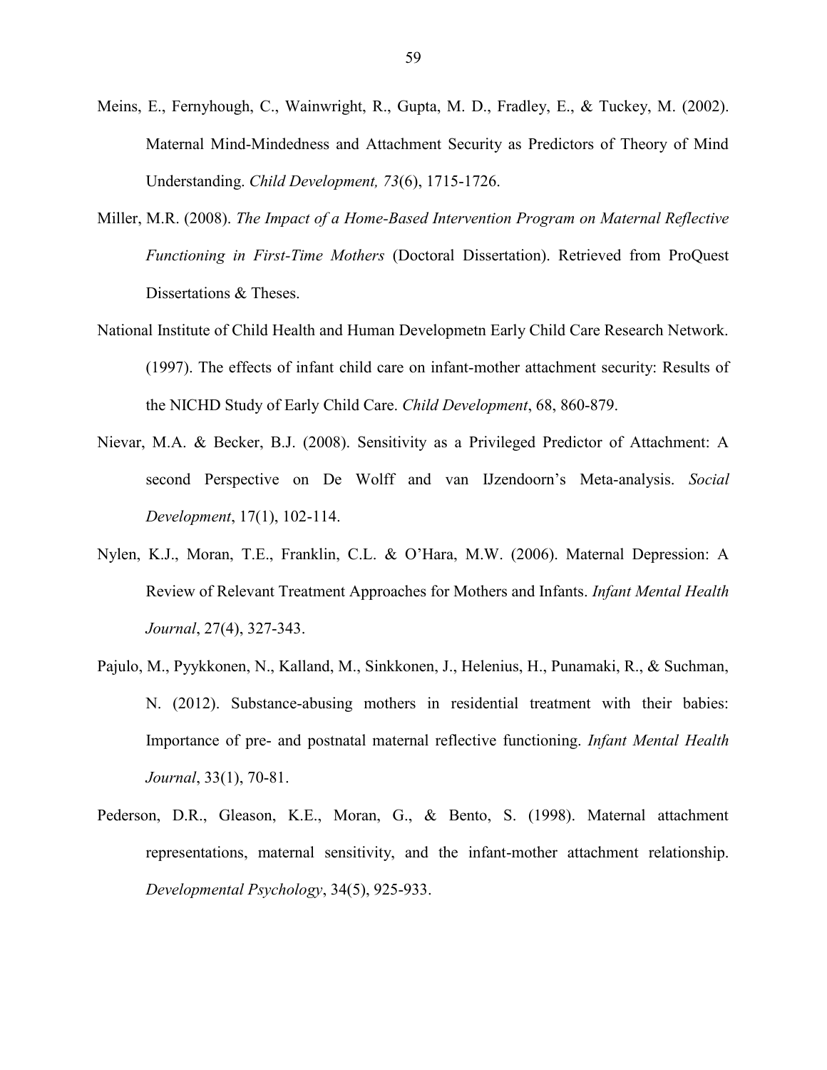Meins, E., Fernyhough, C., Wainwright, R., Gupta, M. D., Fradley, E., & Tuckey, M. (2002). Maternal Mind-Mindedness and Attachment Security as Predictors of Theory of Mind Understanding. *Child Development, 73*(6), 1715-1726.

Miller, M.R. (2008). *The Impact of a Home-Based Intervention Program on Maternal Reflective Functioning in First-Time Mothers* (Doctoral Dissertation). Retrieved from ProQuest Dissertations & Theses.

National Institute of Child Health and Human Developmetn Early Child Care Research Network. (1997). The effects of infant child care on infant-mother attachment security: Results of the NICHD Study of Early Child Care. *Child Development*, 68, 860-879.

Nievar, M.A. & Becker, B.J. (2008). Sensitivity as a Privileged Predictor of Attachment: A second Perspective on De Wolff and van IJzendoorn's Meta-analysis. *Social Development*, 17(1), 102-114.

Nylen, K.J., Moran, T.E., Franklin, C.L. & O'Hara, M.W. (2006). Maternal Depression: A Review of Relevant Treatment Approaches for Mothers and Infants. *Infant Mental Health Journal*, 27(4), 327-343.

Pajulo, M., Pyykkonen, N., Kalland, M., Sinkkonen, J., Helenius, H., Punamaki, R., & Suchman, N. (2012). Substance-abusing mothers in residential treatment with their babies: Importance of pre- and postnatal maternal reflective functioning. *Infant Mental Health Journal*, 33(1), 70-81.

Pederson, D.R., Gleason, K.E., Moran, G., & Bento, S. (1998). Maternal attachment representations, maternal sensitivity, and the infant-mother attachment relationship. *Developmental Psychology*, 34(5), 925-933.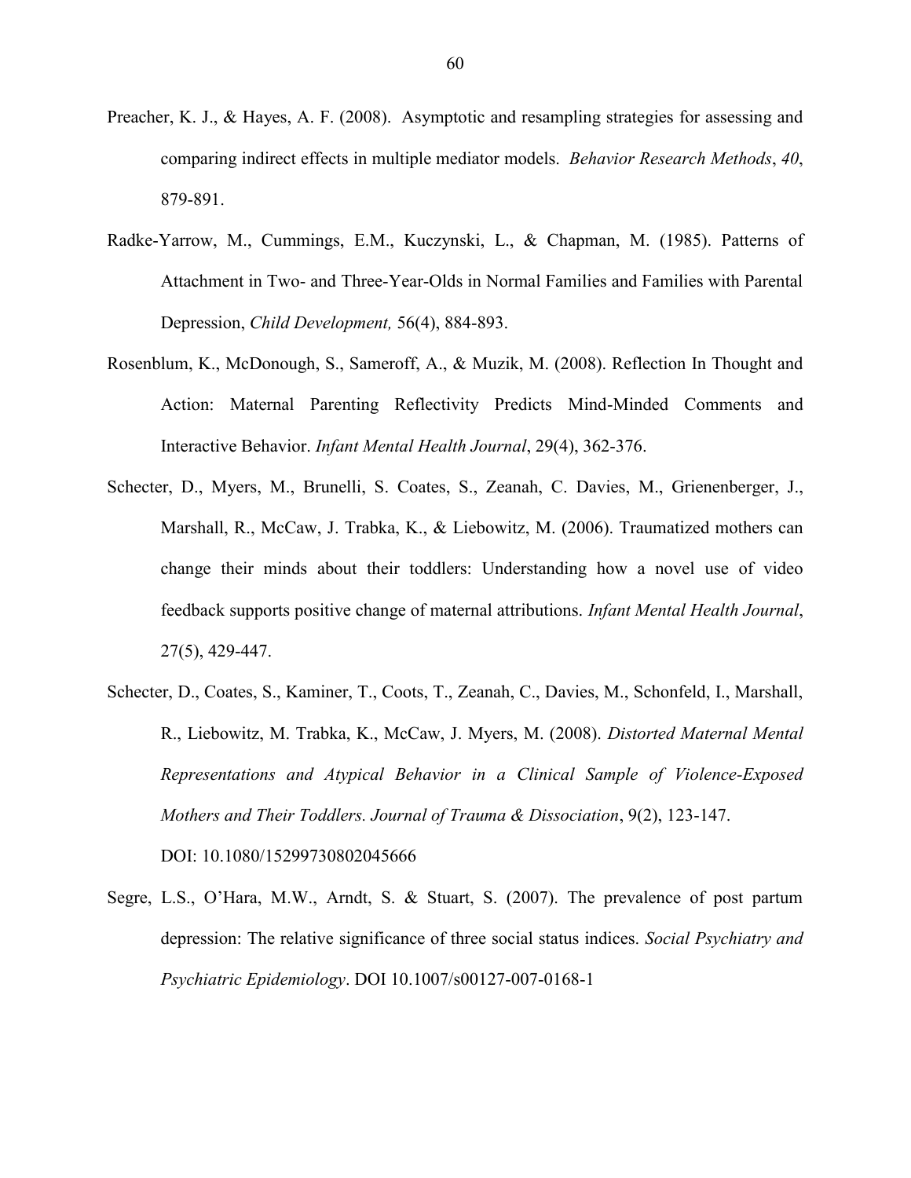Preacher, K. J., & Hayes, A. F. (2008). Asymptotic and resampling strategies for assessing and comparing indirect effects in multiple mediator models. *Behavior Research Methods*, *40*, 879-891.

Radke-Yarrow, M., Cummings, E.M., Kuczynski, L., & Chapman, M. (1985). Patterns of Attachment in Two- and Three-Year-Olds in Normal Families and Families with Parental Depression, *Child Development,* 56(4), 884-893.

Rosenblum, K., McDonough, S., Sameroff, A., & Muzik, M. (2008). Reflection In Thought and Action: Maternal Parenting Reflectivity Predicts Mind-Minded Comments and Interactive Behavior. *Infant Mental Health Journal*, 29(4), 362-376.

Schecter, D., Myers, M., Brunelli, S. Coates, S., Zeanah, C. Davies, M., Grienenberger, J., Marshall, R., McCaw, J. Trabka, K., & Liebowitz, M. (2006). Traumatized mothers can change their minds about their toddlers: Understanding how a novel use of video feedback supports positive change of maternal attributions. *Infant Mental Health Journal*, 27(5), 429-447.

Schecter, D., Coates, S., Kaminer, T., Coots, T., Zeanah, C., Davies, M., Schonfeld, I., Marshall, R., Liebowitz, M. Trabka, K., McCaw, J. Myers, M. (2008). *Distorted Maternal Mental Representations and Atypical Behavior in a Clinical Sample of Violence-Exposed Mothers and Their Toddlers. Journal of Trauma & Dissociation*, 9(2), 123-147. DOI: 10.1080/15299730802045666

Segre, L.S., O'Hara, M.W., Arndt, S. & Stuart, S. (2007). The prevalence of post partum depression: The relative significance of three social status indices. *Social Psychiatry and Psychiatric Epidemiology*. DOI 10.1007/s00127-007-0168-1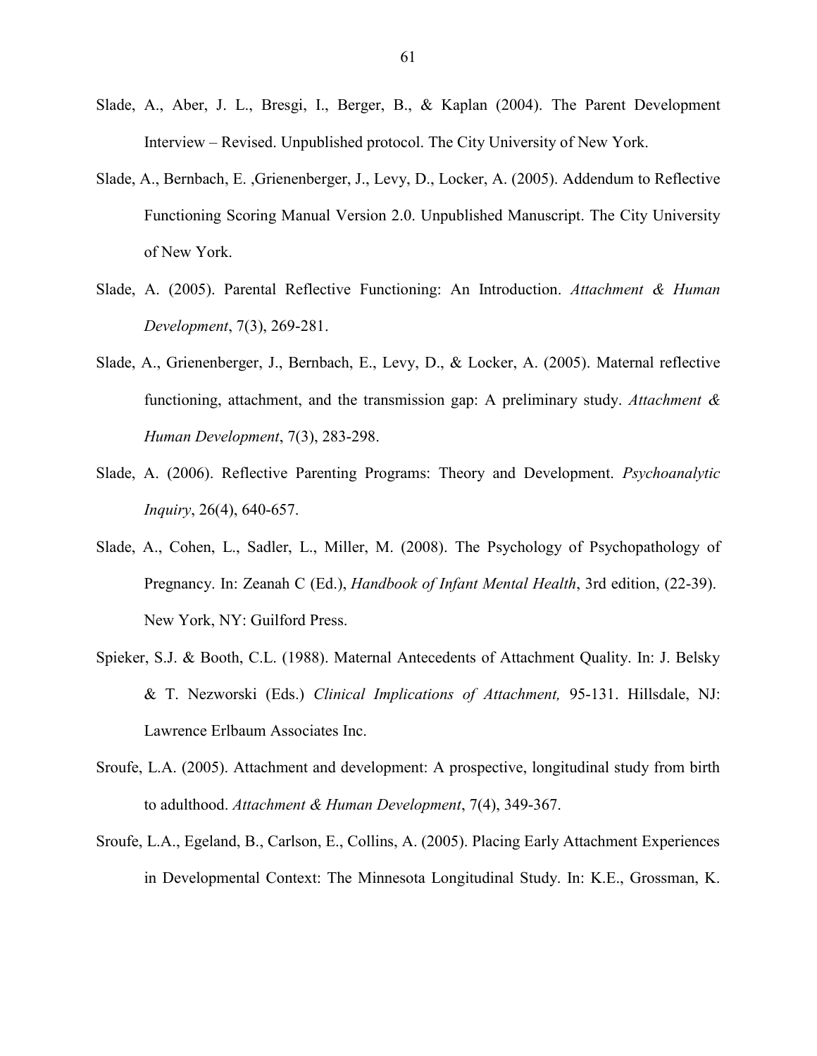Slade, A., Aber, J. L., Bresgi, I., Berger, B., & Kaplan (2004). The Parent Development Interview – Revised. Unpublished protocol. The City University of New York.

Slade, A., Bernbach, E. ,Grienenberger, J., Levy, D., Locker, A. (2005). Addendum to Reflective Functioning Scoring Manual Version 2.0. Unpublished Manuscript. The City University of New York.

Slade, A. (2005). Parental Reflective Functioning: An Introduction. *Attachment & Human Development*, 7(3), 269-281.

Slade, A., Grienenberger, J., Bernbach, E., Levy, D., & Locker, A. (2005). Maternal reflective functioning, attachment, and the transmission gap: A preliminary study. *Attachment & Human Development*, 7(3), 283-298.

Slade, A. (2006). Reflective Parenting Programs: Theory and Development. *Psychoanalytic Inquiry*, 26(4), 640-657.

Slade, A., Cohen, L., Sadler, L., Miller, M. (2008). The Psychology of Psychopathology of Pregnancy. In: Zeanah C (Ed.), *Handbook of Infant Mental Health*, 3rd edition, (22-39). New York, NY: Guilford Press.

Spieker, S.J. & Booth, C.L. (1988). Maternal Antecedents of Attachment Quality. In: J. Belsky & T. Nezworski (Eds.) *Clinical Implications of Attachment,* 95-131. Hillsdale, NJ: Lawrence Erlbaum Associates Inc.

Sroufe, L.A. (2005). Attachment and development: A prospective, longitudinal study from birth to adulthood. *Attachment & Human Development*, 7(4), 349-367.

Sroufe, L.A., Egeland, B., Carlson, E., Collins, A. (2005). Placing Early Attachment Experiences in Developmental Context: The Minnesota Longitudinal Study. In: K.E., Grossman, K.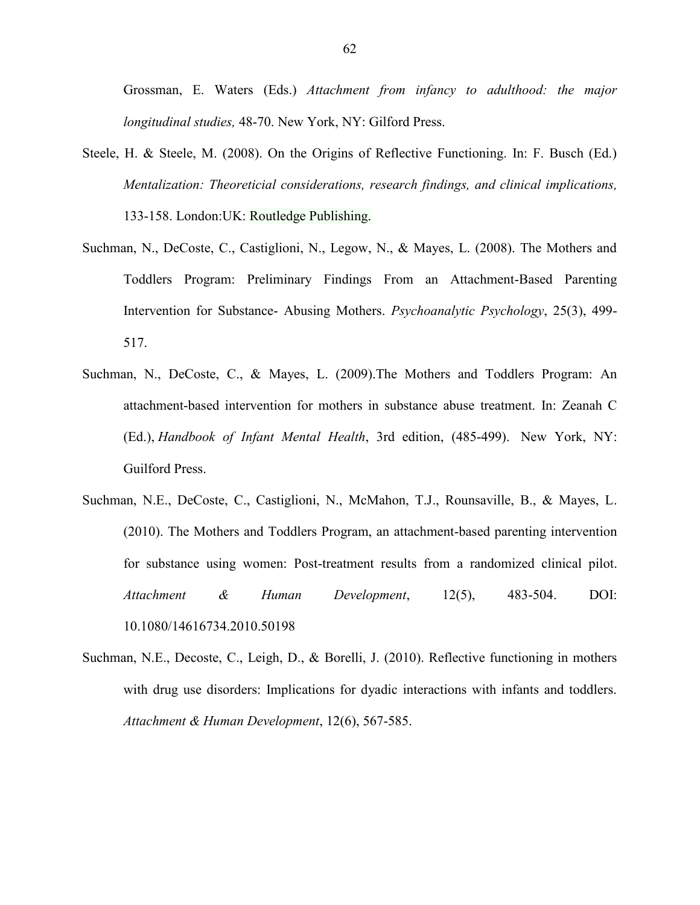Grossman, E. Waters (Eds.) *Attachment from infancy to adulthood: the major longitudinal studies,* 48-70. New York, NY: Gilford Press.

Steele, H. & Steele, M. (2008). On the Origins of Reflective Functioning. In: F. Busch (Ed.) *Mentalization: Theoreticial considerations, research findings, and clinical implications,* 133-158. London:UK: Routledge Publishing.

Suchman, N., DeCoste, C., Castiglioni, N., Legow, N., & Mayes, L. (2008). The Mothers and Toddlers Program: Preliminary Findings From an Attachment-Based Parenting Intervention for Substance- Abusing Mothers. *Psychoanalytic Psychology*, 25(3), 499-517.

Suchman, N., DeCoste, C., & Mayes, L. (2009).The Mothers and Toddlers Program: An attachment-based intervention for mothers in substance abuse treatment. In: Zeanah C (Ed.), *Handbook of Infant Mental Health*, 3rd edition, (485-499). New York, NY: Guilford Press.

Suchman, N.E., DeCoste, C., Castiglioni, N., McMahon, T.J., Rounsaville, B., & Mayes, L. (2010). The Mothers and Toddlers Program, an attachment-based parenting intervention for substance using women: Post-treatment results from a randomized clinical pilot. *Attachment & Human Development*, 12(5), 483-504. DOI: 10.1080/14616734.2010.50198

Suchman, N.E., Decoste, C., Leigh, D., & Borelli, J. (2010). Reflective functioning in mothers with drug use disorders: Implications for dyadic interactions with infants and toddlers. *Attachment & Human Development*, 12(6), 567-585.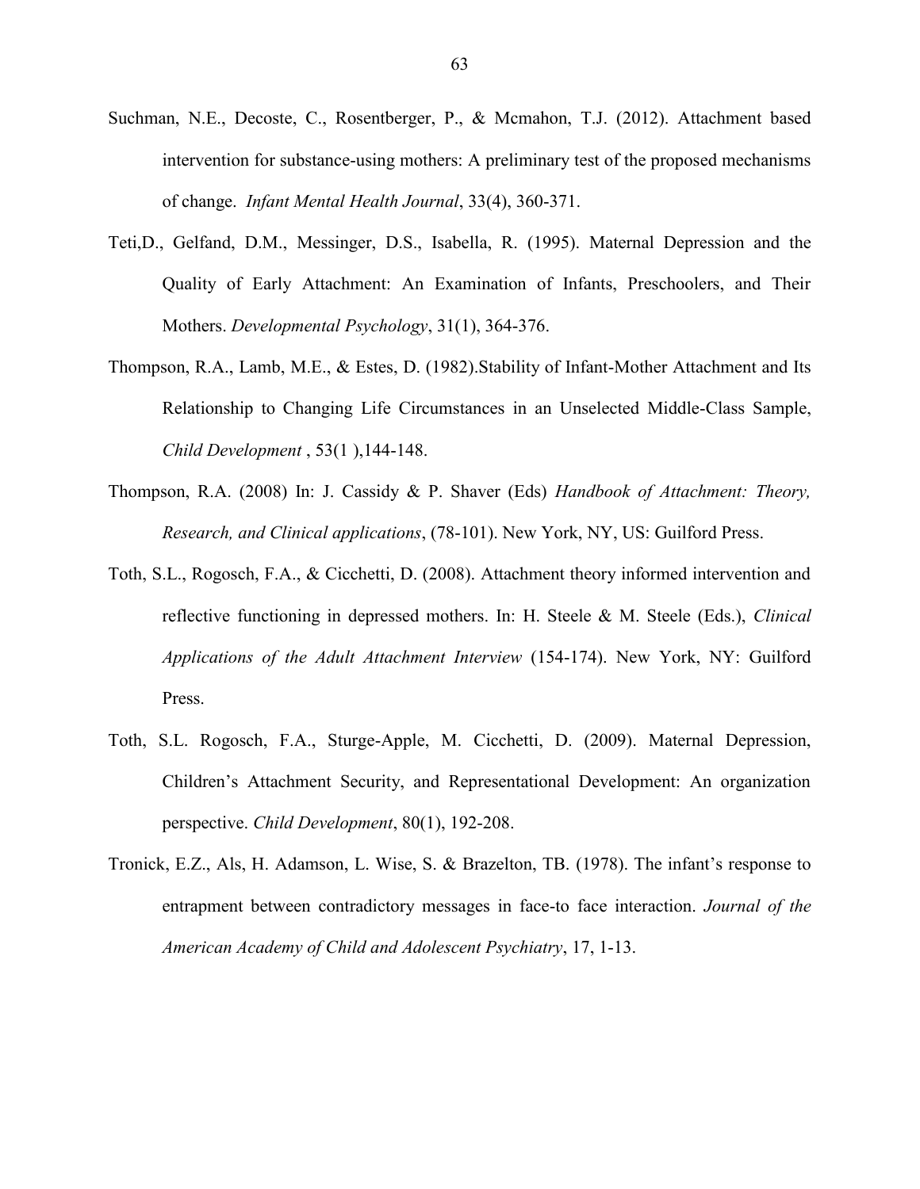Suchman, N.E., Decoste, C., Rosentberger, P., & Mcmahon, T.J. (2012). Attachment based intervention for substance-using mothers: A preliminary test of the proposed mechanisms of change. *Infant Mental Health Journal*, 33(4), 360-371.

Teti,D., Gelfand, D.M., Messinger, D.S., Isabella, R. (1995). Maternal Depression and the Quality of Early Attachment: An Examination of Infants, Preschoolers, and Their Mothers. *Developmental Psychology*, 31(1), 364-376.

Thompson, R.A., Lamb, M.E., & Estes, D. (1982).Stability of Infant-Mother Attachment and Its Relationship to Changing Life Circumstances in an Unselected Middle-Class Sample, *Child Development* , 53(1 ),144-148.

Thompson, R.A. (2008) In: J. Cassidy & P. Shaver (Eds) *Handbook of Attachment: Theory, Research, and Clinical applications*, (78-101). New York, NY, US: Guilford Press.

Toth, S.L., Rogosch, F.A., & Cicchetti, D. (2008). Attachment theory informed intervention and reflective functioning in depressed mothers. In: H. Steele & M. Steele (Eds.), *Clinical Applications of the Adult Attachment Interview* (154-174). New York, NY: Guilford Press.

Toth, S.L. Rogosch, F.A., Sturge-Apple, M. Cicchetti, D. (2009). Maternal Depression, Children's Attachment Security, and Representational Development: An organization perspective. *Child Development*, 80(1), 192-208.

Tronick, E.Z., Als, H. Adamson, L. Wise, S. & Brazelton, TB. (1978). The infant's response to entrapment between contradictory messages in face-to face interaction. *Journal of the American Academy of Child and Adolescent Psychiatry*, 17, 1-13.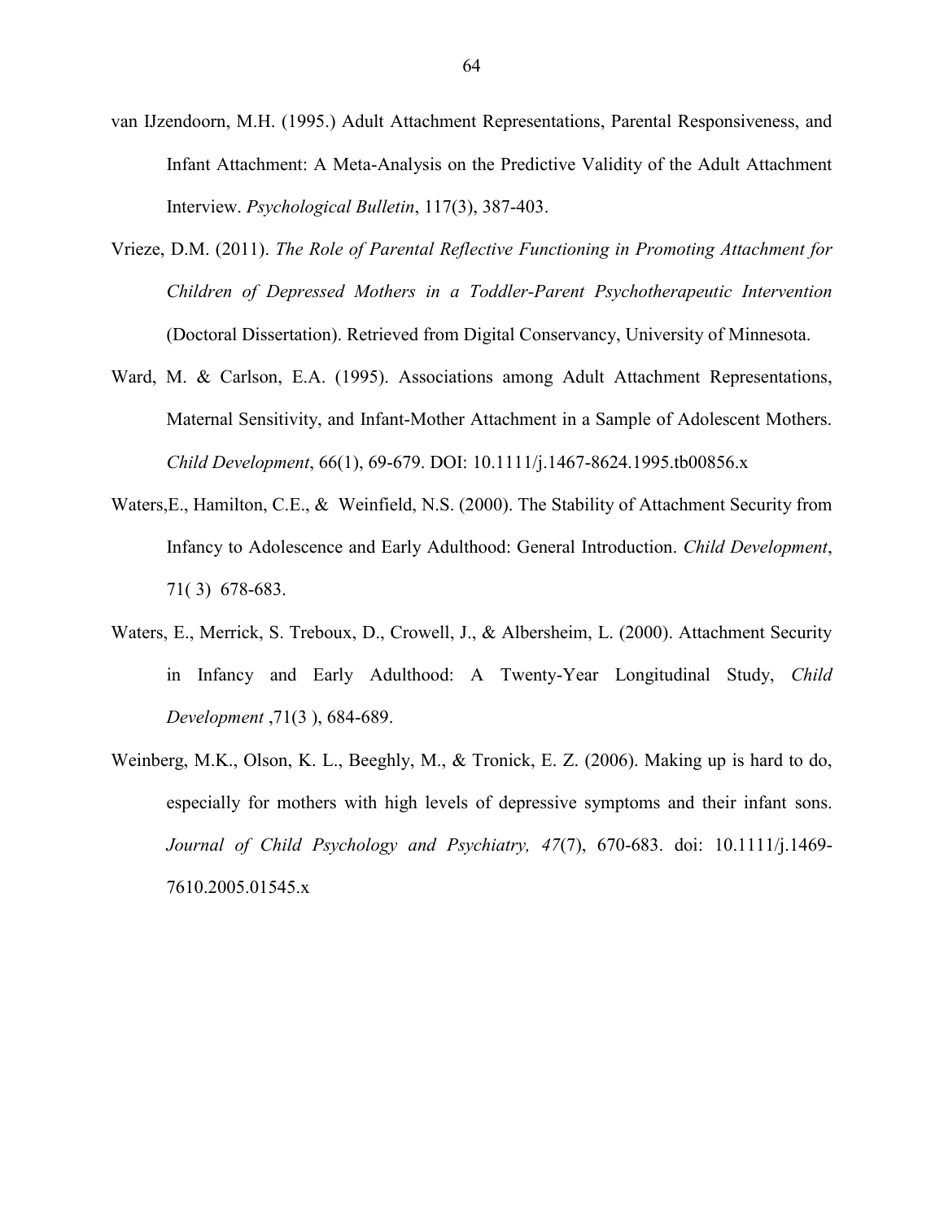van IJzendoorn, M.H. (1995.) Adult Attachment Representations, Parental Responsiveness, and Infant Attachment: A Meta-Analysis on the Predictive Validity of the Adult Attachment Interview. *Psychological Bulletin*, 117(3), 387-403.

Vrieze, D.M. (2011). *The Role of Parental Reflective Functioning in Promoting Attachment for Children of Depressed Mothers in a Toddler-Parent Psychotherapeutic Intervention* (Doctoral Dissertation). Retrieved from Digital Conservancy, University of Minnesota.

Ward, M. & Carlson, E.A. (1995). Associations among Adult Attachment Representations, Maternal Sensitivity, and Infant-Mother Attachment in a Sample of Adolescent Mothers. *Child Development*, 66(1), 69-679. DOI: 10.1111/j.1467-8624.1995.tb00856.x

Waters,E., Hamilton, C.E., & Weinfield, N.S. (2000). The Stability of Attachment Security from Infancy to Adolescence and Early Adulthood: General Introduction. *Child Development*, 71( 3) 678-683.

Waters, E., Merrick, S. Treboux, D., Crowell, J., & Albersheim, L. (2000). Attachment Security in Infancy and Early Adulthood: A Twenty-Year Longitudinal Study, *Child Development* ,71(3 ), 684-689.

Weinberg, M.K., Olson, K. L., Beeghly, M., & Tronick, E. Z. (2006). Making up is hard to do, especially for mothers with high levels of depressive symptoms and their infant sons. *Journal of Child Psychology and Psychiatry, 47*(7), 670-683. doi: 10.1111/j.1469-7610.2005.01545.x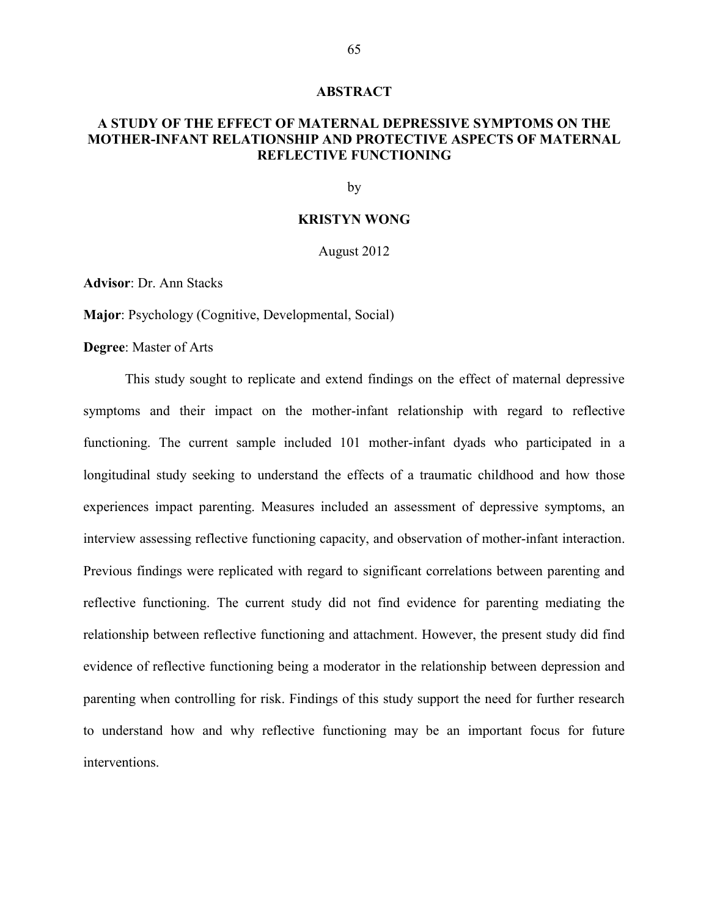# ABSTRACT

## A STUDY OF THE EFFECT OF MATERNAL DEPRESSIVE SYMPTOMS ON THE MOTHER-INFANT RELATIONSHIP AND PROTECTIVE ASPECTS OF MATERNAL REFLECTIVE FUNCTIONING

by

**KRISTYN WONG**

August 2012

**Advisor**: Dr. Ann Stacks

**Major**: Psychology (Cognitive, Developmental, Social)

**Degree**: Master of Arts

This study sought to replicate and extend findings on the effect of maternal depressive symptoms and their impact on the mother-infant relationship with regard to reflective functioning. The current sample included 101 mother-infant dyads who participated in a longitudinal study seeking to understand the effects of a traumatic childhood and how those experiences impact parenting. Measures included an assessment of depressive symptoms, an interview assessing reflective functioning capacity, and observation of mother-infant interaction. Previous findings were replicated with regard to significant correlations between parenting and reflective functioning. The current study did not find evidence for parenting mediating the relationship between reflective functioning and attachment. However, the present study did find evidence of reflective functioning being a moderator in the relationship between depression and parenting when controlling for risk. Findings of this study support the need for further research to understand how and why reflective functioning may be an important focus for future interventions.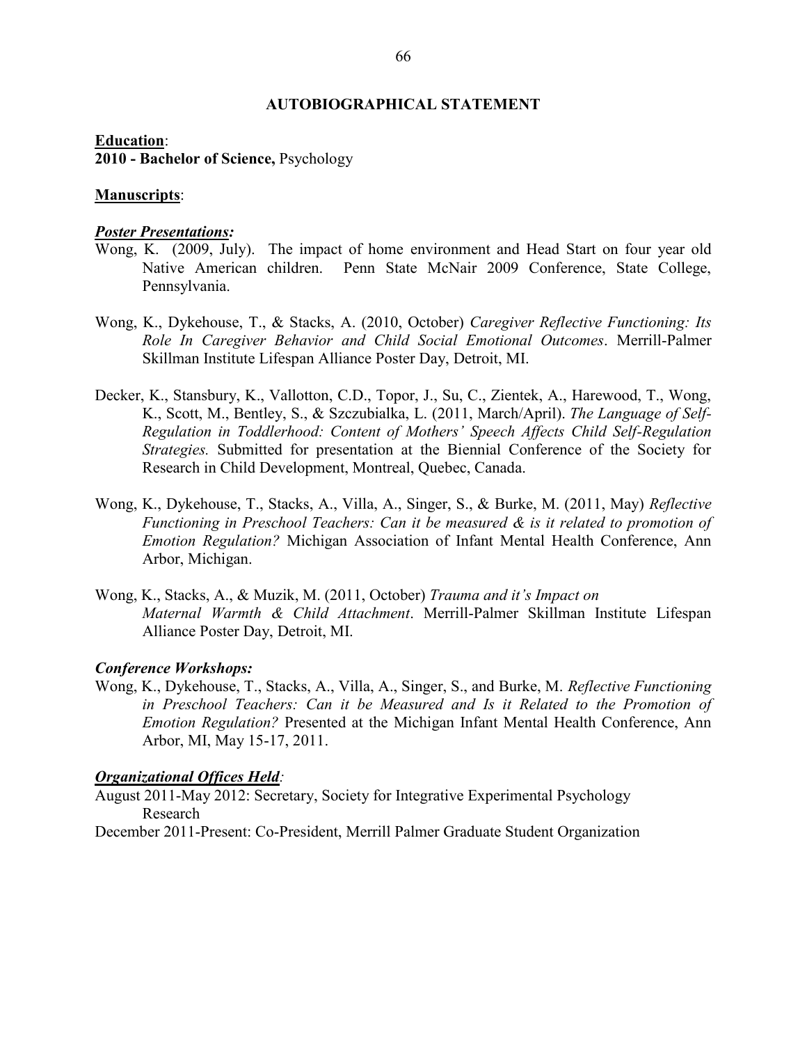## AUTOBIOGRAPHICAL STATEMENT

**Education**:
**2010 - Bachelor of Science,** Psychology

**Manuscripts**:

***Poster Presentations:***

Wong, K. (2009, July). The impact of home environment and Head Start on four year old Native American children. Penn State McNair 2009 Conference, State College, Pennsylvania.

Wong, K., Dykehouse, T., & Stacks, A. (2010, October) *Caregiver Reflective Functioning: Its Role In Caregiver Behavior and Child Social Emotional Outcomes*. Merrill-Palmer Skillman Institute Lifespan Alliance Poster Day, Detroit, MI.

Decker, K., Stansbury, K., Vallotton, C.D., Topor, J., Su, C., Zientek, A., Harewood, T., Wong, K., Scott, M., Bentley, S., & Szczubialka, L. (2011, March/April). *The Language of Self-Regulation in Toddlerhood: Content of Mothers' Speech Affects Child Self-Regulation Strategies.* Submitted for presentation at the Biennial Conference of the Society for Research in Child Development, Montreal, Quebec, Canada.

Wong, K., Dykehouse, T., Stacks, A., Villa, A., Singer, S., & Burke, M. (2011, May) *Reflective Functioning in Preschool Teachers: Can it be measured & is it related to promotion of Emotion Regulation?* Michigan Association of Infant Mental Health Conference, Ann Arbor, Michigan.

Wong, K., Stacks, A., & Muzik, M. (2011, October) *Trauma and it's Impact on Maternal Warmth & Child Attachment*. Merrill-Palmer Skillman Institute Lifespan Alliance Poster Day, Detroit, MI.

***Conference Workshops:***

Wong, K., Dykehouse, T., Stacks, A., Villa, A., Singer, S., and Burke, M. *Reflective Functioning in Preschool Teachers: Can it be Measured and Is it Related to the Promotion of Emotion Regulation?* Presented at the Michigan Infant Mental Health Conference, Ann Arbor, MI, May 15-17, 2011.

***Organizational Offices Held:***

August 2011-May 2012: Secretary, Society for Integrative Experimental Psychology Research

December 2011-Present: Co-President, Merrill Palmer Graduate Student Organization